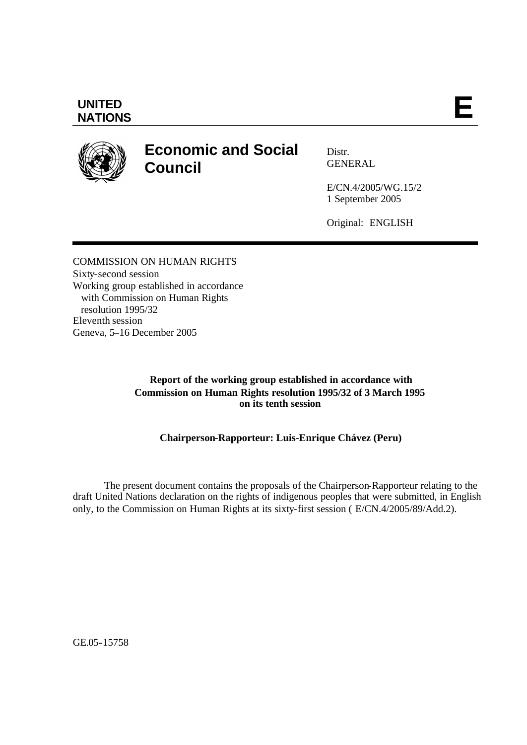**UNITED NATIONS**

**E**

# Economic and Social Council

Distr.
GENERAL

E/CN.4/2005/WG.15/2
1 September 2005

Original: ENGLISH

COMMISSION ON HUMAN RIGHTS
Sixty-second session
Working group established in accordance with Commission on Human Rights resolution 1995/32
Eleventh session
Geneva, 5–16 December 2005

**Report of the working group established in accordance with Commission on Human Rights resolution 1995/32 of 3 March 1995 on its tenth session**

**Chairperson-Rapporteur: Luis-Enrique Chávez (Peru)**

The present document contains the proposals of the Chairperson-Rapporteur relating to the draft United Nations declaration on the rights of indigenous peoples that were submitted, in English only, to the Commission on Human Rights at its sixty-first session ( E/CN.4/2005/89/Add.2).

GE.05-15758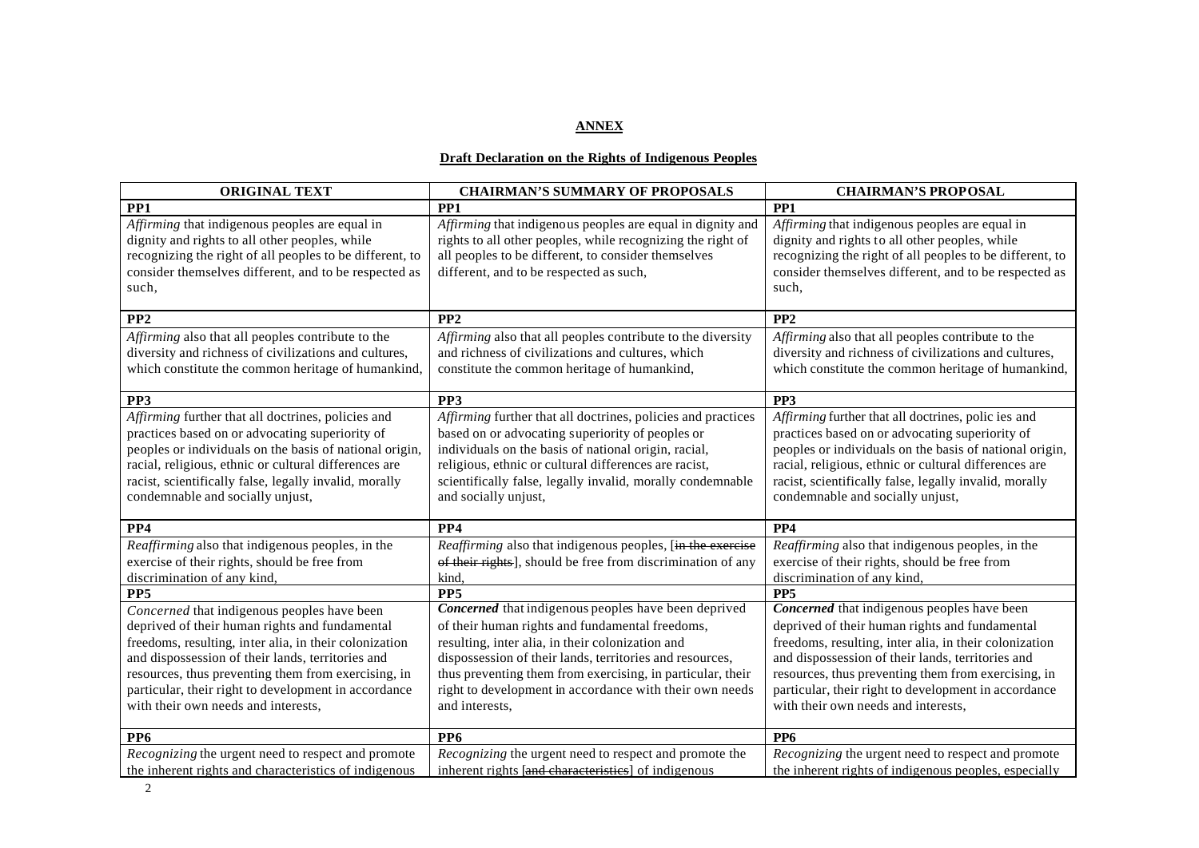**ANNEX**

**Draft Declaration on the Rights of Indigenous Peoples**

| ORIGINAL TEXT | CHAIRMAN'S SUMMARY OF PROPOSALS | CHAIRMAN'S PROPOSAL |
|---|---|---|
| **PP1** | **PP1** | **PP1** |
| *Affirming* that indigenous peoples are equal in dignity and rights to all other peoples, while recognizing the right of all peoples to be different, to consider themselves different, and to be respected as such, | *Affirming* that indigenous peoples are equal in dignity and rights to all other peoples, while recognizing the right of all peoples to be different, to consider themselves different, and to be respected as such, | *Affirming* that indigenous peoples are equal in dignity and rights to all other peoples, while recognizing the right of all peoples to be different, to consider themselves different, and to be respected as such, |
| **PP2** | **PP2** | **PP2** |
| *Affirming* also that all peoples contribute to the diversity and richness of civilizations and cultures, which constitute the common heritage of humankind, | *Affirming* also that all peoples contribute to the diversity and richness of civilizations and cultures, which constitute the common heritage of humankind, | *Affirming* also that all peoples contribute to the diversity and richness of civilizations and cultures, which constitute the common heritage of humankind, |
| **PP3** | **PP3** | **PP3** |
| *Affirming* further that all doctrines, policies and practices based on or advocating superiority of peoples or individuals on the basis of national origin, racial, religious, ethnic or cultural differences are racist, scientifically false, legally invalid, morally condemnable and socially unjust, | *Affirming* further that all doctrines, policies and practices based on or advocating superiority of peoples or individuals on the basis of national origin, racial, religious, ethnic or cultural differences are racist, scientifically false, legally invalid, morally condemnable and socially unjust, | *Affirming* further that all doctrines, policies and practices based on or advocating superiority of peoples or individuals on the basis of national origin, racial, religious, ethnic or cultural differences are racist, scientifically false, legally invalid, morally condemnable and socially unjust, |
| **PP4** | **PP4** | **PP4** |
| *Reaffirming* also that indigenous peoples, in the exercise of their rights, should be free from discrimination of any kind, | *Reaffirming* also that indigenous peoples, [~~in the exercise of their rights~~], should be free from discrimination of any kind, | *Reaffirming* also that indigenous peoples, in the exercise of their rights, should be free from discrimination of any kind, |
| **PP5** | **PP5** | **PP5** |
| *Concerned* that indigenous peoples have been deprived of their human rights and fundamental freedoms, resulting, inter alia, in their colonization and dispossession of their lands, territories and resources, thus preventing them from exercising, in particular, their right to development in accordance with their own needs and interests, | ***Concerned*** that indigenous peoples have been deprived of their human rights and fundamental freedoms, resulting, inter alia, in their colonization and dispossession of their lands, territories and resources, thus preventing them from exercising, in particular, their right to development in accordance with their own needs and interests, | ***Concerned*** that indigenous peoples have been deprived of their human rights and fundamental freedoms, resulting, inter alia, in their colonization and dispossession of their lands, territories and resources, thus preventing them from exercising, in particular, their right to development in accordance with their own needs and interests, |
| **PP6** | **PP6** | **PP6** |
| *Recognizing* the urgent need to respect and promote the inherent rights and characteristics of indigenous | *Recognizing* the urgent need to respect and promote the inherent rights [~~and characteristics~~] of indigenous | *Recognizing* the urgent need to respect and promote the inherent rights of indigenous peoples, especially |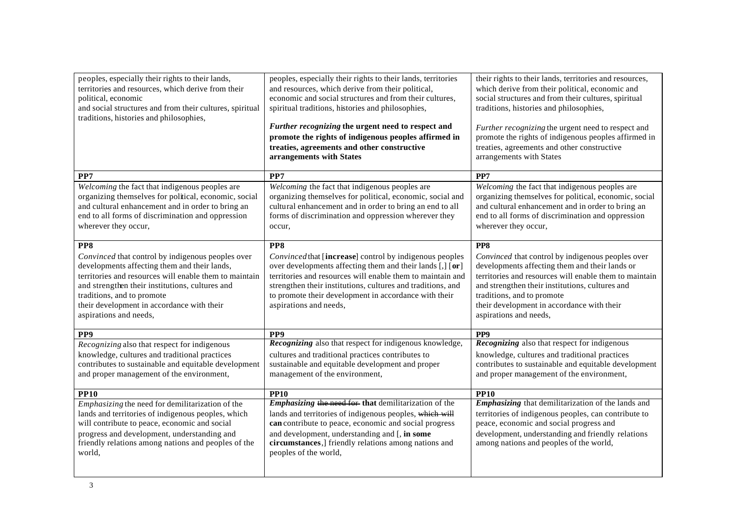| | | |
|---|---|---|
| peoples, especially their rights to their lands, territories and resources, which derive from their political, economic and social structures and from their cultures, spiritual traditions, histories and philosophies, | peoples, especially their rights to their lands, territories and resources, which derive from their political, economic and social structures and from their cultures, spiritual traditions, histories and philosophies,<br><br>***Further recognizing* the urgent need to respect and promote the rights of indigenous peoples affirmed in treaties, agreements and other constructive arrangements with States** | their rights to their lands, territories and resources, which derive from their political, economic and social structures and from their cultures, spiritual traditions, histories and philosophies,<br><br>*Further recognizing* the urgent need to respect and promote the rights of indigenous peoples affirmed in treaties, agreements and other constructive arrangements with States |
| **PP7** | **PP7** | **PP7** |
| *Welcoming* the fact that indigenous peoples are organizing themselves for political, economic, social and cultural enhancement and in order to bring an end to all forms of discrimination and oppression wherever they occur, | *Welcoming* the fact that indigenous peoples are organizing themselves for political, economic, social and cultural enhancement and in order to bring an end to all forms of discrimination and oppression wherever they occur, | *Welcoming* the fact that indigenous peoples are organizing themselves for political, economic, social and cultural enhancement and in order to bring an end to all forms of discrimination and oppression wherever they occur, |
| **PP8**<br>*Convinced* that control by indigenous peoples over developments affecting them and their lands, territories and resources will enable them to maintain and strengthen their institutions, cultures and traditions, and to promote their development in accordance with their aspirations and needs, | **PP8**<br>*Convinced* that [**increase**] control by indigenous peoples over developments affecting them and their lands [,] [**or**] territories and resources will enable them to maintain and strengthen their institutions, cultures and traditions, and to promote their development in accordance with their aspirations and needs, | **PP8**<br>*Convinced* that control by indigenous peoples over developments affecting them and their lands or territories and resources will enable them to maintain and strengthen their institutions, cultures and traditions, and to promote their development in accordance with their aspirations and needs, |
| **PP9** | **PP9** | **PP9** |
| *Recognizing* also that respect for indigenous knowledge, cultures and traditional practices contributes to sustainable and equitable development and proper management of the environment, | ***Recognizing*** also that respect for indigenous knowledge, cultures and traditional practices contributes to sustainable and equitable development and proper management of the environment, | ***Recognizing*** also that respect for indigenous knowledge, cultures and traditional practices contributes to sustainable and equitable development and proper management of the environment, |
| **PP10** | **PP10** | **PP10** |
| *Emphasizing* the need for demilitarization of the lands and territories of indigenous peoples, which will contribute to peace, economic and social progress and development, understanding and friendly relations among nations and peoples of the world, | ***Emphasizing*** ~~the need for~~ **that** demilitarization of the lands and territories of indigenous peoples, ~~which will~~ **can** contribute to peace, economic and social progress and development, understanding and [, **in some circumstances**,] friendly relations among nations and peoples of the world, | ***Emphasizing*** that demilitarization of the lands and territories of indigenous peoples, can contribute to peace, economic and social progress and development, understanding and friendly relations among nations and peoples of the world, |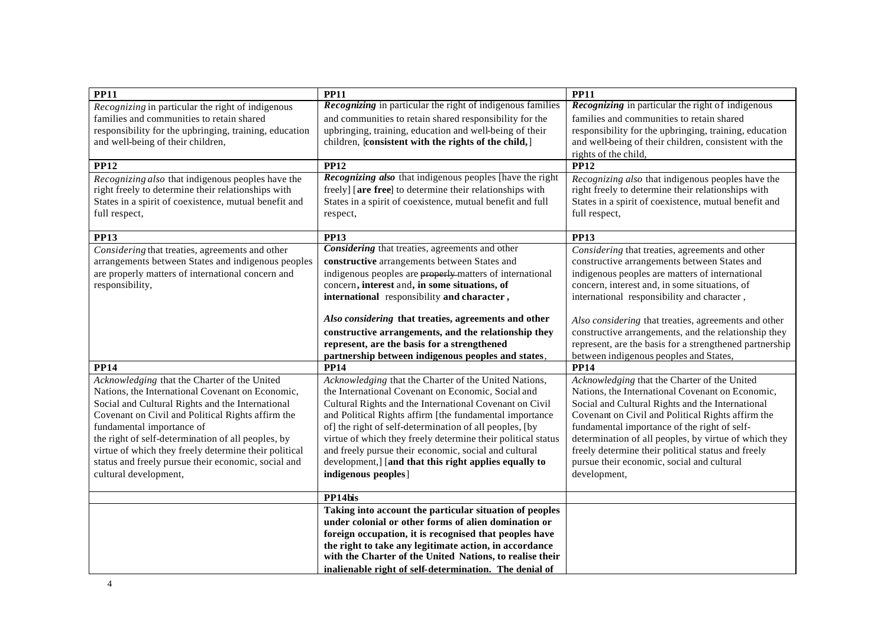| **PP11** | **PP11** | **PP11** |
|---|---|---|
| *Recognizing* in particular the right of indigenous families and communities to retain shared responsibility for the upbringing, training, education and well-being of their children, | ***Recognizing*** in particular the right of indigenous families and communities to retain shared responsibility for the upbringing, training, education and well-being of their children, [**consistent with the rights of the child,**] | ***Recognizing*** in particular the right of indigenous families and communities to retain shared responsibility for the upbringing, training, education and well-being of their children, consistent with the rights of the child, |
| **PP12** | **PP12** | **PP12** |
| *Recognizing also* that indigenous peoples have the right freely to determine their relationships with States in a spirit of coexistence, mutual benefit and full respect, | ***Recognizing also*** that indigenous peoples [have the right freely] [**are free**] to determine their relationships with States in a spirit of coexistence, mutual benefit and full respect, | *Recognizing also* that indigenous peoples have the right freely to determine their relationships with States in a spirit of coexistence, mutual benefit and full respect, |
| **PP13** | **PP13** | **PP13** |
| *Considering* that treaties, agreements and other arrangements between States and indigenous peoples are properly matters of international concern and responsibility, | ***Considering*** that treaties, agreements and other **constructive** arrangements between States and indigenous peoples are ~~properly~~ matters of international concern**, interest** and**, in some situations, of international** responsibility **and character ,**<br><br>***Also considering* that treaties, agreements and other constructive arrangements, and the relationship they represent, are the basis for a strengthened partnership between indigenous peoples and states**, | *Considering* that treaties, agreements and other constructive arrangements between States and indigenous peoples are matters of international concern, interest and, in some situations, of international responsibility and character ,<br><br>*Also considering* that treaties, agreements and other constructive arrangements, and the relationship they represent, are the basis for a strengthened partnership between indigenous peoples and States, |
| **PP14** | **PP14** | **PP14** |
| *Acknowledging* that the Charter of the United Nations, the International Covenant on Economic, Social and Cultural Rights and the International Covenant on Civil and Political Rights affirm the fundamental importance of the right of self-determination of all peoples, by virtue of which they freely determine their political status and freely pursue their economic, social and cultural development, | *Acknowledging* that the Charter of the United Nations, the International Covenant on Economic, Social and Cultural Rights and the International Covenant on Civil and Political Rights affirm [the fundamental importance of] the right of self-determination of all peoples, [by virtue of which they freely determine their political status and freely pursue their economic, social and cultural development,] [**and that this right applies equally to indigenous peoples**] | *Acknowledging* that the Charter of the United Nations, the International Covenant on Economic, Social and Cultural Rights and the International Covenant on Civil and Political Rights affirm the fundamental importance of the right of self-determination of all peoples, by virtue of which they freely determine their political status and freely pursue their economic, social and cultural development, |
| | **PP14bis** | |
| | **Taking into account the particular situation of peoples under colonial or other forms of alien domination or foreign occupation, it is recognised that peoples have the right to take any legitimate action, in accordance with the Charter of the United Nations, to realise their inalienable right of self-determination. The denial of** | |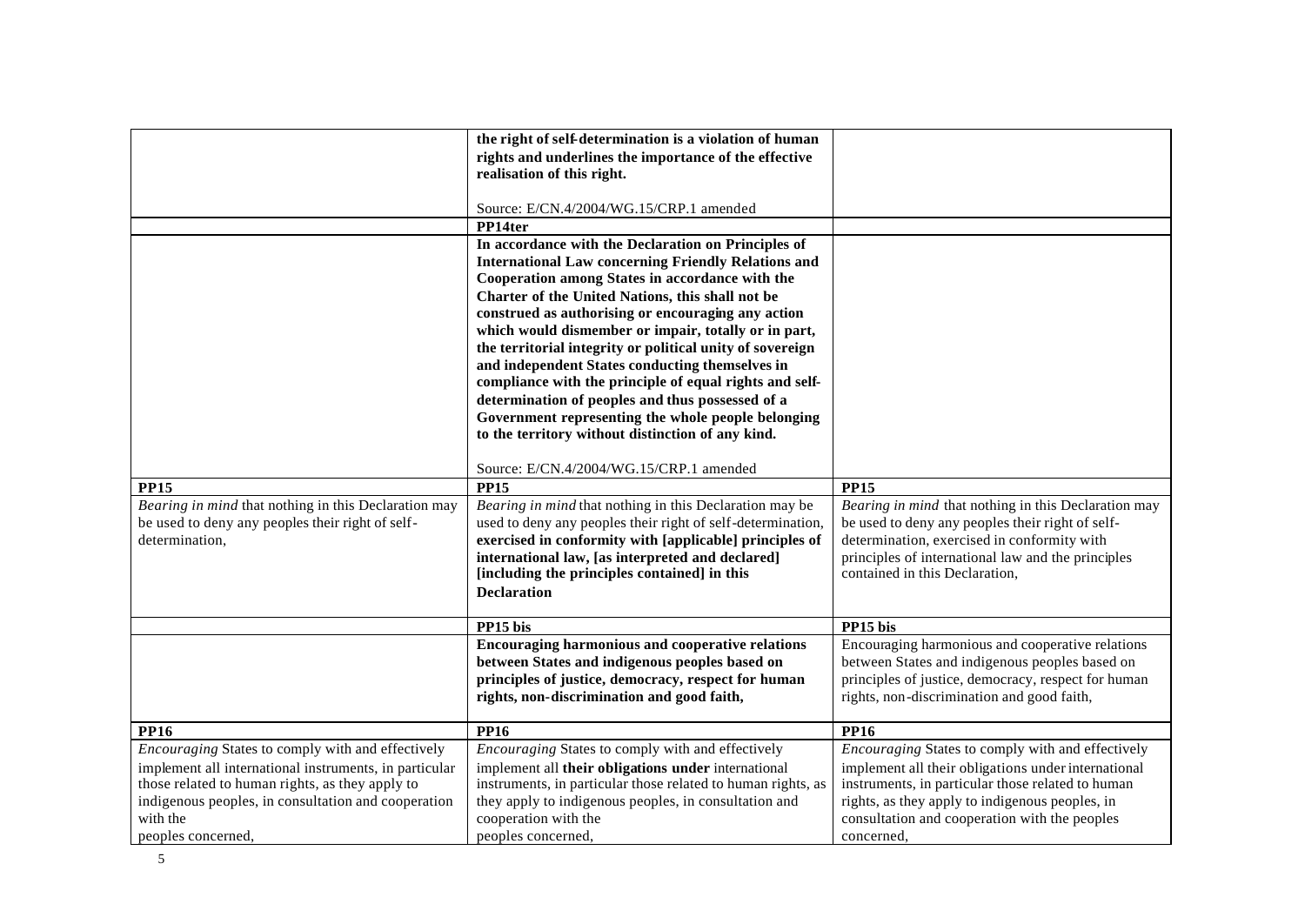| | | |
|---|---|---|
| | **the right of self-determination is a violation of human rights and underlines the importance of the effective realisation of this right.**<br><br>Source: E/CN.4/2004/WG.15/CRP.1 amended | |
| | **PP14ter** | |
| | **In accordance with the Declaration on Principles of International Law concerning Friendly Relations and Cooperation among States in accordance with the Charter of the United Nations, this shall not be construed as authorising or encouraging any action which would dismember or impair, totally or in part, the territorial integrity or political unity of sovereign and independent States conducting themselves in compliance with the principle of equal rights and self-determination of peoples and thus possessed of a Government representing the whole people belonging to the territory without distinction of any kind.**<br><br>Source: E/CN.4/2004/WG.15/CRP.1 amended | |
| **PP15** | **PP15** | **PP15** |
| *Bearing in mind* that nothing in this Declaration may be used to deny any peoples their right of self-determination, | *Bearing in mind* that nothing in this Declaration may be used to deny any peoples their right of self-determination, **exercised in conformity with [applicable] principles of international law, [as interpreted and declared] [including the principles contained] in this Declaration** | *Bearing in mind* that nothing in this Declaration may be used to deny any peoples their right of self-determination, exercised in conformity with principles of international law and the principles contained in this Declaration, |
| | **PP15 bis** | **PP15 bis** |
| | **Encouraging harmonious and cooperative relations between States and indigenous peoples based on principles of justice, democracy, respect for human rights, non-discrimination and good faith,** | Encouraging harmonious and cooperative relations between States and indigenous peoples based on principles of justice, democracy, respect for human rights, non-discrimination and good faith, |
| **PP16** | **PP16** | **PP16** |
| *Encouraging* States to comply with and effectively implement all international instruments, in particular those related to human rights, as they apply to indigenous peoples, in consultation and cooperation with the peoples concerned, | *Encouraging* States to comply with and effectively implement all **their obligations under** international instruments, in particular those related to human rights, as they apply to indigenous peoples, in consultation and cooperation with the peoples concerned, | *Encouraging* States to comply with and effectively implement all their obligations under international instruments, in particular those related to human rights, as they apply to indigenous peoples, in consultation and cooperation with the peoples concerned, |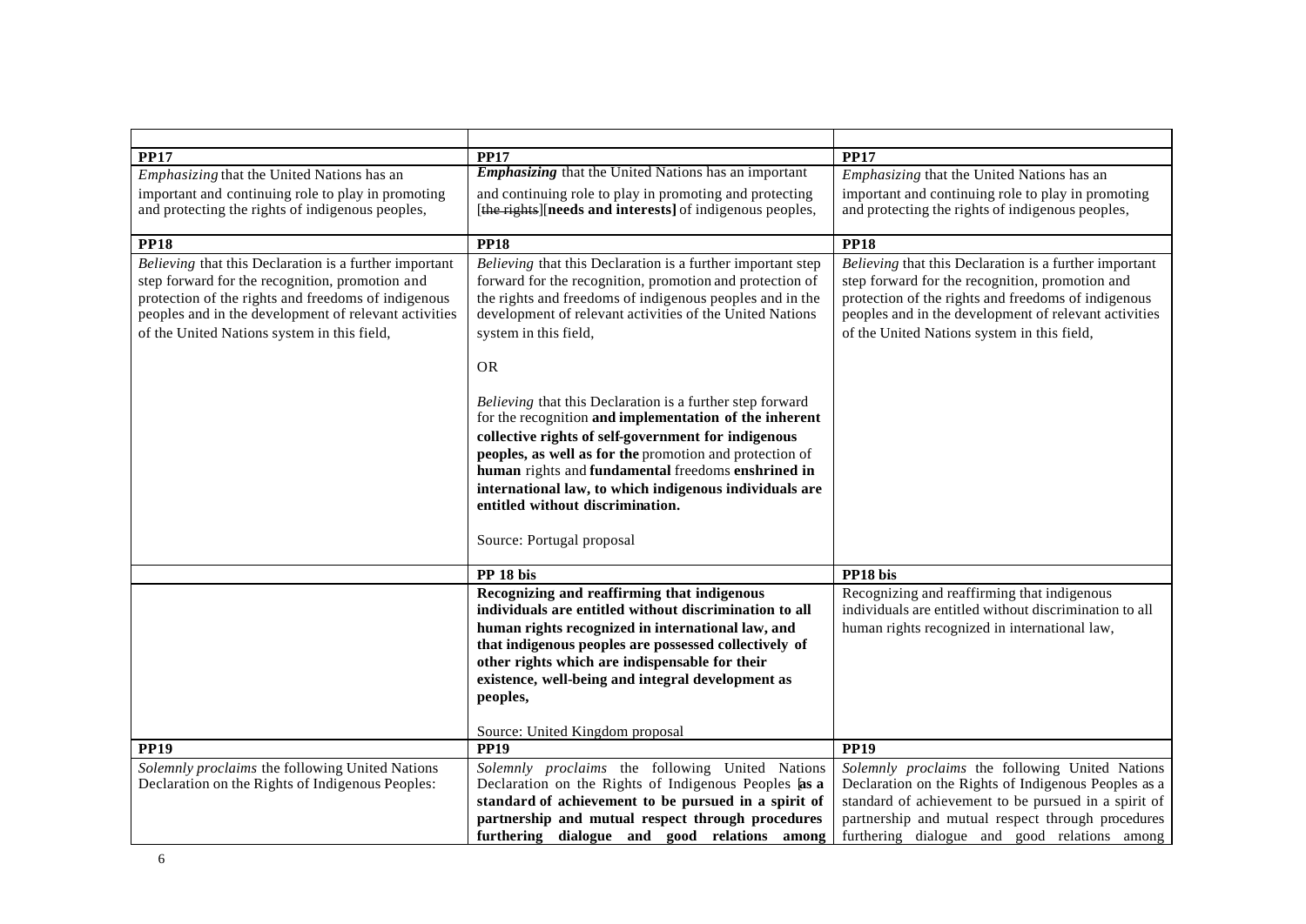| | | |
|---|---|---|
| **PP17** | **PP17** | **PP17** |
| *Emphasizing* that the United Nations has an important and continuing role to play in promoting and protecting the rights of indigenous peoples, | ***Emphasizing*** that the United Nations has an important and continuing role to play in promoting and protecting [~~the rights~~][**needs and interests]** of indigenous peoples, | *Emphasizing* that the United Nations has an important and continuing role to play in promoting and protecting the rights of indigenous peoples, |
| **PP18** | **PP18** | **PP18** |
| *Believing* that this Declaration is a further important step forward for the recognition, promotion and protection of the rights and freedoms of indigenous peoples and in the development of relevant activities of the United Nations system in this field, | *Believing* that this Declaration is a further important step forward for the recognition, promotion and protection of the rights and freedoms of indigenous peoples and in the development of relevant activities of the United Nations system in this field,<br><br>OR<br><br>*Believing* that this Declaration is a further step forward for the recognition **and implementation of the inherent collective rights of self-government for indigenous peoples, as well as for the** promotion and protection of **human** rights and **fundamental** freedoms **enshrined in international law, to which indigenous individuals are entitled without discrimination.**<br><br>Source: Portugal proposal | *Believing* that this Declaration is a further important step forward for the recognition, promotion and protection of the rights and freedoms of indigenous peoples and in the development of relevant activities of the United Nations system in this field, |
| | **PP 18 bis** | **PP18 bis** |
| | **Recognizing and reaffirming that indigenous individuals are entitled without discrimination to all human rights recognized in international law, and that indigenous peoples are possessed collectively of other rights which are indispensable for their existence, well-being and integral development as peoples,**<br><br>Source: United Kingdom proposal | Recognizing and reaffirming that indigenous individuals are entitled without discrimination to all human rights recognized in international law, |
| **PP19** | **PP19** | **PP19** |
| *Solemnly proclaims* the following United Nations Declaration on the Rights of Indigenous Peoples: | *Solemnly proclaims* the following United Nations Declaration on the Rights of Indigenous Peoples **as a standard of achievement to be pursued in a spirit of partnership and mutual respect through procedures furthering dialogue and good relations among** | *Solemnly proclaims* the following United Nations Declaration on the Rights of Indigenous Peoples as a standard of achievement to be pursued in a spirit of partnership and mutual respect through procedures furthering dialogue and good relations among |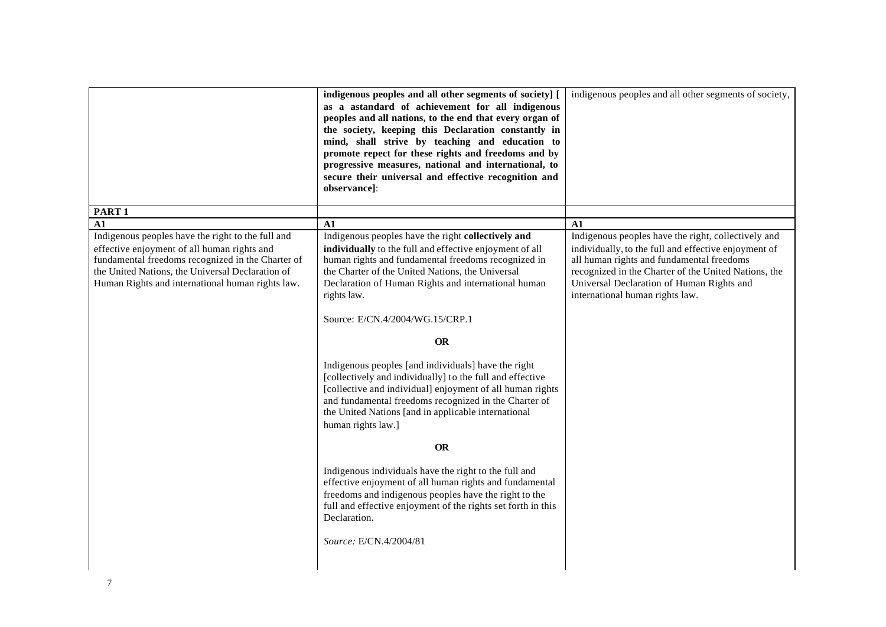| | | |
|---|---|---|
| | **indigenous peoples and all other segments of society] [ as a astandard of achievement for all indigenous peoples and all nations, to the end that every organ of the society, keeping this Declaration constantly in mind, shall strive by teaching and education to promote repect for these rights and freedoms and by progressive measures, national and international, to secure their universal and effective recognition and observance]**: | indigenous peoples and all other segments of society, |
| **PART 1** | | |
| **A1** | **A1** | **A1** |
| Indigenous peoples have the right to the full and effective enjoyment of all human rights and fundamental freedoms recognized in the Charter of the United Nations, the Universal Declaration of Human Rights and international human rights law. | Indigenous peoples have the right **collectively and individually** to the full and effective enjoyment of all human rights and fundamental freedoms recognized in the Charter of the United Nations, the Universal Declaration of Human Rights and international human rights law.<br><br>Source: E/CN.4/2004/WG.15/CRP.1<br><br>**OR**<br><br>Indigenous peoples [and individuals] have the right [collectively and individually] to the full and effective [collective and individual] enjoyment of all human rights and fundamental freedoms recognized in the Charter of the United Nations [and in applicable international human rights law.]<br><br>**OR**<br><br>Indigenous individuals have the right to the full and effective enjoyment of all human rights and fundamental freedoms and indigenous peoples have the right to the full and effective enjoyment of the rights set forth in this Declaration.<br><br>*Source:* E/CN.4/2004/81 | Indigenous peoples have the right, collectively and individually, to the full and effective enjoyment of all human rights and fundamental freedoms recognized in the Charter of the United Nations, the Universal Declaration of Human Rights and international human rights law. |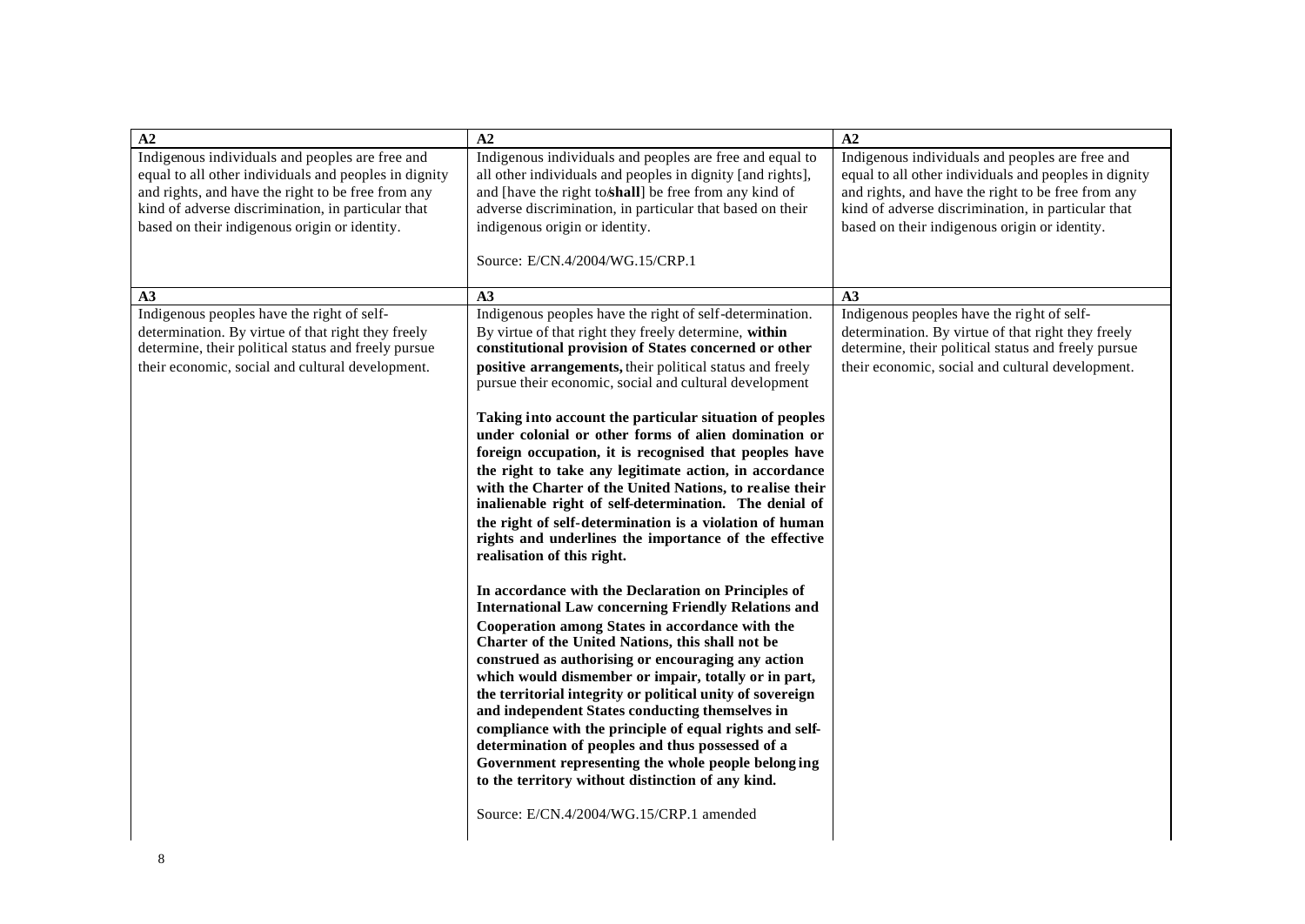| A2 | A2 | A2 |
| --- | --- | --- |
| Indigenous individuals and peoples are free and equal to all other individuals and peoples in dignity and rights, and have the right to be free from any kind of adverse discrimination, in particular that based on their indigenous origin or identity. | Indigenous individuals and peoples are free and equal to all other individuals and peoples in dignity [and rights], and [have the right to/**shall**] be free from any kind of adverse discrimination, in particular that based on their indigenous origin or identity.<br><br>Source: E/CN.4/2004/WG.15/CRP.1 | Indigenous individuals and peoples are free and equal to all other individuals and peoples in dignity and rights, and have the right to be free from any kind of adverse discrimination, in particular that based on their indigenous origin or identity. |
| **A3** | **A3** | **A3** |
| Indigenous peoples have the right of self-determination. By virtue of that right they freely determine, their political status and freely pursue their economic, social and cultural development. | Indigenous peoples have the right of self-determination. By virtue of that right they freely determine, **within constitutional provision of States concerned or other positive arrangements,** their political status and freely pursue their economic, social and cultural development<br><br>**Taking into account the particular situation of peoples under colonial or other forms of alien domination or foreign occupation, it is recognised that peoples have the right to take any legitimate action, in accordance with the Charter of the United Nations, to realise their inalienable right of self-determination. The denial of the right of self-determination is a violation of human rights and underlines the importance of the effective realisation of this right.**<br><br>**In accordance with the Declaration on Principles of International Law concerning Friendly Relations and Cooperation among States in accordance with the Charter of the United Nations, this shall not be construed as authorising or encouraging any action which would dismember or impair, totally or in part, the territorial integrity or political unity of sovereign and independent States conducting themselves in compliance with the principle of equal rights and self-determination of peoples and thus possessed of a Government representing the whole people belonging to the territory without distinction of any kind.**<br><br>Source: E/CN.4/2004/WG.15/CRP.1 amended | Indigenous peoples have the right of self-determination. By virtue of that right they freely determine, their political status and freely pursue their economic, social and cultural development. |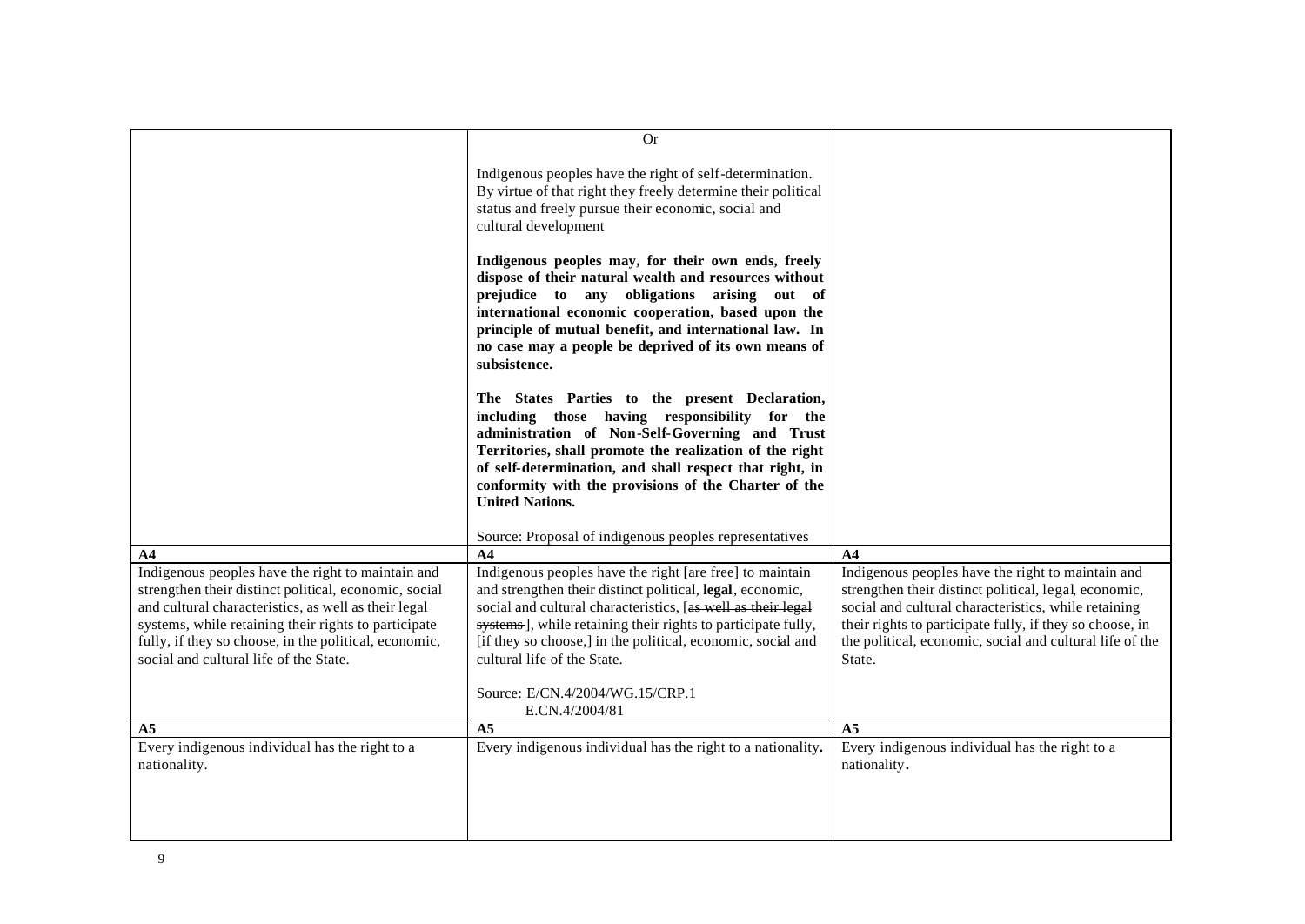| | | |
|---|---|---|
| | Or<br><br>Indigenous peoples have the right of self-determination. By virtue of that right they freely determine their political status and freely pursue their economic, social and cultural development<br><br>**Indigenous peoples may, for their own ends, freely dispose of their natural wealth and resources without prejudice to any obligations arising out of international economic cooperation, based upon the principle of mutual benefit, and international law. In no case may a people be deprived of its own means of subsistence.**<br><br>**The States Parties to the present Declaration, including those having responsibility for the administration of Non-Self-Governing and Trust Territories, shall promote the realization of the right of self-determination, and shall respect that right, in conformity with the provisions of the Charter of the United Nations.**<br><br>Source: Proposal of indigenous peoples representatives | |
| **A4** | **A4** | **A4** |
| Indigenous peoples have the right to maintain and strengthen their distinct political, economic, social and cultural characteristics, as well as their legal systems, while retaining their rights to participate fully, if they so choose, in the political, economic, social and cultural life of the State. | Indigenous peoples have the right [are free] to maintain and strengthen their distinct political, **legal**, economic, social and cultural characteristics, [~~as well as their legal systems~~], while retaining their rights to participate fully, [if they so choose,] in the political, economic, social and cultural life of the State.<br><br>Source: E/CN.4/2004/WG.15/CRP.1<br>E.CN.4/2004/81 | Indigenous peoples have the right to maintain and strengthen their distinct political, legal, economic, social and cultural characteristics, while retaining their rights to participate fully, if they so choose, in the political, economic, social and cultural life of the State. |
| **A5** | **A5** | **A5** |
| Every indigenous individual has the right to a nationality. | Every indigenous individual has the right to a nationality**.** | Every indigenous individual has the right to a nationality**.** |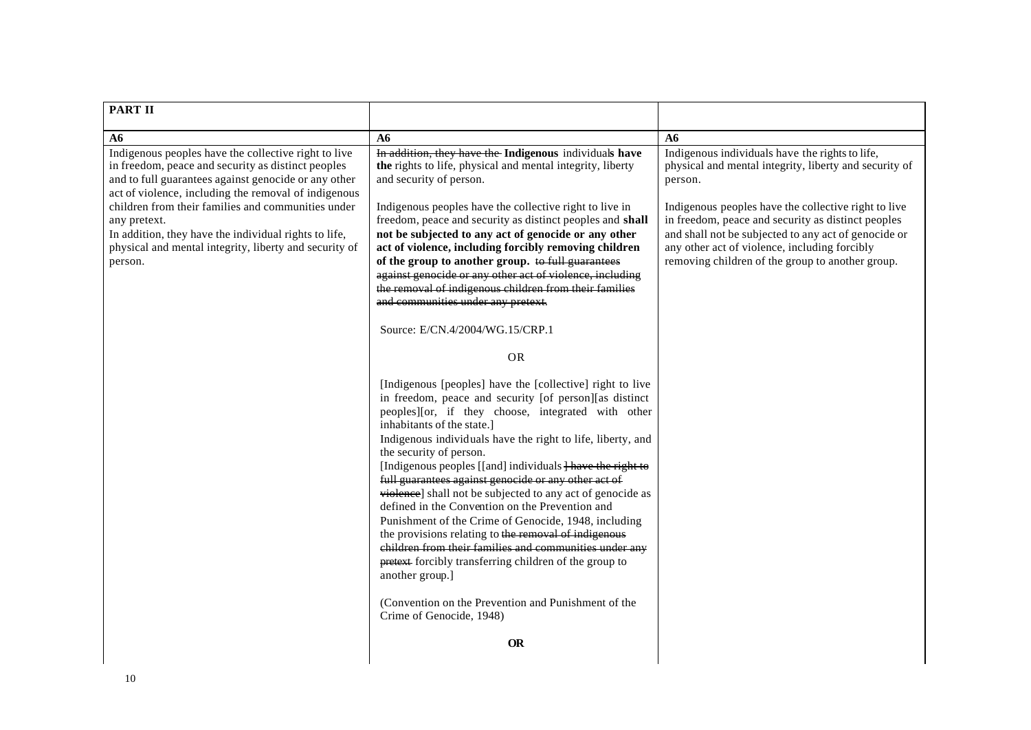| PART II | | |
|---|---|---|
| **A6** | **A6** | **A6** |
| Indigenous peoples have the collective right to live in freedom, peace and security as distinct peoples and to full guarantees against genocide or any other act of violence, including the removal of indigenous children from their families and communities under any pretext.<br>In addition, they have the individual rights to life, physical and mental integrity, liberty and security of person. | ~~In addition, they have the~~ **Indigenous** individual**s have the** rights to life, physical and mental integrity, liberty and security of person.<br><br>Indigenous peoples have the collective right to live in freedom, peace and security as distinct peoples and **shall not be subjected to any act of genocide or any other act of violence, including forcibly removing children of the group to another group.** ~~to full guarantees against genocide or any other act of violence, including the removal of indigenous children from their families and communities under any pretext.~~<br><br>Source: E/CN.4/2004/WG.15/CRP.1<br><br>OR<br><br>[Indigenous [peoples] have the [collective] right to live in freedom, peace and security [of person][as distinct peoples][or, if they choose, integrated with other inhabitants of the state.]<br>Indigenous individuals have the right to life, liberty, and the security of person.<br>[Indigenous peoples [[and] individuals ~~] have the right to full guarantees against genocide or any other act of violence~~] shall not be subjected to any act of genocide as defined in the Convention on the Prevention and Punishment of the Crime of Genocide, 1948, including the provisions relating to ~~the removal of indigenous children from their families and communities under any pretext~~ forcibly transferring children of the group to another group.]<br><br>(Convention on the Prevention and Punishment of the Crime of Genocide, 1948)<br><br>**OR** | Indigenous individuals have the rights to life, physical and mental integrity, liberty and security of person.<br><br>Indigenous peoples have the collective right to live in freedom, peace and security as distinct peoples and shall not be subjected to any act of genocide or any other act of violence, including forcibly removing children of the group to another group. |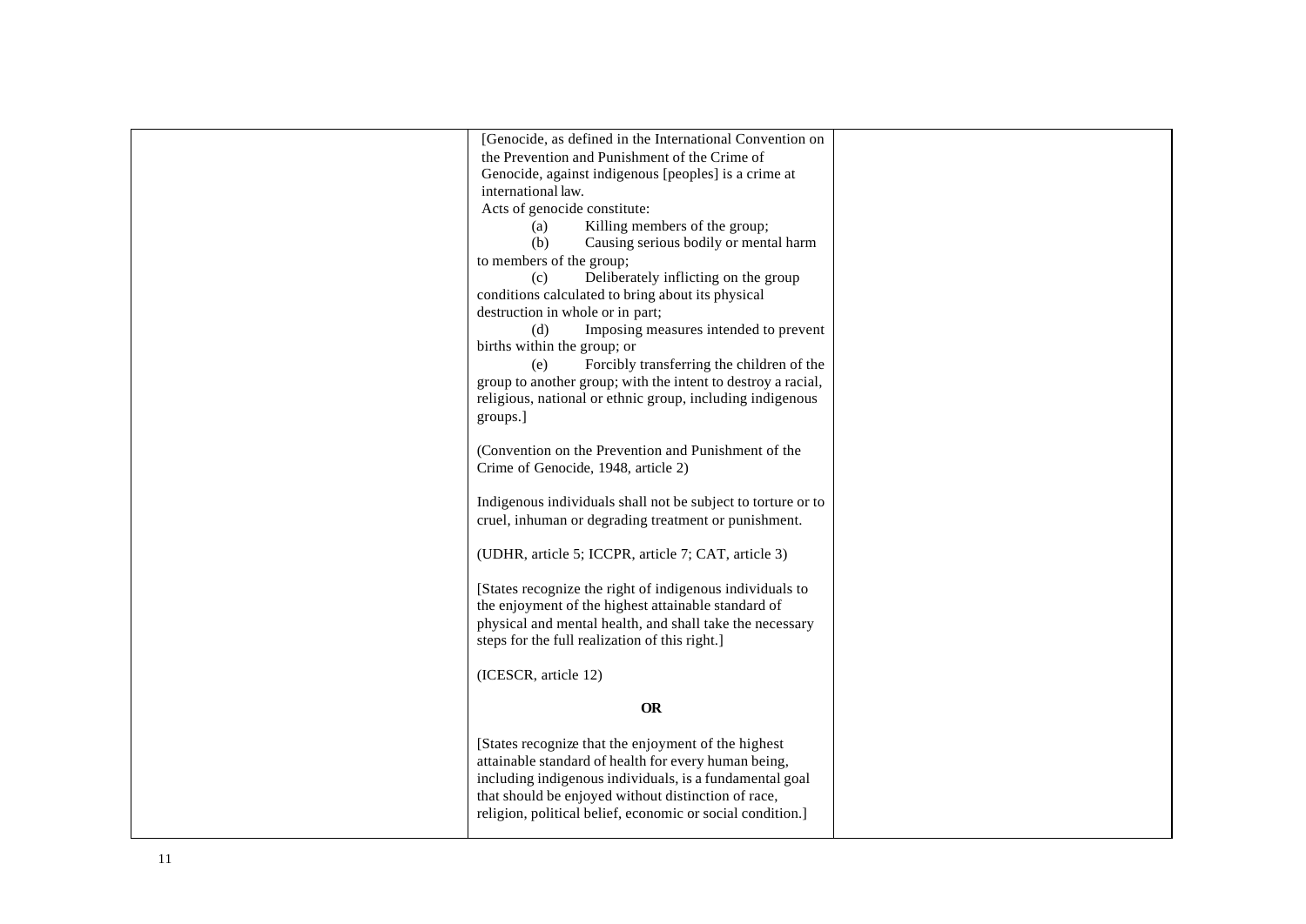| | | |
|---|---|---|
| | [Genocide, as defined in the International Convention on the Prevention and Punishment of the Crime of Genocide, against indigenous [peoples] is a crime at international law.<br>Acts of genocide constitute:<br>(a) Killing members of the group;<br>(b) Causing serious bodily or mental harm to members of the group;<br>(c) Deliberately inflicting on the group conditions calculated to bring about its physical destruction in whole or in part;<br>(d) Imposing measures intended to prevent births within the group; or<br>(e) Forcibly transferring the children of the group to another group; with the intent to destroy a racial, religious, national or ethnic group, including indigenous groups.]<br><br>(Convention on the Prevention and Punishment of the Crime of Genocide, 1948, article 2)<br><br>Indigenous individuals shall not be subject to torture or to cruel, inhuman or degrading treatment or punishment.<br><br>(UDHR, article 5; ICCPR, article 7; CAT, article 3)<br><br>[States recognize the right of indigenous individuals to the enjoyment of the highest attainable standard of physical and mental health, and shall take the necessary steps for the full realization of this right.]<br><br>(ICESCR, article 12)<br><br>**OR**<br><br>[States recognize that the enjoyment of the highest attainable standard of health for every human being, including indigenous individuals, is a fundamental goal that should be enjoyed without distinction of race, religion, political belief, economic or social condition.] | |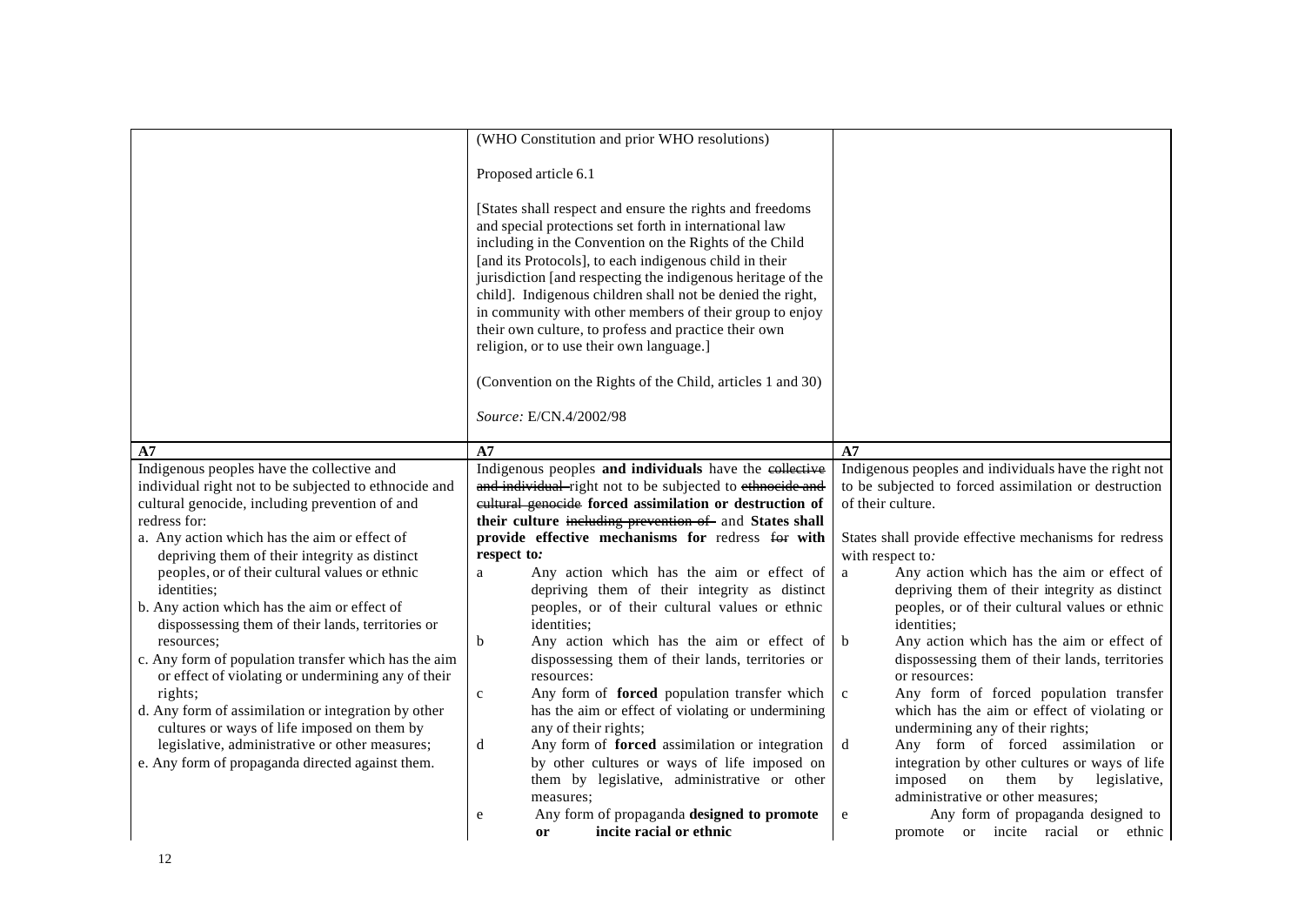| | | |
|---|---|---|
| | (WHO Constitution and prior WHO resolutions)<br><br>Proposed article 6.1<br><br>[States shall respect and ensure the rights and freedoms and special protections set forth in international law including in the Convention on the Rights of the Child [and its Protocols], to each indigenous child in their jurisdiction [and respecting the indigenous heritage of the child]. Indigenous children shall not be denied the right, in community with other members of their group to enjoy their own culture, to profess and practice their own religion, or to use their own language.]<br><br>(Convention on the Rights of the Child, articles 1 and 30)<br><br>*Source:* E/CN.4/2002/98 | |
| **A7** | **A7** | **A7** |
| Indigenous peoples have the collective and individual right not to be subjected to ethnocide and cultural genocide, including prevention of and redress for:<br>a. Any action which has the aim or effect of depriving them of their integrity as distinct peoples, or of their cultural values or ethnic identities;<br>b. Any action which has the aim or effect of dispossessing them of their lands, territories or resources;<br>c. Any form of population transfer which has the aim or effect of violating or undermining any of their rights;<br>d. Any form of assimilation or integration by other cultures or ways of life imposed on them by legislative, administrative or other measures;<br>e. Any form of propaganda directed against them. | Indigenous peoples **and individuals** have the ~~collective and individual~~ right not to be subjected to ~~ethnocide and cultural genocide~~ **forced assimilation or destruction of their culture** ~~including prevention of~~ and **States shall provide effective mechanisms for** redress ~~for~~ **with respect to***:*<br>a Any action which has the aim or effect of depriving them of their integrity as distinct peoples, or of their cultural values or ethnic identities;<br>b Any action which has the aim or effect of dispossessing them of their lands, territories or resources:<br>c Any form of **forced** population transfer which has the aim or effect of violating or undermining any of their rights;<br>d Any form of **forced** assimilation or integration by other cultures or ways of life imposed on them by legislative, administrative or other measures;<br>e Any form of propaganda **designed to promote or incite racial or ethnic** | Indigenous peoples and individuals have the right not to be subjected to forced assimilation or destruction of their culture.<br><br>States shall provide effective mechanisms for redress with respect to*:*<br>a Any action which has the aim or effect of depriving them of their integrity as distinct peoples, or of their cultural values or ethnic identities;<br>b Any action which has the aim or effect of dispossessing them of their lands, territories or resources:<br>c Any form of forced population transfer which has the aim or effect of violating or undermining any of their rights;<br>d Any form of forced assimilation or integration by other cultures or ways of life imposed on them by legislative, administrative or other measures;<br>e Any form of propaganda designed to promote or incite racial or ethnic |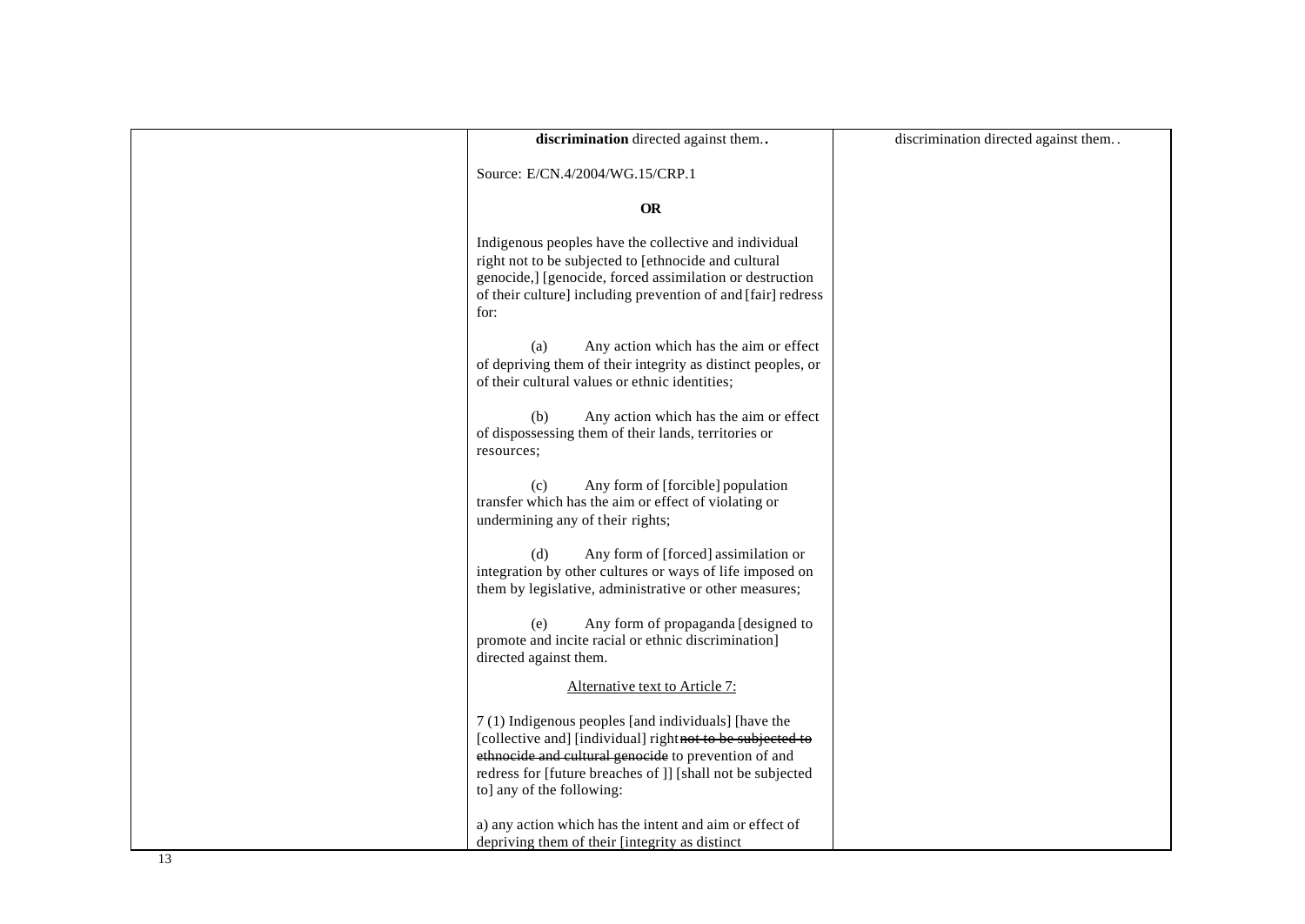| | | |
|---|---|---|
| | **discrimination** directed against them.**.**<br><br>Source: E/CN.4/2004/WG.15/CRP.1<br><br>**OR**<br><br>Indigenous peoples have the collective and individual right not to be subjected to [ethnocide and cultural genocide,] [genocide, forced assimilation or destruction of their culture] including prevention of and [fair] redress for:<br><br>(a) Any action which has the aim or effect of depriving them of their integrity as distinct peoples, or of their cultural values or ethnic identities;<br><br>(b) Any action which has the aim or effect of dispossessing them of their lands, territories or resources;<br><br>(c) Any form of [forcible] population transfer which has the aim or effect of violating or undermining any of their rights;<br><br>(d) Any form of [forced] assimilation or integration by other cultures or ways of life imposed on them by legislative, administrative or other measures;<br><br>(e) Any form of propaganda [designed to promote and incite racial or ethnic discrimination] directed against them.<br><br><u>Alternative text to Article 7:</u><br><br>7 (1) Indigenous peoples [and individuals] [have the [collective and] [individual] right ~~not to be subjected to ethnocide and cultural genocide~~ to prevention of and redress for [future breaches of ]] [shall not be subjected to] any of the following:<br><br>a) any action which has the intent and aim or effect of depriving them of their [integrity as distinct | discrimination directed against them. . |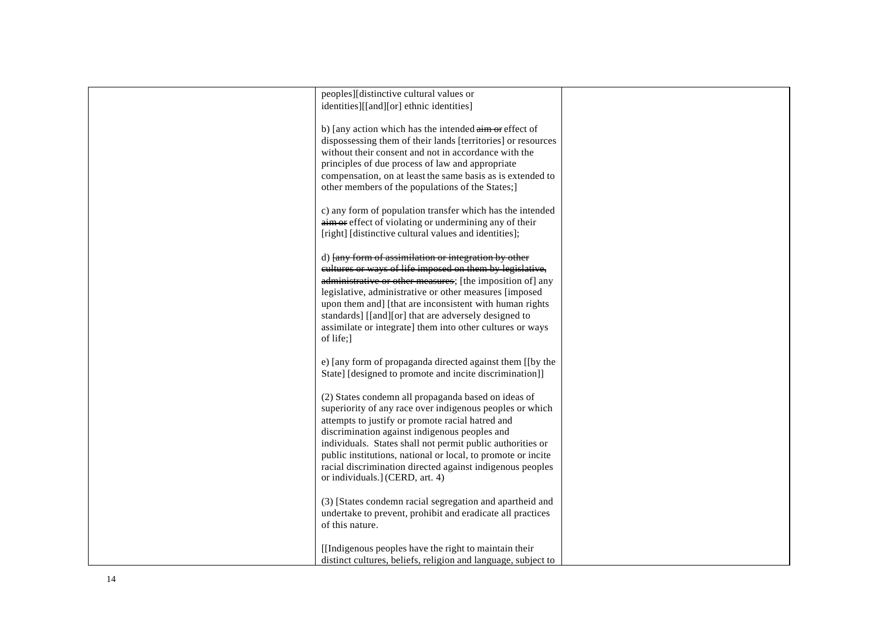| | | |
|---|---|---|
| | peoples][distinctive cultural values or identities][[and][or] ethnic identities]<br><br>b) [any action which has the intended ~~aim or~~ effect of dispossessing them of their lands [territories] or resources without their consent and not in accordance with the principles of due process of law and appropriate compensation, on at least the same basis as is extended to other members of the populations of the States;]<br><br>c) any form of population transfer which has the intended ~~aim or~~ effect of violating or undermining any of their [right] [distinctive cultural values and identities];<br><br>d) ~~[any form of assimilation or integration by other cultures or ways of life imposed on them by legislative, administrative or other measures~~; [the imposition of] any legislative, administrative or other measures [imposed upon them and] [that are inconsistent with human rights standards] [[and][or] that are adversely designed to assimilate or integrate] them into other cultures or ways of life;]<br><br>e) [any form of propaganda directed against them [[by the State] [designed to promote and incite discrimination]]<br><br>(2) States condemn all propaganda based on ideas of superiority of any race over indigenous peoples or which attempts to justify or promote racial hatred and discrimination against indigenous peoples and individuals. States shall not permit public authorities or public institutions, national or local, to promote or incite racial discrimination directed against indigenous peoples or individuals.] (CERD, art. 4)<br><br>(3) [States condemn racial segregation and apartheid and undertake to prevent, prohibit and eradicate all practices of this nature.<br><br>[[Indigenous peoples have the right to maintain their distinct cultures, beliefs, religion and language, subject to | |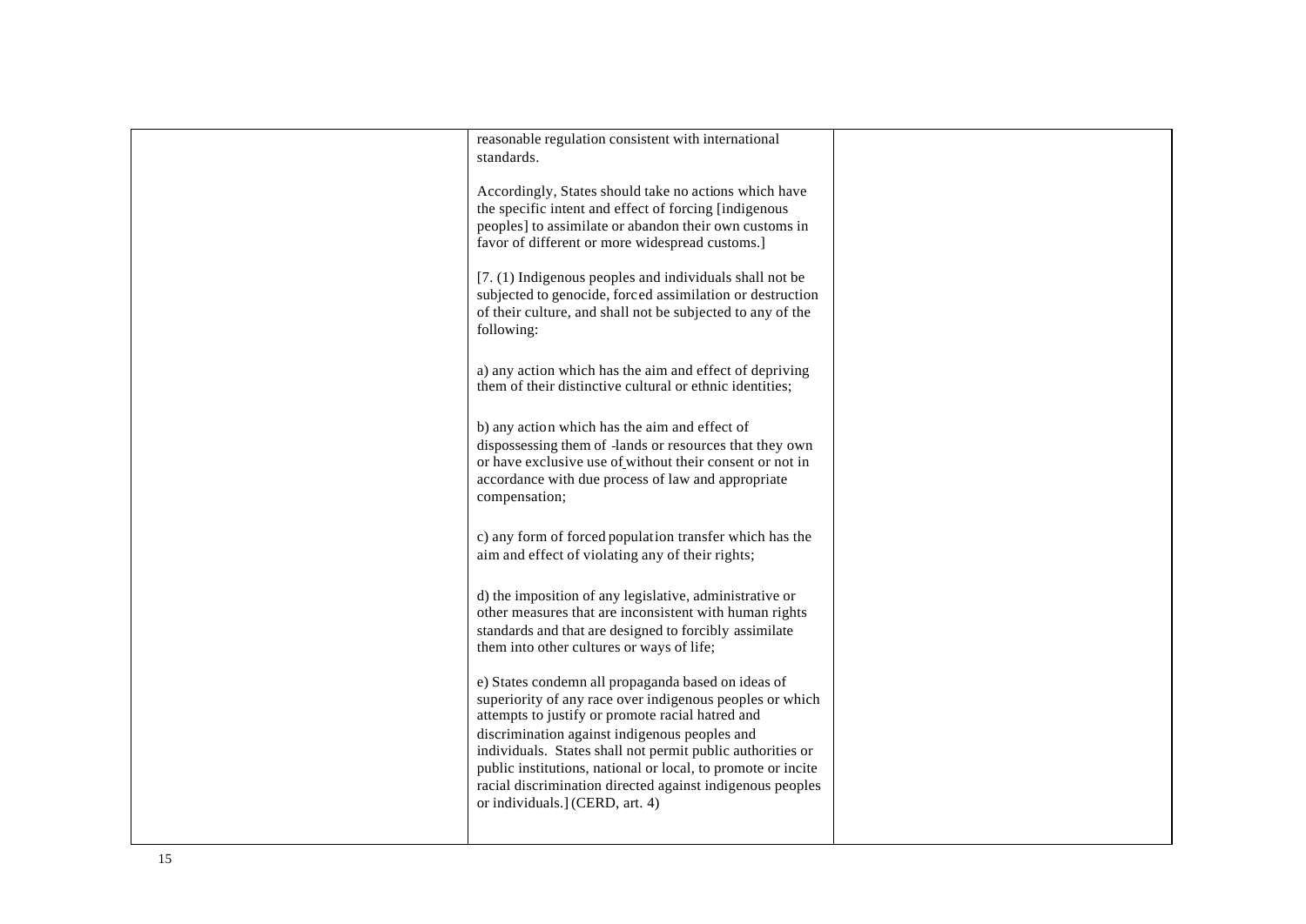| | | |
|---|---|---|
| | reasonable regulation consistent with international standards.<br><br>Accordingly, States should take no actions which have the specific intent and effect of forcing [indigenous peoples] to assimilate or abandon their own customs in favor of different or more widespread customs.]<br><br>[7. (1) Indigenous peoples and individuals shall not be subjected to genocide, forced assimilation or destruction of their culture, and shall not be subjected to any of the following:<br><br>a) any action which has the aim and effect of depriving them of their distinctive cultural or ethnic identities;<br><br>b) any action which has the aim and effect of dispossessing them of -lands or resources that they own or have exclusive use of without their consent or not in accordance with due process of law and appropriate compensation;<br><br>c) any form of forced population transfer which has the aim and effect of violating any of their rights;<br><br>d) the imposition of any legislative, administrative or other measures that are inconsistent with human rights standards and that are designed to forcibly assimilate them into other cultures or ways of life;<br><br>e) States condemn all propaganda based on ideas of superiority of any race over indigenous peoples or which attempts to justify or promote racial hatred and discrimination against indigenous peoples and individuals. States shall not permit public authorities or public institutions, national or local, to promote or incite racial discrimination directed against indigenous peoples or individuals.] (CERD, art. 4) | |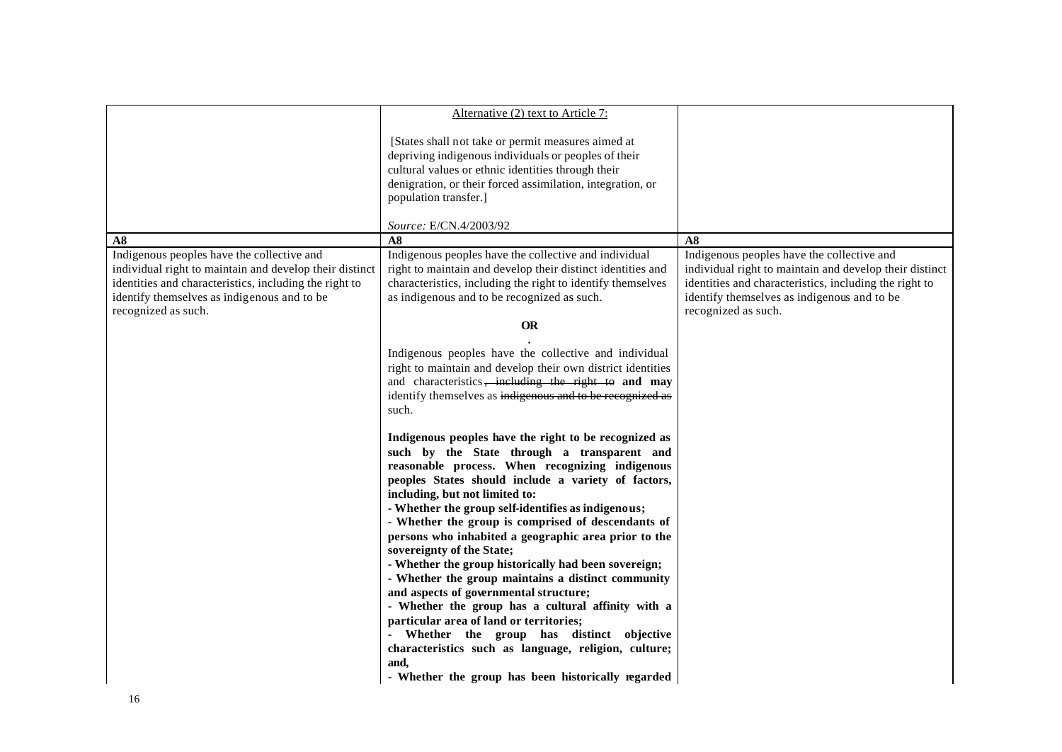| | Alternative (2) text to Article 7:<br><br>[States shall not take or permit measures aimed at depriving indigenous individuals or peoples of their cultural values or ethnic identities through their denigration, or their forced assimilation, integration, or population transfer.]<br><br>*Source:* E/CN.4/2003/92 | |
|---|---|---|
| **A8** | **A8** | **A8** |
| Indigenous peoples have the collective and individual right to maintain and develop their distinct identities and characteristics, including the right to identify themselves as indigenous and to be recognized as such. | Indigenous peoples have the collective and individual right to maintain and develop their distinct identities and characteristics, including the right to identify themselves as indigenous and to be recognized as such.<br><br>**OR**<br>.<br>Indigenous peoples have the collective and individual right to maintain and develop their own district identities and characteristics~~, including the right to~~ **and may** identify themselves as ~~indigenous and to be recognized as~~ such.<br><br>**Indigenous peoples have the right to be recognized as such by the State through a transparent and reasonable process. When recognizing indigenous peoples States should include a variety of factors, including, but not limited to:**<br>**- Whether the group self-identifies as indigenous;**<br>**- Whether the group is comprised of descendants of persons who inhabited a geographic area prior to the sovereignty of the State;**<br>**- Whether the group historically had been sovereign;**<br>**- Whether the group maintains a distinct community and aspects of governmental structure;**<br>**- Whether the group has a cultural affinity with a particular area of land or territories;**<br>**- Whether the group has distinct objective characteristics such as language, religion, culture; and,**<br>**- Whether the group has been historically regarded** | Indigenous peoples have the collective and individual right to maintain and develop their distinct identities and characteristics, including the right to identify themselves as indigenous and to be recognized as such. |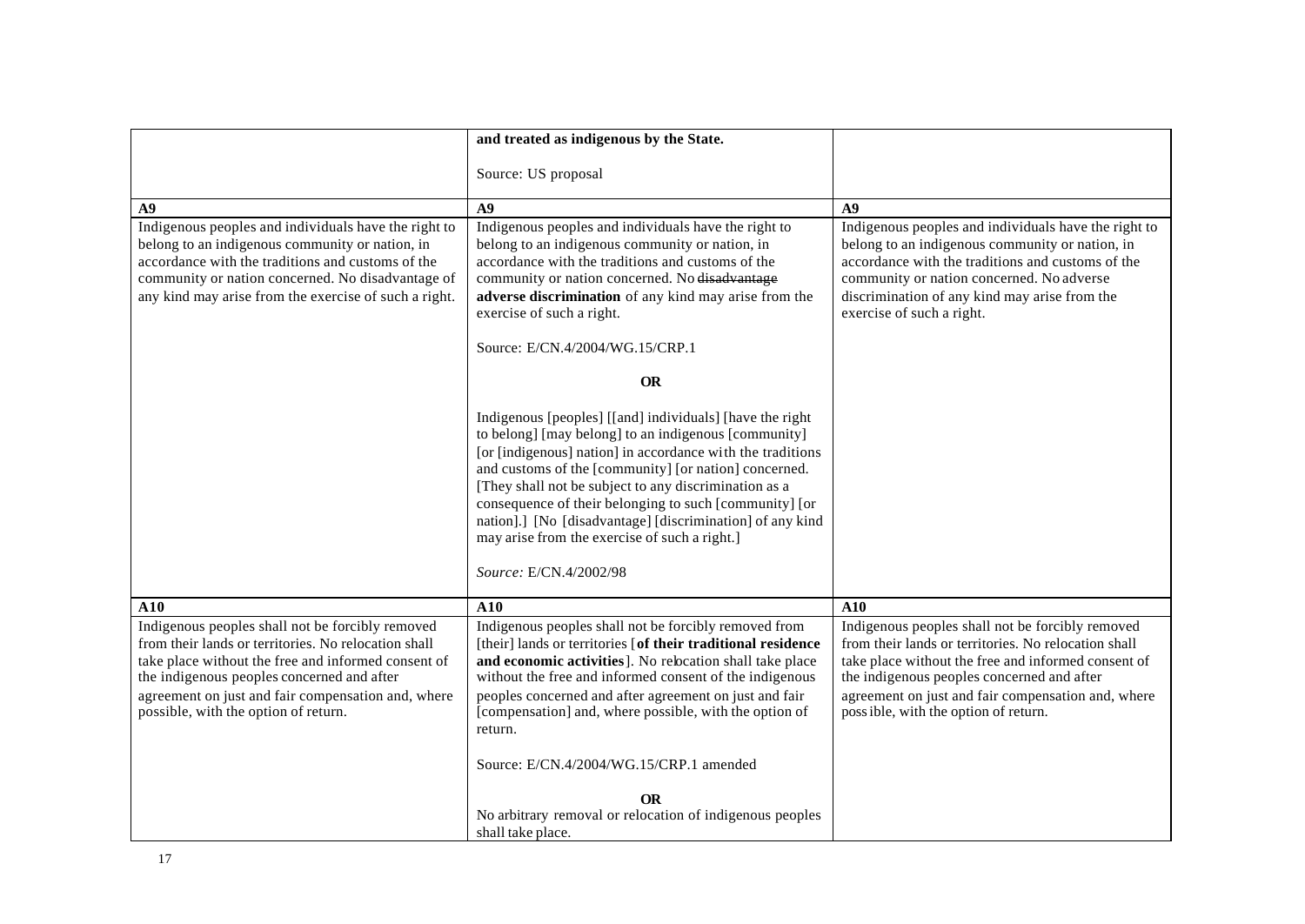| | | |
|---|---|---|
| | **and treated as indigenous by the State.**<br><br>Source: US proposal | |
| **A9** | **A9** | **A9** |
| Indigenous peoples and individuals have the right to belong to an indigenous community or nation, in accordance with the traditions and customs of the community or nation concerned. No disadvantage of any kind may arise from the exercise of such a right. | Indigenous peoples and individuals have the right to belong to an indigenous community or nation, in accordance with the traditions and customs of the community or nation concerned. No ~~disadvantage~~ **adverse discrimination** of any kind may arise from the exercise of such a right.<br><br>Source: E/CN.4/2004/WG.15/CRP.1<br><br>**OR**<br><br>Indigenous [peoples] [[and] individuals] [have the right to belong] [may belong] to an indigenous [community] [or [indigenous] nation] in accordance with the traditions and customs of the [community] [or nation] concerned. [They shall not be subject to any discrimination as a consequence of their belonging to such [community] [or nation].] [No [disadvantage] [discrimination] of any kind may arise from the exercise of such a right.]<br><br>*Source:* E/CN.4/2002/98 | Indigenous peoples and individuals have the right to belong to an indigenous community or nation, in accordance with the traditions and customs of the community or nation concerned. No adverse discrimination of any kind may arise from the exercise of such a right. |
| **A10** | **A10** | **A10** |
| Indigenous peoples shall not be forcibly removed from their lands or territories. No relocation shall take place without the free and informed consent of the indigenous peoples concerned and after agreement on just and fair compensation and, where possible, with the option of return. | Indigenous peoples shall not be forcibly removed from [their] lands or territories [**of their traditional residence and economic activities**]. No relocation shall take place without the free and informed consent of the indigenous peoples concerned and after agreement on just and fair [compensation] and, where possible, with the option of return.<br><br>Source: E/CN.4/2004/WG.15/CRP.1 amended<br><br>**OR**<br>No arbitrary removal or relocation of indigenous peoples shall take place. | Indigenous peoples shall not be forcibly removed from their lands or territories. No relocation shall take place without the free and informed consent of the indigenous peoples concerned and after agreement on just and fair compensation and, where possible, with the option of return. |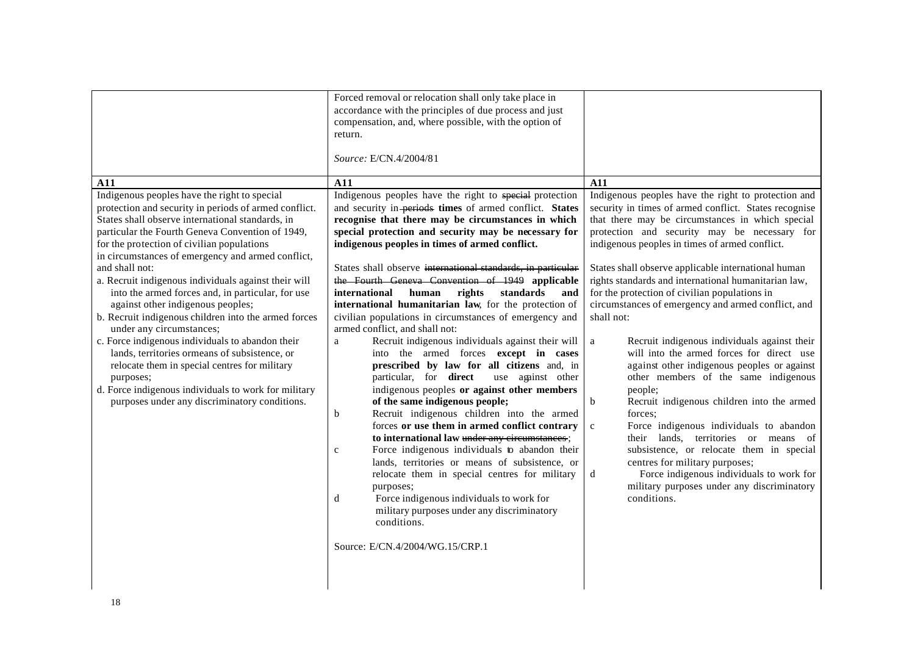| | | |
|---|---|---|
| | Forced removal or relocation shall only take place in accordance with the principles of due process and just compensation, and, where possible, with the option of return.<br><br>*Source:* E/CN.4/2004/81 | |
| **A11** | **A11** | **A11** |
| Indigenous peoples have the right to special protection and security in periods of armed conflict. States shall observe international standards, in particular the Fourth Geneva Convention of 1949, for the protection of civilian populations in circumstances of emergency and armed conflict, and shall not:<br>a. Recruit indigenous individuals against their will into the armed forces and, in particular, for use against other indigenous peoples;<br>b. Recruit indigenous children into the armed forces under any circumstances;<br>c. Force indigenous individuals to abandon their lands, territories ormeans of subsistence, or relocate them in special centres for military purposes;<br>d. Force indigenous individuals to work for military purposes under any discriminatory conditions. | Indigenous peoples have the right to ~~special~~ protection and security in ~~periods~~ **times** of armed conflict. **States recognise that there may be circumstances in which special protection and security may be necessary for indigenous peoples in times of armed conflict.**<br><br>States shall observe ~~international standards, in particular the Fourth Geneva Convention of 1949~~ **applicable international human rights standards and international humanitarian law**, for the protection of civilian populations in circumstances of emergency and armed conflict, and shall not:<br>a Recruit indigenous individuals against their will into the armed forces **except in cases prescribed by law for all citizens** and, in particular, for **direct** use against other indigenous peoples **or against other members of the same indigenous people;**<br>b Recruit indigenous children into the armed forces **or use them in armed conflict contrary to international law** ~~under any circumstances~~;<br>c Force indigenous individuals to abandon their lands, territories or means of subsistence, or relocate them in special centres for military purposes;<br>d Force indigenous individuals to work for military purposes under any discriminatory conditions.<br><br>Source: E/CN.4/2004/WG.15/CRP.1 | Indigenous peoples have the right to protection and security in times of armed conflict. States recognise that there may be circumstances in which special protection and security may be necessary for indigenous peoples in times of armed conflict.<br><br>States shall observe applicable international human rights standards and international humanitarian law, for the protection of civilian populations in circumstances of emergency and armed conflict, and shall not:<br>a Recruit indigenous individuals against their will into the armed forces for direct use against other indigenous peoples or against other members of the same indigenous people;<br>b Recruit indigenous children into the armed forces;<br>c Force indigenous individuals to abandon their lands, territories or means of subsistence, or relocate them in special centres for military purposes;<br>d Force indigenous individuals to work for military purposes under any discriminatory conditions. |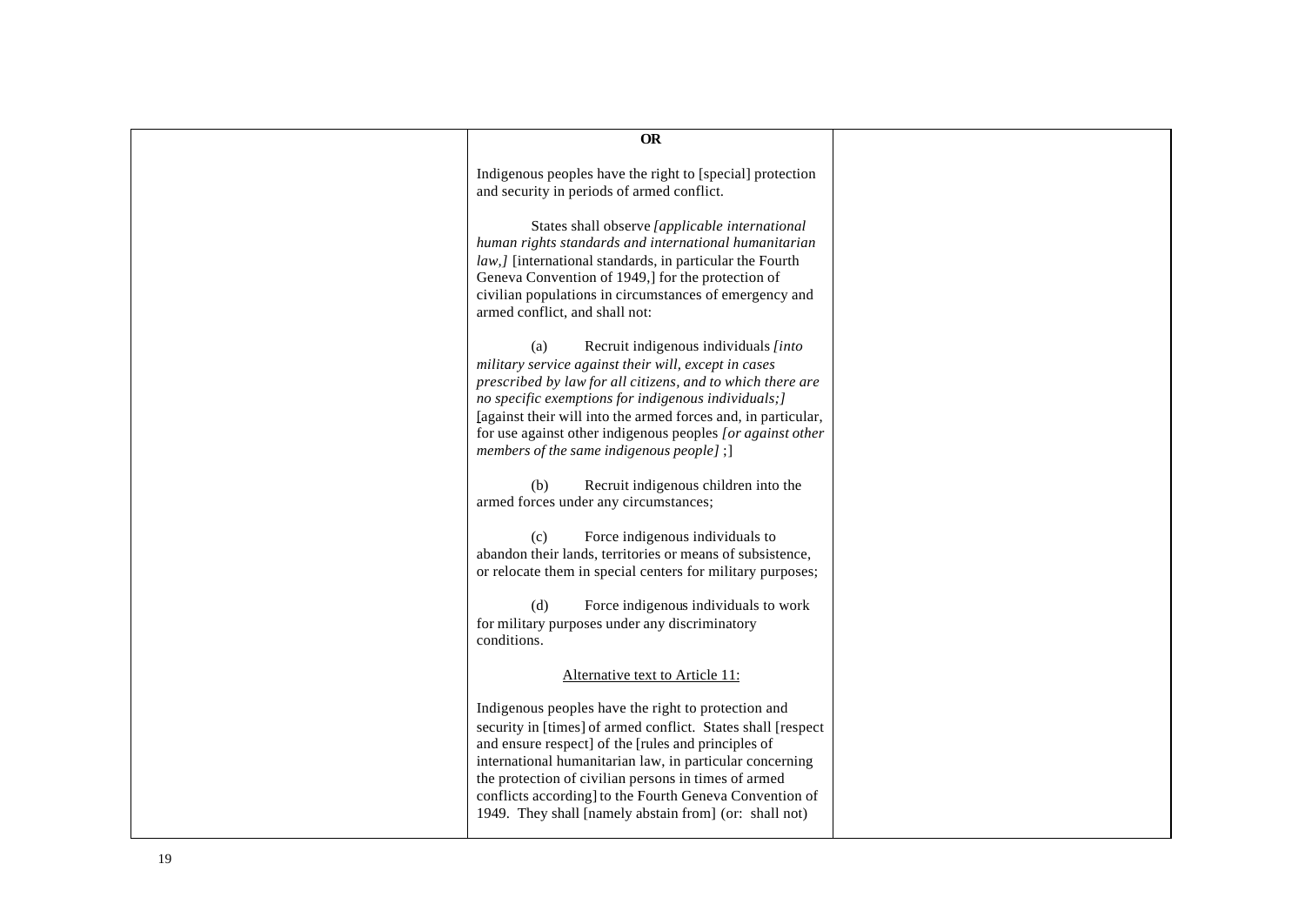| | | |
|---|---|---|
| | **OR**<br><br>Indigenous peoples have the right to [special] protection and security in periods of armed conflict.<br><br>States shall observe *[applicable international human rights standards and international humanitarian law,]* [international standards, in particular the Fourth Geneva Convention of 1949,] for the protection of civilian populations in circumstances of emergency and armed conflict, and shall not:<br><br>(a) Recruit indigenous individuals *[into military service against their will, except in cases prescribed by law for all citizens, and to which there are no specific exemptions for indigenous individuals;]* [against their will into the armed forces and, in particular, for use against other indigenous peoples *[or against other members of the same indigenous people]* ;]<br><br>(b) Recruit indigenous children into the armed forces under any circumstances;<br><br>(c) Force indigenous individuals to abandon their lands, territories or means of subsistence, or relocate them in special centers for military purposes;<br><br>(d) Force indigenous individuals to work for military purposes under any discriminatory conditions.<br><br><u>Alternative text to Article 11:</u><br><br>Indigenous peoples have the right to protection and security in [times] of armed conflict. States shall [respect and ensure respect] of the [rules and principles of international humanitarian law, in particular concerning the protection of civilian persons in times of armed conflicts according] to the Fourth Geneva Convention of 1949. They shall [namely abstain from] (or: shall not) | |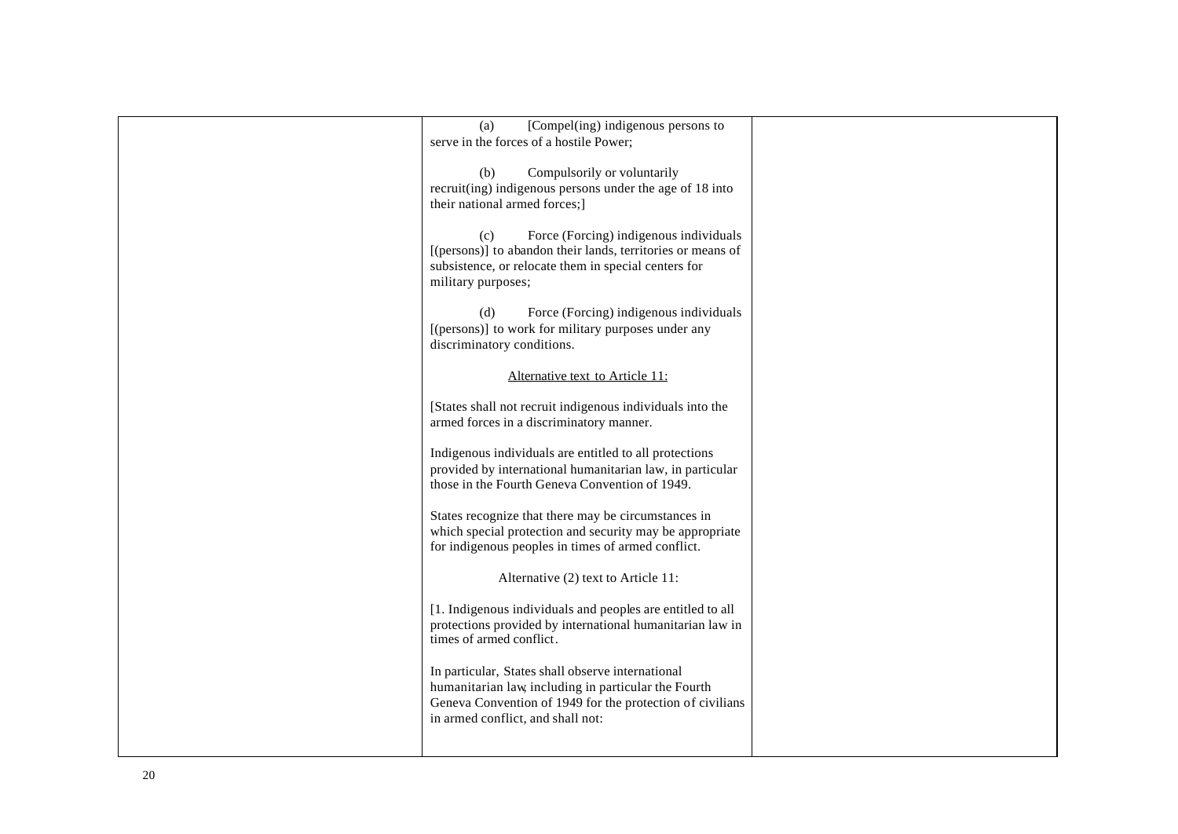| | | |
|---|---|---|
| | (a) [Compel(ing) indigenous persons to serve in the forces of a hostile Power;<br><br>(b) Compulsorily or voluntarily recruit(ing) indigenous persons under the age of 18 into their national armed forces;]<br><br>(c) Force (Forcing) indigenous individuals [(persons)] to abandon their lands, territories or means of subsistence, or relocate them in special centers for military purposes;<br><br>(d) Force (Forcing) indigenous individuals [(persons)] to work for military purposes under any discriminatory conditions.<br><br><u>Alternative text to Article 11:</u><br><br>[States shall not recruit indigenous individuals into the armed forces in a discriminatory manner.<br><br>Indigenous individuals are entitled to all protections provided by international humanitarian law, in particular those in the Fourth Geneva Convention of 1949.<br><br>States recognize that there may be circumstances in which special protection and security may be appropriate for indigenous peoples in times of armed conflict.<br><br>Alternative (2) text to Article 11:<br><br>[1. Indigenous individuals and peoples are entitled to all protections provided by international humanitarian law in times of armed conflict.<br><br>In particular, States shall observe international humanitarian law, including in particular the Fourth Geneva Convention of 1949 for the protection of civilians in armed conflict, and shall not: | |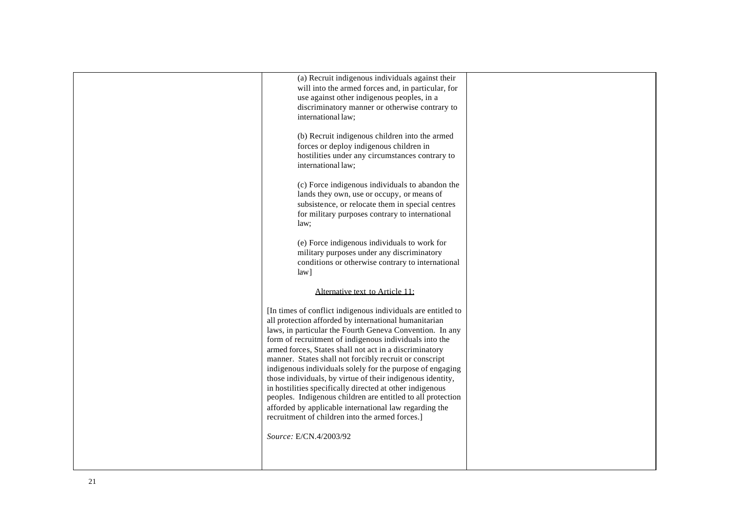| | | |
|---|---|---|
| | (a) Recruit indigenous individuals against their will into the armed forces and, in particular, for use against other indigenous peoples, in a discriminatory manner or otherwise contrary to international law;<br><br>(b) Recruit indigenous children into the armed forces or deploy indigenous children in hostilities under any circumstances contrary to international law;<br><br>(c) Force indigenous individuals to abandon the lands they own, use or occupy, or means of subsistence, or relocate them in special centres for military purposes contrary to international law;<br><br>(e) Force indigenous individuals to work for military purposes under any discriminatory conditions or otherwise contrary to international law]<br><br><u>Alternative text to Article 11:</u><br><br>[In times of conflict indigenous individuals are entitled to all protection afforded by international humanitarian laws, in particular the Fourth Geneva Convention. In any form of recruitment of indigenous individuals into the armed forces, States shall not act in a discriminatory manner. States shall not forcibly recruit or conscript indigenous individuals solely for the purpose of engaging those individuals, by virtue of their indigenous identity, in hostilities specifically directed at other indigenous peoples. Indigenous children are entitled to all protection afforded by applicable international law regarding the recruitment of children into the armed forces.]<br><br>*Source:* E/CN.4/2003/92 | |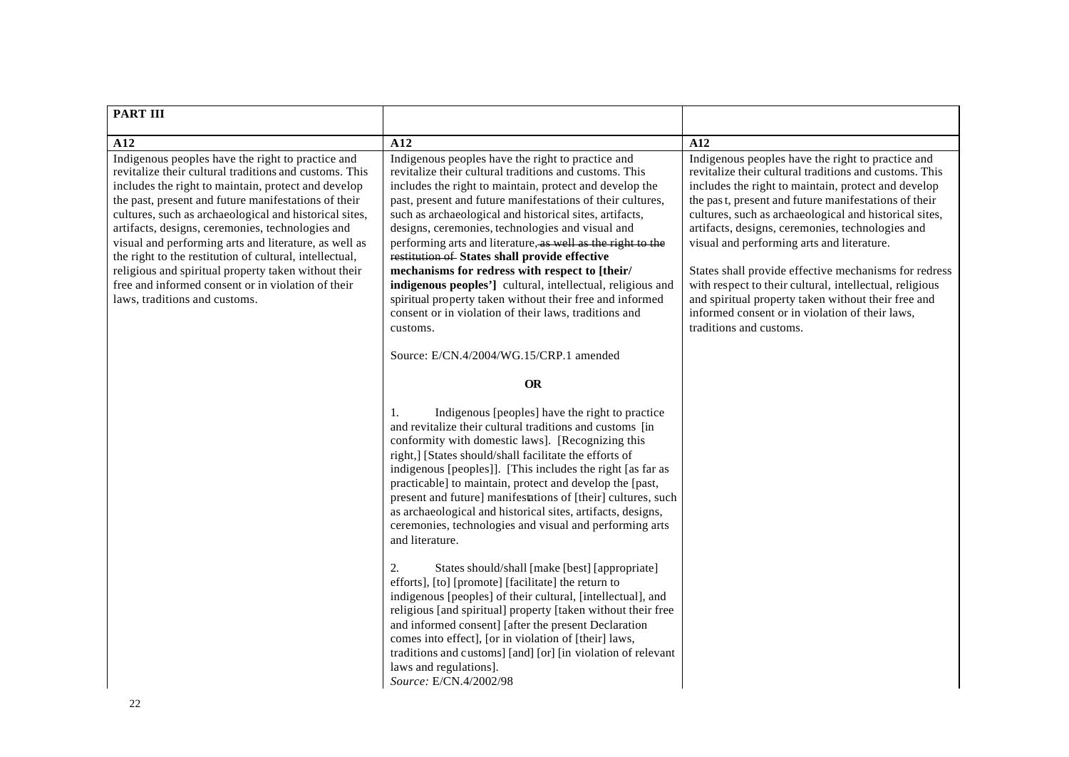| PART III | | |
|---|---|---|
| **A12** | **A12** | **A12** |
| Indigenous peoples have the right to practice and revitalize their cultural traditions and customs. This includes the right to maintain, protect and develop the past, present and future manifestations of their cultures, such as archaeological and historical sites, artifacts, designs, ceremonies, technologies and visual and performing arts and literature, as well as the right to the restitution of cultural, intellectual, religious and spiritual property taken without their free and informed consent or in violation of their laws, traditions and customs. | Indigenous peoples have the right to practice and revitalize their cultural traditions and customs. This includes the right to maintain, protect and develop the past, present and future manifestations of their cultures, such as archaeological and historical sites, artifacts, designs, ceremonies, technologies and visual and performing arts and literature~~, as well as the right to the restitution of~~ **States shall provide effective mechanisms for redress with respect to [their/ indigenous peoples']** cultural, intellectual, religious and spiritual property taken without their free and informed consent or in violation of their laws, traditions and customs.<br><br>Source: E/CN.4/2004/WG.15/CRP.1 amended<br><br>**OR**<br><br>1. Indigenous [peoples] have the right to practice and revitalize their cultural traditions and customs [in conformity with domestic laws]. [Recognizing this right,] [States should/shall facilitate the efforts of indigenous [peoples]]. [This includes the right [as far as practicable] to maintain, protect and develop the [past, present and future] manifestations of [their] cultures, such as archaeological and historical sites, artifacts, designs, ceremonies, technologies and visual and performing arts and literature.<br><br>2. States should/shall [make [best] [appropriate] efforts], [to] [promote] [facilitate] the return to indigenous [peoples] of their cultural, [intellectual], and religious [and spiritual] property [taken without their free and informed consent] [after the present Declaration comes into effect], [or in violation of [their] laws, traditions and customs] [and] [or] [in violation of relevant laws and regulations].<br>*Source:* E/CN.4/2002/98 | Indigenous peoples have the right to practice and revitalize their cultural traditions and customs. This includes the right to maintain, protect and develop the past, present and future manifestations of their cultures, such as archaeological and historical sites, artifacts, designs, ceremonies, technologies and visual and performing arts and literature.<br><br>States shall provide effective mechanisms for redress with respect to their cultural, intellectual, religious and spiritual property taken without their free and informed consent or in violation of their laws, traditions and customs. |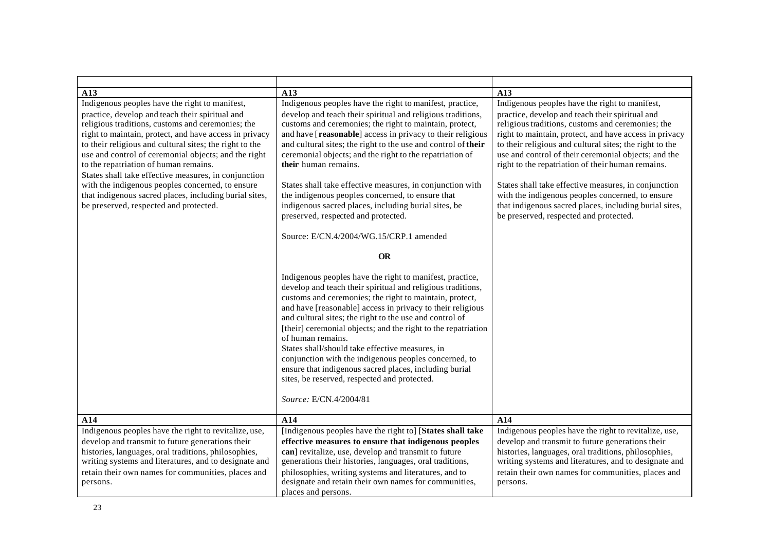| | | |
|---|---|---|
| **A13** | **A13** | **A13** |
| Indigenous peoples have the right to manifest, practice, develop and teach their spiritual and religious traditions, customs and ceremonies; the right to maintain, protect, and have access in privacy to their religious and cultural sites; the right to the use and control of ceremonial objects; and the right to the repatriation of human remains.<br>States shall take effective measures, in conjunction with the indigenous peoples concerned, to ensure that indigenous sacred places, including burial sites, be preserved, respected and protected. | Indigenous peoples have the right to manifest, practice, develop and teach their spiritual and religious traditions, customs and ceremonies; the right to maintain, protect, and have [**reasonable**] access in privacy to their religious and cultural sites; the right to the use and control of **their** ceremonial objects; and the right to the repatriation of **their** human remains.<br><br>States shall take effective measures, in conjunction with the indigenous peoples concerned, to ensure that indigenous sacred places, including burial sites, be preserved, respected and protected.<br><br>Source: E/CN.4/2004/WG.15/CRP.1 amended<br><br>**OR**<br><br>Indigenous peoples have the right to manifest, practice, develop and teach their spiritual and religious traditions, customs and ceremonies; the right to maintain, protect, and have [reasonable] access in privacy to their religious and cultural sites; the right to the use and control of [their] ceremonial objects; and the right to the repatriation of human remains.<br>States shall/should take effective measures, in conjunction with the indigenous peoples concerned, to ensure that indigenous sacred places, including burial sites, be reserved, respected and protected.<br><br>*Source:* E/CN.4/2004/81 | Indigenous peoples have the right to manifest, practice, develop and teach their spiritual and religious traditions, customs and ceremonies; the right to maintain, protect, and have access in privacy to their religious and cultural sites; the right to the use and control of their ceremonial objects; and the right to the repatriation of their human remains.<br><br>States shall take effective measures, in conjunction with the indigenous peoples concerned, to ensure that indigenous sacred places, including burial sites, be preserved, respected and protected. |
| **A14** | **A14** | **A14** |
| Indigenous peoples have the right to revitalize, use, develop and transmit to future generations their histories, languages, oral traditions, philosophies, writing systems and literatures, and to designate and retain their own names for communities, places and persons. | [Indigenous peoples have the right to] [**States shall take effective measures to ensure that indigenous peoples can**] revitalize, use, develop and transmit to future generations their histories, languages, oral traditions, philosophies, writing systems and literatures, and to designate and retain their own names for communities, places and persons. | Indigenous peoples have the right to revitalize, use, develop and transmit to future generations their histories, languages, oral traditions, philosophies, writing systems and literatures, and to designate and retain their own names for communities, places and persons. |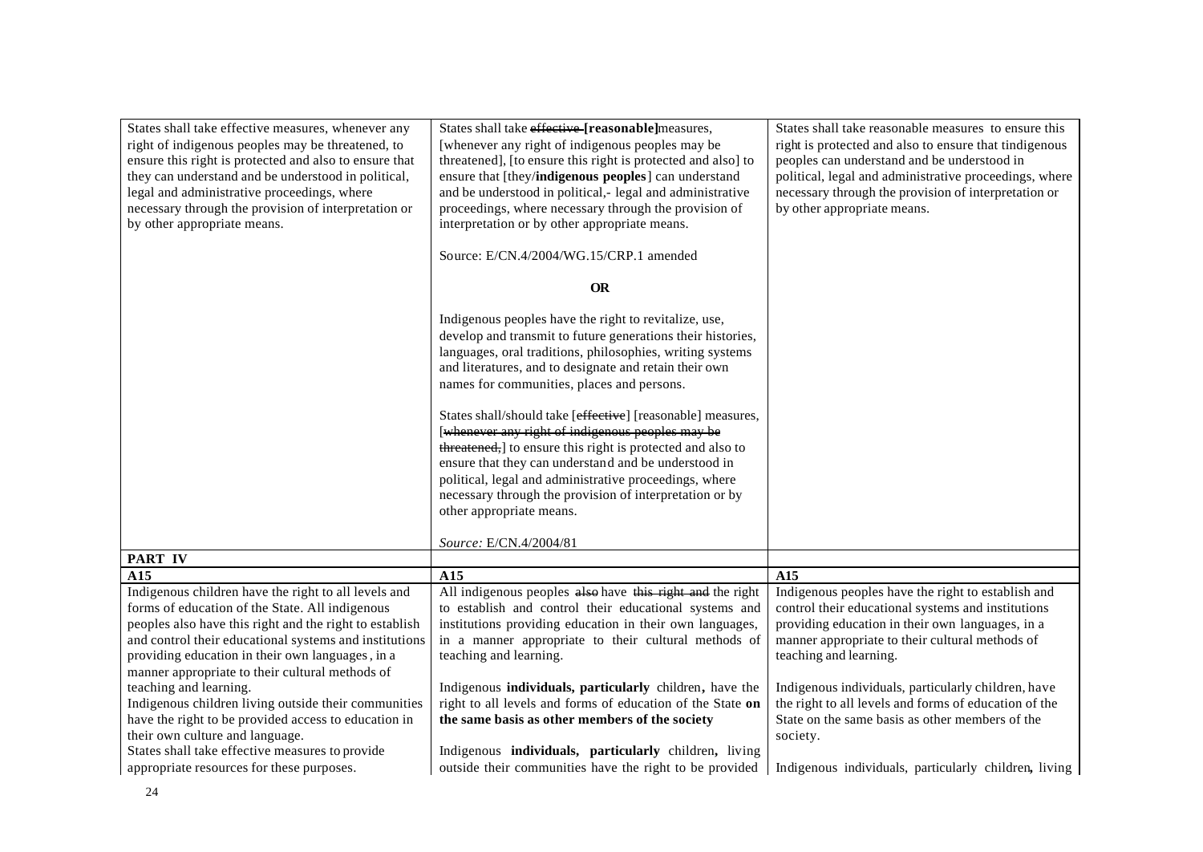| | | |
|---|---|---|
| States shall take effective measures, whenever any right of indigenous peoples may be threatened, to ensure this right is protected and also to ensure that they can understand and be understood in political, legal and administrative proceedings, where necessary through the provision of interpretation or by other appropriate means. | States shall take ~~effective~~ **[reasonable]** measures, [whenever any right of indigenous peoples may be threatened], [to ensure this right is protected and also] to ensure that [they/**indigenous peoples**] can understand and be understood in political,- legal and administrative proceedings, where necessary through the provision of interpretation or by other appropriate means.<br><br>Source: E/CN.4/2004/WG.15/CRP.1 amended<br><br>**OR**<br><br>Indigenous peoples have the right to revitalize, use, develop and transmit to future generations their histories, languages, oral traditions, philosophies, writing systems and literatures, and to designate and retain their own names for communities, places and persons.<br><br>States shall/should take [~~effective~~] [reasonable] measures, [~~whenever any right of indigenous peoples may be threatened,~~] to ensure this right is protected and also to ensure that they can understand and be understood in political, legal and administrative proceedings, where necessary through the provision of interpretation or by other appropriate means.<br><br>*Source:* E/CN.4/2004/81 | States shall take reasonable measures to ensure this right is protected and also to ensure that tindigenous peoples can understand and be understood in political, legal and administrative proceedings, where necessary through the provision of interpretation or by other appropriate means. |
| **PART IV** | | |
| **A15** | **A15** | **A15** |
| Indigenous children have the right to all levels and forms of education of the State. All indigenous peoples also have this right and the right to establish and control their educational systems and institutions providing education in their own languages, in a manner appropriate to their cultural methods of teaching and learning.<br>Indigenous children living outside their communities have the right to be provided access to education in their own culture and language.<br>States shall take effective measures to provide appropriate resources for these purposes. | All indigenous peoples ~~also~~ have ~~this right and~~ the right to establish and control their educational systems and institutions providing education in their own languages, in a manner appropriate to their cultural methods of teaching and learning.<br><br>Indigenous **individuals, particularly** children**,** have the right to all levels and forms of education of the State **on the same basis as other members of the society**<br><br>Indigenous **individuals, particularly** children**,** living outside their communities have the right to be provided | Indigenous peoples have the right to establish and control their educational systems and institutions providing education in their own languages, in a manner appropriate to their cultural methods of teaching and learning.<br><br>Indigenous individuals, particularly children, have the right to all levels and forms of education of the State on the same basis as other members of the society.<br><br>Indigenous individuals, particularly children, living |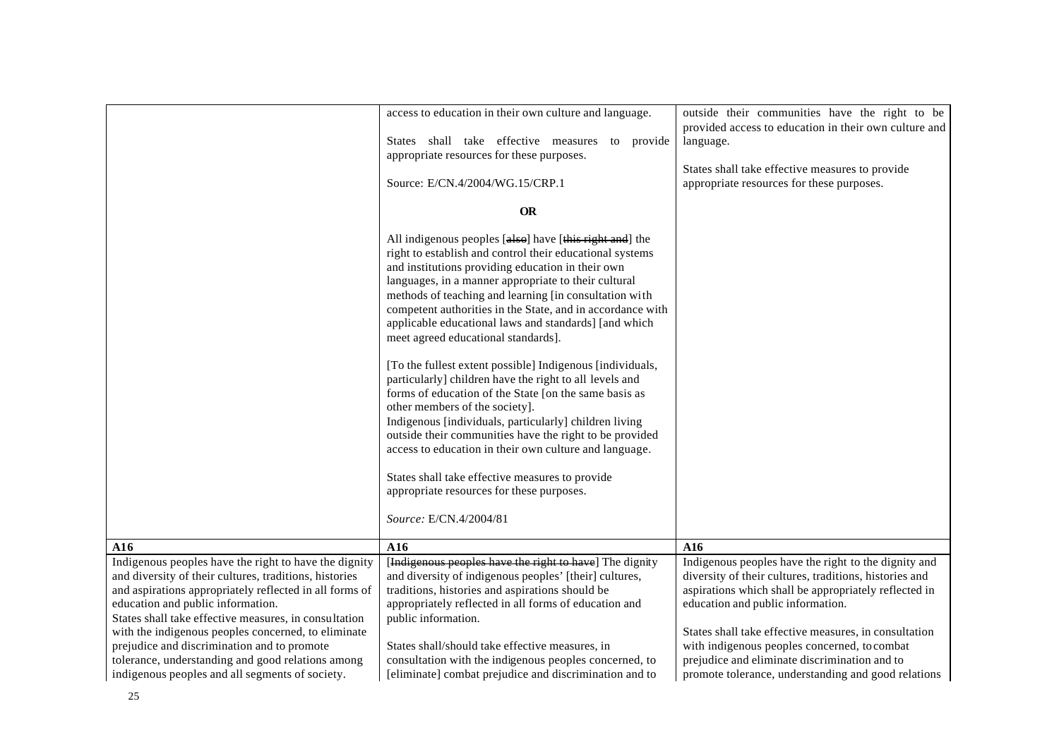| | | |
|---|---|---|
| | access to education in their own culture and language.<br><br>States shall take effective measures to provide appropriate resources for these purposes.<br><br>Source: E/CN.4/2004/WG.15/CRP.1<br><br>**OR**<br><br>All indigenous peoples [~~also~~] have [~~this right and~~] the right to establish and control their educational systems and institutions providing education in their own languages, in a manner appropriate to their cultural methods of teaching and learning [in consultation with competent authorities in the State, and in accordance with applicable educational laws and standards] [and which meet agreed educational standards].<br><br>[To the fullest extent possible] Indigenous [individuals, particularly] children have the right to all levels and forms of education of the State [on the same basis as other members of the society].<br>Indigenous [individuals, particularly] children living outside their communities have the right to be provided access to education in their own culture and language.<br><br>States shall take effective measures to provide appropriate resources for these purposes.<br><br>*Source:* E/CN.4/2004/81 | outside their communities have the right to be provided access to education in their own culture and language.<br><br>States shall take effective measures to provide appropriate resources for these purposes. |
| **A16** | **A16** | **A16** |
| Indigenous peoples have the right to have the dignity and diversity of their cultures, traditions, histories and aspirations appropriately reflected in all forms of education and public information.<br>States shall take effective measures, in consultation with the indigenous peoples concerned, to eliminate prejudice and discrimination and to promote tolerance, understanding and good relations among indigenous peoples and all segments of society. | [~~Indigenous peoples have the right to have~~] The dignity and diversity of indigenous peoples' [their] cultures, traditions, histories and aspirations should be appropriately reflected in all forms of education and public information.<br><br>States shall/should take effective measures, in consultation with the indigenous peoples concerned, to [eliminate] combat prejudice and discrimination and to | Indigenous peoples have the right to the dignity and diversity of their cultures, traditions, histories and aspirations which shall be appropriately reflected in education and public information.<br><br>States shall take effective measures, in consultation with indigenous peoples concerned, to combat prejudice and eliminate discrimination and to promote tolerance, understanding and good relations |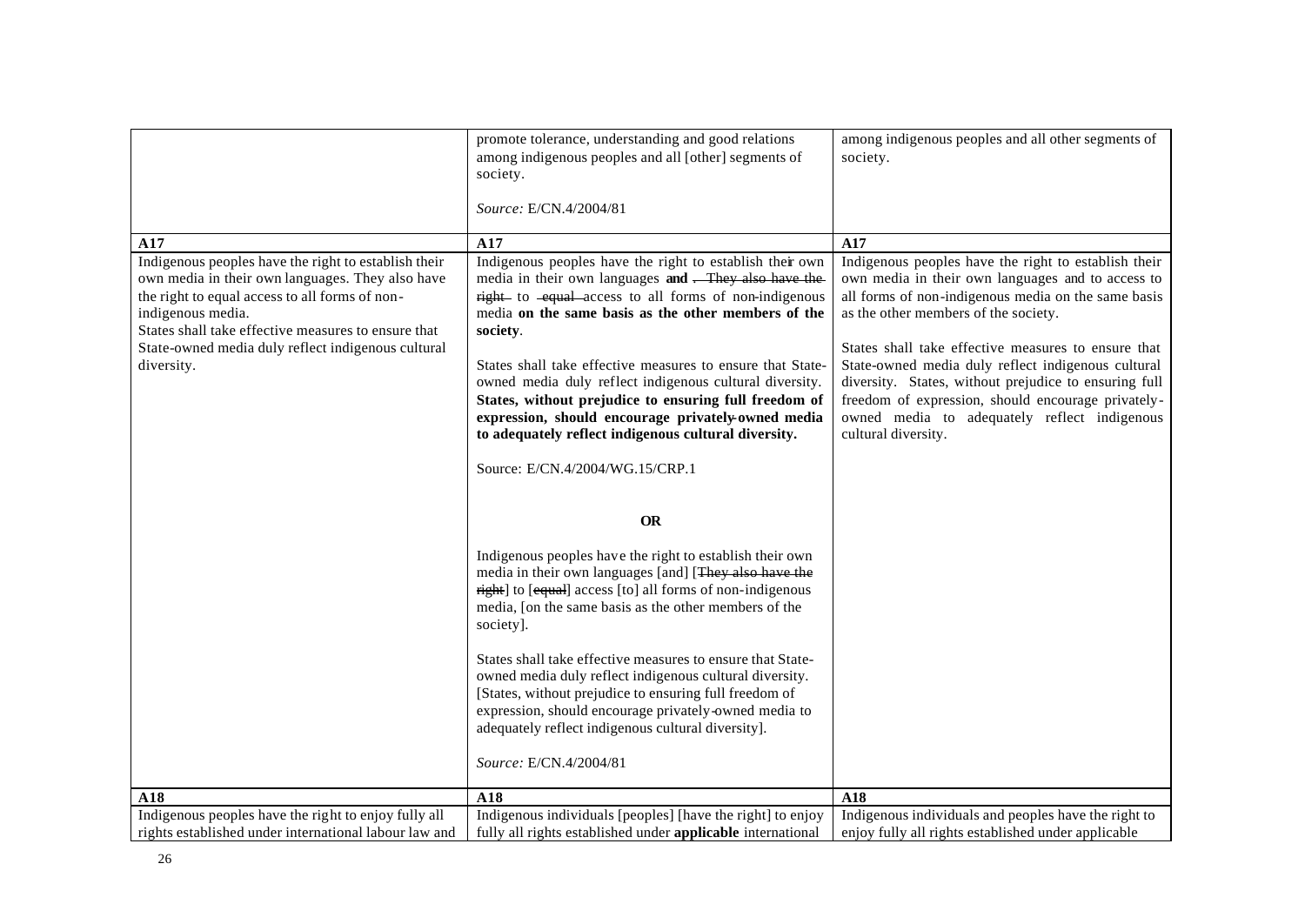| | | |
|---|---|---|
| | promote tolerance, understanding and good relations among indigenous peoples and all [other] segments of society.<br><br>*Source:* E/CN.4/2004/81 | among indigenous peoples and all other segments of society. |
| **A17** | **A17** | **A17** |
| Indigenous peoples have the right to establish their own media in their own languages. They also have the right to equal access to all forms of non-indigenous media.<br>States shall take effective measures to ensure that State-owned media duly reflect indigenous cultural diversity. | Indigenous peoples have the right to establish their own media in their own languages **and** ~~. They also have the right~~ to ~~equal~~ access to all forms of non-indigenous media **on the same basis as the other members of the society**.<br><br>States shall take effective measures to ensure that State-owned media duly reflect indigenous cultural diversity. **States, without prejudice to ensuring full freedom of expression, should encourage privately-owned media to adequately reflect indigenous cultural diversity.**<br><br>Source: E/CN.4/2004/WG.15/CRP.1<br><br>**OR**<br><br>Indigenous peoples have the right to establish their own media in their own languages [and] [~~They also have the right~~] to [~~equal~~] access [to] all forms of non-indigenous media, [on the same basis as the other members of the society].<br><br>States shall take effective measures to ensure that State-owned media duly reflect indigenous cultural diversity. [States, without prejudice to ensuring full freedom of expression, should encourage privately-owned media to adequately reflect indigenous cultural diversity].<br><br>*Source:* E/CN.4/2004/81 | Indigenous peoples have the right to establish their own media in their own languages and to access to all forms of non-indigenous media on the same basis as the other members of the society.<br><br>States shall take effective measures to ensure that State-owned media duly reflect indigenous cultural diversity. States, without prejudice to ensuring full freedom of expression, should encourage privately-owned media to adequately reflect indigenous cultural diversity. |
| **A18** | **A18** | **A18** |
| Indigenous peoples have the right to enjoy fully all rights established under international labour law and | Indigenous individuals [peoples] [have the right] to enjoy fully all rights established under **applicable** international | Indigenous individuals and peoples have the right to enjoy fully all rights established under applicable |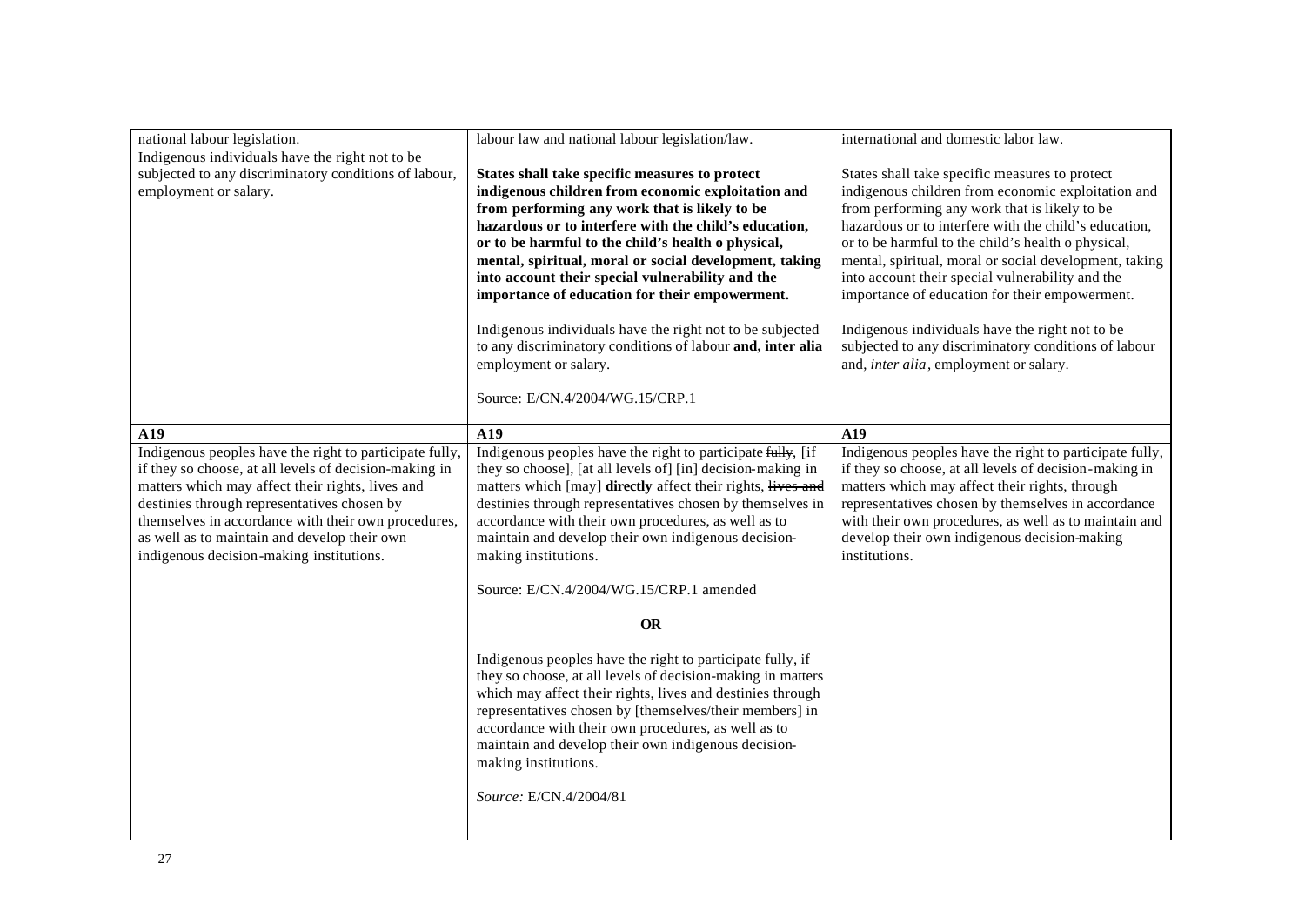| | | |
|---|---|---|
| national labour legislation.<br>Indigenous individuals have the right not to be subjected to any discriminatory conditions of labour, employment or salary. | labour law and national labour legislation/law.<br><br>**States shall take specific measures to protect indigenous children from economic exploitation and from performing any work that is likely to be hazardous or to interfere with the child's education, or to be harmful to the child's health o physical, mental, spiritual, moral or social development, taking into account their special vulnerability and the importance of education for their empowerment.**<br><br>Indigenous individuals have the right not to be subjected to any discriminatory conditions of labour **and, inter alia** employment or salary.<br><br>Source: E/CN.4/2004/WG.15/CRP.1 | international and domestic labor law.<br><br>States shall take specific measures to protect indigenous children from economic exploitation and from performing any work that is likely to be hazardous or to interfere with the child's education, or to be harmful to the child's health o physical, mental, spiritual, moral or social development, taking into account their special vulnerability and the importance of education for their empowerment.<br><br>Indigenous individuals have the right not to be subjected to any discriminatory conditions of labour and, *inter alia*, employment or salary. |
| **A19** | **A19** | **A19** |
| Indigenous peoples have the right to participate fully, if they so choose, at all levels of decision-making in matters which may affect their rights, lives and destinies through representatives chosen by themselves in accordance with their own procedures, as well as to maintain and develop their own indigenous decision-making institutions. | Indigenous peoples have the right to participate ~~fully~~, [if they so choose], [at all levels of] [in] decision-making in matters which [may] **directly** affect their rights, ~~lives and destinies~~ through representatives chosen by themselves in accordance with their own procedures, as well as to maintain and develop their own indigenous decision-making institutions.<br><br>Source: E/CN.4/2004/WG.15/CRP.1 amended<br><br>**OR**<br><br>Indigenous peoples have the right to participate fully, if they so choose, at all levels of decision-making in matters which may affect their rights, lives and destinies through representatives chosen by [themselves/their members] in accordance with their own procedures, as well as to maintain and develop their own indigenous decision-making institutions.<br><br>*Source:* E/CN.4/2004/81 | Indigenous peoples have the right to participate fully, if they so choose, at all levels of decision-making in matters which may affect their rights, through representatives chosen by themselves in accordance with their own procedures, as well as to maintain and develop their own indigenous decision-making institutions. |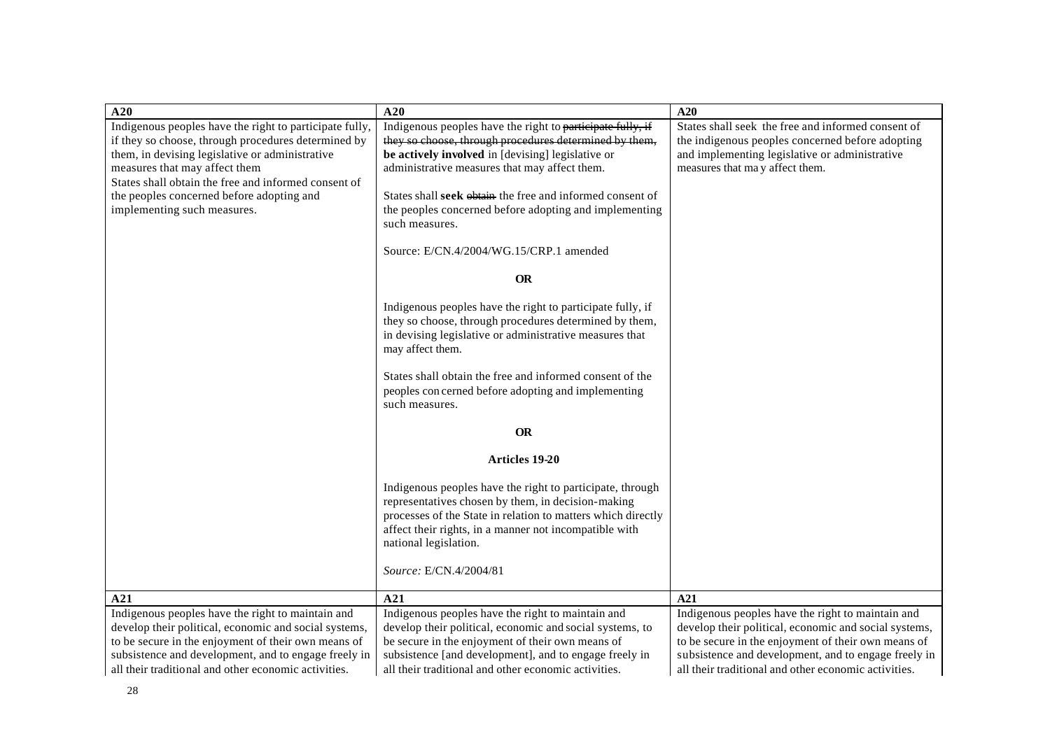| A20 | A20 | A20 |
|---|---|---|
| Indigenous peoples have the right to participate fully, if they so choose, through procedures determined by them, in devising legislative or administrative measures that may affect them<br>States shall obtain the free and informed consent of the peoples concerned before adopting and implementing such measures. | Indigenous peoples have the right to ~~participate fully, if they so choose, through procedures determined by them,~~ **be actively involved** in [devising] legislative or administrative measures that may affect them.<br><br>States shall **seek** ~~obtain~~ the free and informed consent of the peoples concerned before adopting and implementing such measures.<br><br>Source: E/CN.4/2004/WG.15/CRP.1 amended<br><br>**OR**<br><br>Indigenous peoples have the right to participate fully, if they so choose, through procedures determined by them, in devising legislative or administrative measures that may affect them.<br><br>States shall obtain the free and informed consent of the peoples concerned before adopting and implementing such measures.<br><br>**OR**<br><br>**Articles 19-20**<br><br>Indigenous peoples have the right to participate, through representatives chosen by them, in decision-making processes of the State in relation to matters which directly affect their rights, in a manner not incompatible with national legislation.<br><br>*Source:* E/CN.4/2004/81 | States shall seek the free and informed consent of the indigenous peoples concerned before adopting and implementing legislative or administrative measures that may affect them. |
| **A21** | **A21** | **A21** |
| Indigenous peoples have the right to maintain and develop their political, economic and social systems, to be secure in the enjoyment of their own means of subsistence and development, and to engage freely in all their traditional and other economic activities. | Indigenous peoples have the right to maintain and develop their political, economic and social systems, to be secure in the enjoyment of their own means of subsistence [and development], and to engage freely in all their traditional and other economic activities. | Indigenous peoples have the right to maintain and develop their political, economic and social systems, to be secure in the enjoyment of their own means of subsistence and development, and to engage freely in all their traditional and other economic activities. |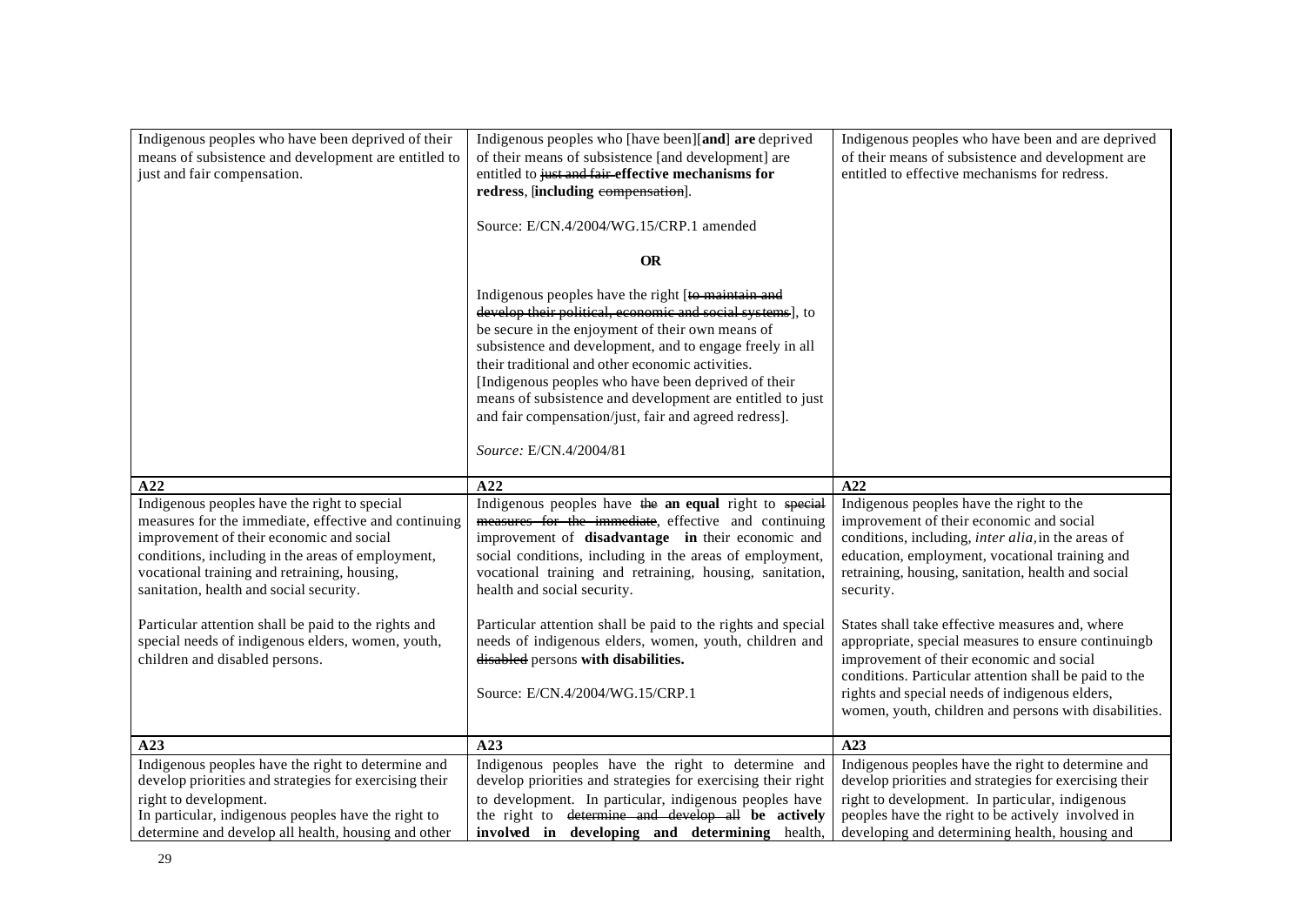| | | |
|---|---|---|
| Indigenous peoples who have been deprived of their means of subsistence and development are entitled to just and fair compensation. | Indigenous peoples who [have been][**and**] **are** deprived of their means of subsistence [and development] are entitled to ~~just and fair~~ **effective mechanisms for redress**, [**including** ~~compensation~~].<br><br>Source: E/CN.4/2004/WG.15/CRP.1 amended<br><br>**OR**<br><br>Indigenous peoples have the right [~~to maintain and develop their political, economic and social systems~~], to be secure in the enjoyment of their own means of subsistence and development, and to engage freely in all their traditional and other economic activities. [Indigenous peoples who have been deprived of their means of subsistence and development are entitled to just and fair compensation/just, fair and agreed redress].<br><br>*Source:* E/CN.4/2004/81 | Indigenous peoples who have been and are deprived of their means of subsistence and development are entitled to effective mechanisms for redress. |
| **A22** | **A22** | **A22** |
| Indigenous peoples have the right to special measures for the immediate, effective and continuing improvement of their economic and social conditions, including in the areas of employment, vocational training and retraining, housing, sanitation, health and social security.<br><br>Particular attention shall be paid to the rights and special needs of indigenous elders, women, youth, children and disabled persons. | Indigenous peoples have ~~the~~ **an equal** right to ~~special measures for the immediate~~, effective and continuing improvement of **disadvantage in** their economic and social conditions, including in the areas of employment, vocational training and retraining, housing, sanitation, health and social security.<br><br>Particular attention shall be paid to the rights and special needs of indigenous elders, women, youth, children and ~~disabled~~ persons **with disabilities.**<br><br>Source: E/CN.4/2004/WG.15/CRP.1 | Indigenous peoples have the right to the improvement of their economic and social conditions, including, *inter alia*, in the areas of education, employment, vocational training and retraining, housing, sanitation, health and social security.<br><br>States shall take effective measures and, where appropriate, special measures to ensure continuingb improvement of their economic and social conditions. Particular attention shall be paid to the rights and special needs of indigenous elders, women, youth, children and persons with disabilities. |
| **A23** | **A23** | **A23** |
| Indigenous peoples have the right to determine and develop priorities and strategies for exercising their right to development.<br>In particular, indigenous peoples have the right to determine and develop all health, housing and other | Indigenous peoples have the right to determine and develop priorities and strategies for exercising their right to development. In particular, indigenous peoples have the right to ~~determine and develop all~~ **be actively involved in developing and determining** health, | Indigenous peoples have the right to determine and develop priorities and strategies for exercising their right to development. In particular, indigenous peoples have the right to be actively involved in developing and determining health, housing and |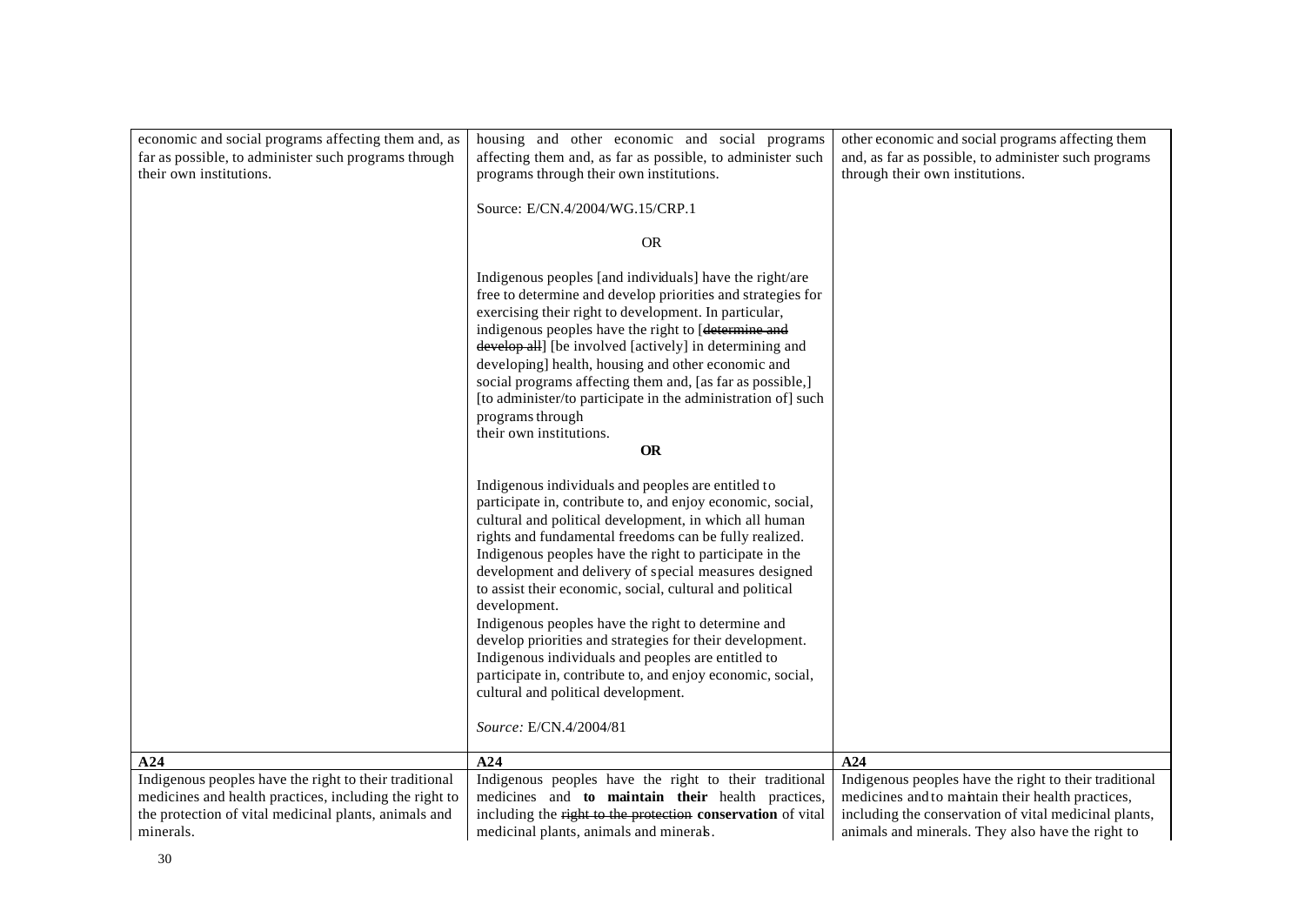| | | |
|---|---|---|
| economic and social programs affecting them and, as far as possible, to administer such programs through their own institutions. | housing and other economic and social programs affecting them and, as far as possible, to administer such programs through their own institutions.<br><br>Source: E/CN.4/2004/WG.15/CRP.1<br><br>OR<br><br>Indigenous peoples [and individuals] have the right/are free to determine and develop priorities and strategies for exercising their right to development. In particular, indigenous peoples have the right to [~~determine and develop all~~] [be involved [actively] in determining and developing] health, housing and other economic and social programs affecting them and, [as far as possible,] [to administer/to participate in the administration of] such programs through their own institutions.<br><br>**OR**<br><br>Indigenous individuals and peoples are entitled to participate in, contribute to, and enjoy economic, social, cultural and political development, in which all human rights and fundamental freedoms can be fully realized. Indigenous peoples have the right to participate in the development and delivery of special measures designed to assist their economic, social, cultural and political development. Indigenous peoples have the right to determine and develop priorities and strategies for their development. Indigenous individuals and peoples are entitled to participate in, contribute to, and enjoy economic, social, cultural and political development.<br><br>*Source:* E/CN.4/2004/81 | other economic and social programs affecting them and, as far as possible, to administer such programs through their own institutions. |
| **A24** | **A24** | **A24** |
| Indigenous peoples have the right to their traditional medicines and health practices, including the right to the protection of vital medicinal plants, animals and minerals. | Indigenous peoples have the right to their traditional medicines and **to maintain their** health practices, including the ~~right to the protection~~ **conservation** of vital medicinal plants, animals and minerals. | Indigenous peoples have the right to their traditional medicines and to maintain their health practices, including the conservation of vital medicinal plants, animals and minerals. They also have the right to |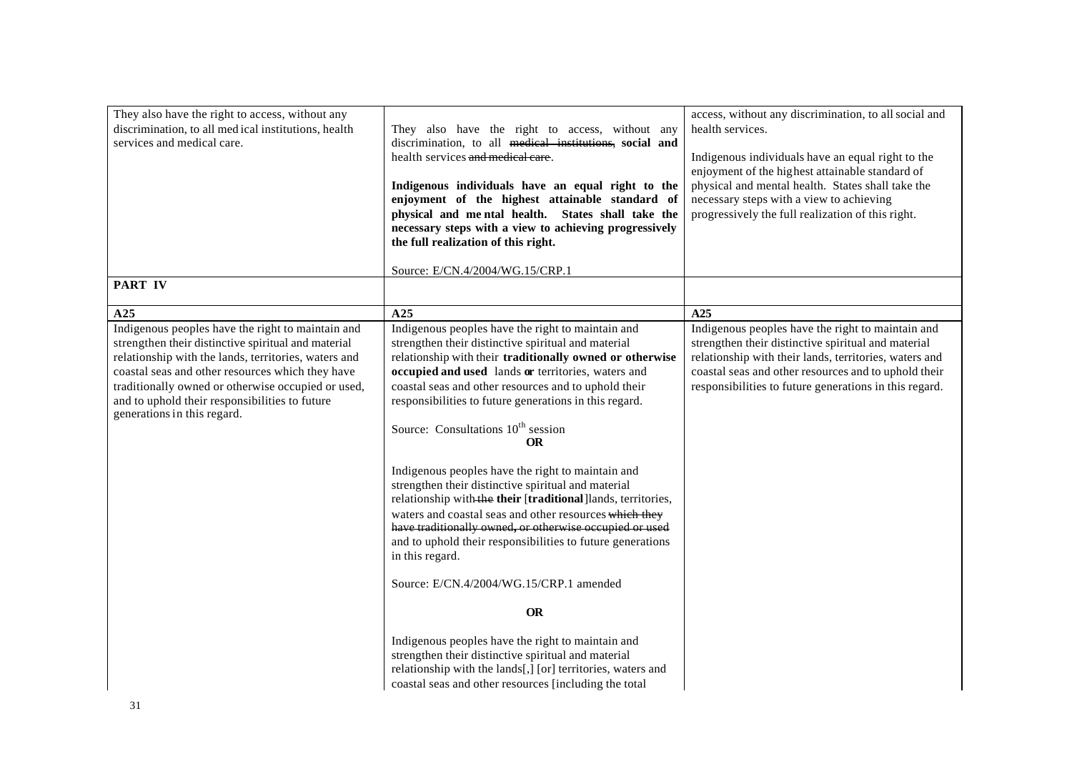| | | |
|---|---|---|
| They also have the right to access, without any discrimination, to all medical institutions, health services and medical care. | They also have the right to access, without any discrimination, to all ~~medical institutions,~~ **social and** health services ~~and medical care~~.<br><br>**Indigenous individuals have an equal right to the enjoyment of the highest attainable standard of physical and mental health. States shall take the necessary steps with a view to achieving progressively the full realization of this right.**<br><br>Source: E/CN.4/2004/WG.15/CRP.1 | access, without any discrimination, to all social and health services.<br><br>Indigenous individuals have an equal right to the enjoyment of the highest attainable standard of physical and mental health. States shall take the necessary steps with a view to achieving progressively the full realization of this right. |
| **PART IV** | | |
| **A25** | **A25** | **A25** |
| Indigenous peoples have the right to maintain and strengthen their distinctive spiritual and material relationship with the lands, territories, waters and coastal seas and other resources which they have traditionally owned or otherwise occupied or used, and to uphold their responsibilities to future generations in this regard. | Indigenous peoples have the right to maintain and strengthen their distinctive spiritual and material relationship with their **traditionally owned or otherwise occupied and used** lands **or** territories, waters and coastal seas and other resources and to uphold their responsibilities to future generations in this regard.<br><br>Source: Consultations 10th session<br><br>**OR**<br><br>Indigenous peoples have the right to maintain and strengthen their distinctive spiritual and material relationship with ~~the~~ **their** [**traditional**]lands, territories, waters and coastal seas and other resources ~~which they have traditionally owned, or otherwise occupied or used~~ and to uphold their responsibilities to future generations in this regard.<br><br>Source: E/CN.4/2004/WG.15/CRP.1 amended<br><br>**OR**<br><br>Indigenous peoples have the right to maintain and strengthen their distinctive spiritual and material relationship with the lands[,] [or] territories, waters and coastal seas and other resources [including the total | Indigenous peoples have the right to maintain and strengthen their distinctive spiritual and material relationship with their lands, territories, waters and coastal seas and other resources and to uphold their responsibilities to future generations in this regard. |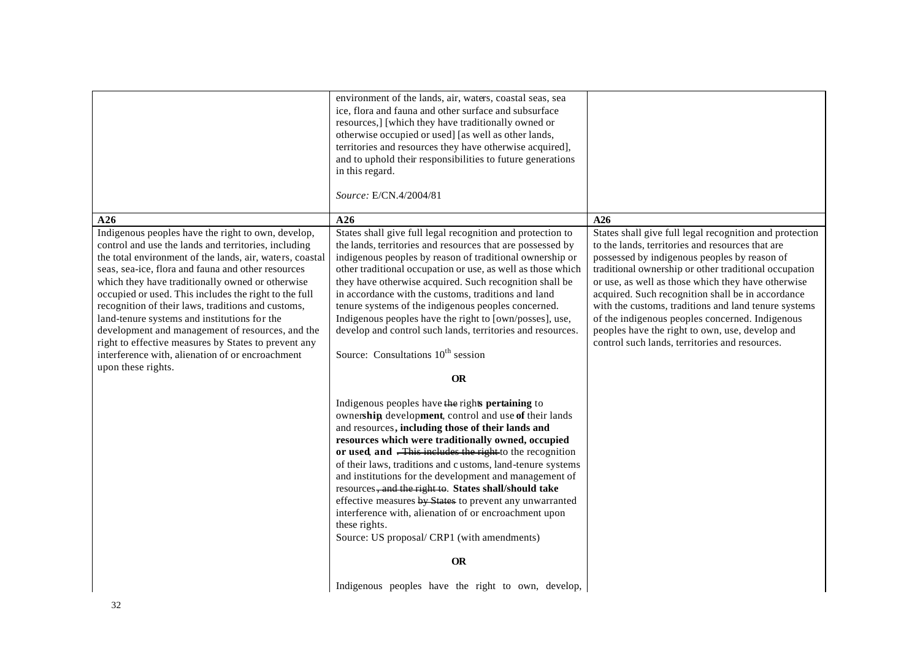| | | |
|---|---|---|
| | environment of the lands, air, waters, coastal seas, sea ice, flora and fauna and other surface and subsurface resources,] [which they have traditionally owned or otherwise occupied or used] [as well as other lands, territories and resources they have otherwise acquired], and to uphold their responsibilities to future generations in this regard.<br><br>*Source:* E/CN.4/2004/81 | |
| **A26** | **A26** | **A26** |
| Indigenous peoples have the right to own, develop, control and use the lands and territories, including the total environment of the lands, air, waters, coastal seas, sea-ice, flora and fauna and other resources which they have traditionally owned or otherwise occupied or used. This includes the right to the full recognition of their laws, traditions and customs, land-tenure systems and institutions for the development and management of resources, and the right to effective measures by States to prevent any interference with, alienation of or encroachment upon these rights. | States shall give full legal recognition and protection to the lands, territories and resources that are possessed by indigenous peoples by reason of traditional ownership or other traditional occupation or use, as well as those which they have otherwise acquired. Such recognition shall be in accordance with the customs, traditions and land tenure systems of the indigenous peoples concerned. Indigenous peoples have the right to [own/posses], use, develop and control such lands, territories and resources.<br><br>Source: Consultations 10th session<br><br>**OR**<br><br>Indigenous peoples have ~~the~~ right**s pertaining** to owner**ship**, develop**ment**, control and use **of** their lands and resources**, including those of their lands and resources which were traditionally owned, occupied or used**, **and** ~~. This includes the right~~ to the recognition of their laws, traditions and customs, land-tenure systems and institutions for the development and management of resources~~, and the right to~~. **States shall/should take** effective measures ~~by States~~ to prevent any unwarranted interference with, alienation of or encroachment upon these rights.<br>Source: US proposal/ CRP1 (with amendments)<br><br>**OR**<br><br>Indigenous peoples have the right to own, develop, | States shall give full legal recognition and protection to the lands, territories and resources that are possessed by indigenous peoples by reason of traditional ownership or other traditional occupation or use, as well as those which they have otherwise acquired. Such recognition shall be in accordance with the customs, traditions and land tenure systems of the indigenous peoples concerned. Indigenous peoples have the right to own, use, develop and control such lands, territories and resources. |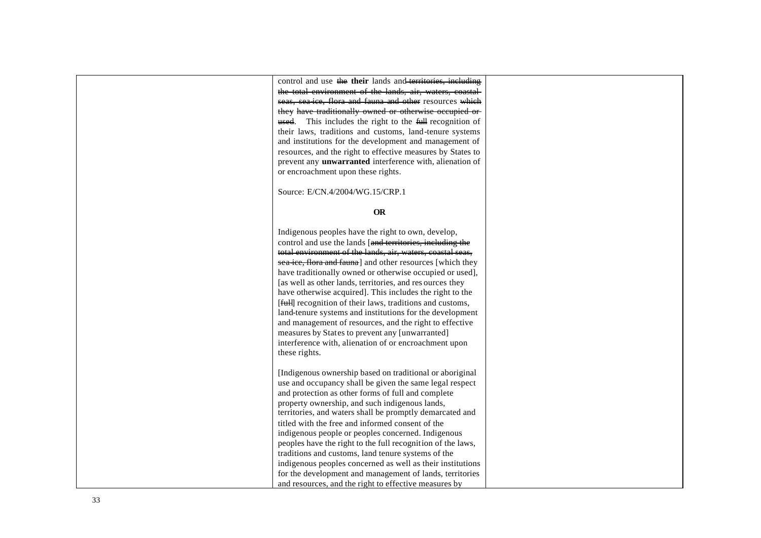control and use ~~the~~ **their** lands and ~~territories, including the total environment of the lands, air, waters, coastal seas, sea-ice, flora and fauna and other~~ resources ~~which they have traditionally owned or otherwise occupied or used~~. This includes the right to the ~~full~~ recognition of their laws, traditions and customs, land-tenure systems and institutions for the development and management of resources, and the right to effective measures by States to prevent any **unwarranted** interference with, alienation of or encroachment upon these rights.

Source: E/CN.4/2004/WG.15/CRP.1

**OR**

Indigenous peoples have the right to own, develop, control and use the lands [~~and territories, including the total environment of the lands, air, waters, coastal seas, sea-ice, flora and fauna~~] and other resources [which they have traditionally owned or otherwise occupied or used], [as well as other lands, territories, and resources they have otherwise acquired]. This includes the right to the [~~full~~] recognition of their laws, traditions and customs, land-tenure systems and institutions for the development and management of resources, and the right to effective measures by States to prevent any [unwarranted] interference with, alienation of or encroachment upon these rights.

[Indigenous ownership based on traditional or aboriginal use and occupancy shall be given the same legal respect and protection as other forms of full and complete property ownership, and such indigenous lands, territories, and waters shall be promptly demarcated and titled with the free and informed consent of the indigenous people or peoples concerned. Indigenous peoples have the right to the full recognition of the laws, traditions and customs, land tenure systems of the indigenous peoples concerned as well as their institutions for the development and management of lands, territories and resources, and the right to effective measures by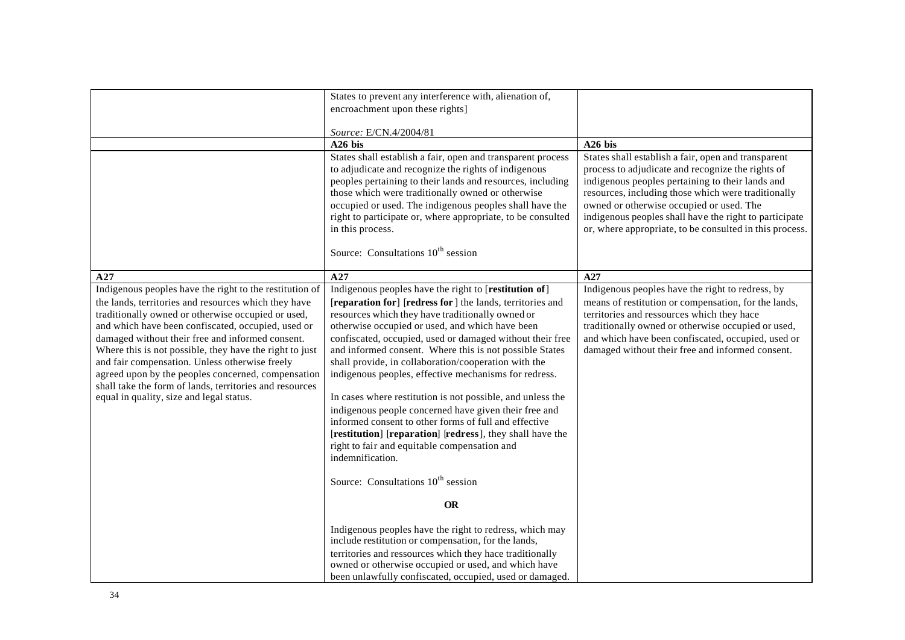| | | |
|---|---|---|
| | States to prevent any interference with, alienation of, encroachment upon these rights]<br><br>*Source:* E/CN.4/2004/81 | |
| | **A26 bis** | **A26 bis** |
| | States shall establish a fair, open and transparent process to adjudicate and recognize the rights of indigenous peoples pertaining to their lands and resources, including those which were traditionally owned or otherwise occupied or used. The indigenous peoples shall have the right to participate or, where appropriate, to be consulted in this process.<br><br>Source: Consultations 10th session | States shall establish a fair, open and transparent process to adjudicate and recognize the rights of indigenous peoples pertaining to their lands and resources, including those which were traditionally owned or otherwise occupied or used. The indigenous peoples shall have the right to participate or, where appropriate, to be consulted in this process. |
| **A27** | **A27** | **A27** |
| Indigenous peoples have the right to the restitution of the lands, territories and resources which they have traditionally owned or otherwise occupied or used, and which have been confiscated, occupied, used or damaged without their free and informed consent. Where this is not possible, they have the right to just and fair compensation. Unless otherwise freely agreed upon by the peoples concerned, compensation shall take the form of lands, territories and resources equal in quality, size and legal status. | Indigenous peoples have the right to [**restitution of**] [**reparation for**] [**redress for** ] the lands, territories and resources which they have traditionally owned or otherwise occupied or used, and which have been confiscated, occupied, used or damaged without their free and informed consent. Where this is not possible States shall provide, in collaboration/cooperation with the indigenous peoples, effective mechanisms for redress.<br><br>In cases where restitution is not possible, and unless the indigenous people concerned have given their free and informed consent to other forms of full and effective [**restitution**] [**reparation**] [**redress** ], they shall have the right to fair and equitable compensation and indemnification.<br><br>Source: Consultations 10th session<br><br>**OR**<br><br>Indigenous peoples have the right to redress, which may include restitution or compensation, for the lands, territories and ressources which they hace traditionally owned or otherwise occupied or used, and which have been unlawfully confiscated, occupied, used or damaged. | Indigenous peoples have the right to redress, by means of restitution or compensation, for the lands, territories and ressources which they hace traditionally owned or otherwise occupied or used, and which have been confiscated, occupied, used or damaged without their free and informed consent. |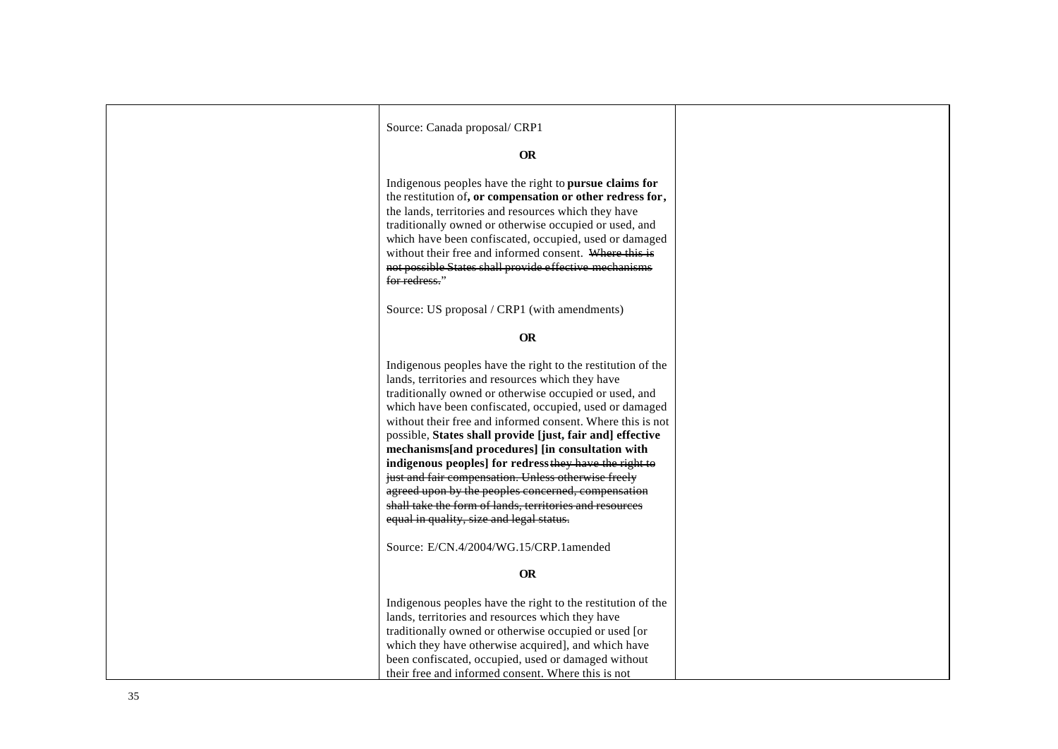| | | |
|---|---|---|
| | Source: Canada proposal/ CRP1<br><br>**OR**<br><br>Indigenous peoples have the right to **pursue claims for** the restitution of**, or compensation or other redress for,** the lands, territories and resources which they have traditionally owned or otherwise occupied or used, and which have been confiscated, occupied, used or damaged without their free and informed consent. ~~Where this is not possible States shall provide effective mechanisms for redress.~~"<br><br>Source: US proposal / CRP1 (with amendments)<br><br>**OR**<br><br>Indigenous peoples have the right to the restitution of the lands, territories and resources which they have traditionally owned or otherwise occupied or used, and which have been confiscated, occupied, used or damaged without their free and informed consent. Where this is not possible, **States shall provide [just, fair and] effective mechanisms[and procedures] [in consultation with indigenous peoples] for redress** ~~they have the right to just and fair compensation. Unless otherwise freely agreed upon by the peoples concerned, compensation shall take the form of lands, territories and resources equal in quality, size and legal status.~~<br><br>Source: E/CN.4/2004/WG.15/CRP.1amended<br><br>**OR**<br><br>Indigenous peoples have the right to the restitution of the lands, territories and resources which they have traditionally owned or otherwise occupied or used [or which they have otherwise acquired], and which have been confiscated, occupied, used or damaged without their free and informed consent. Where this is not | |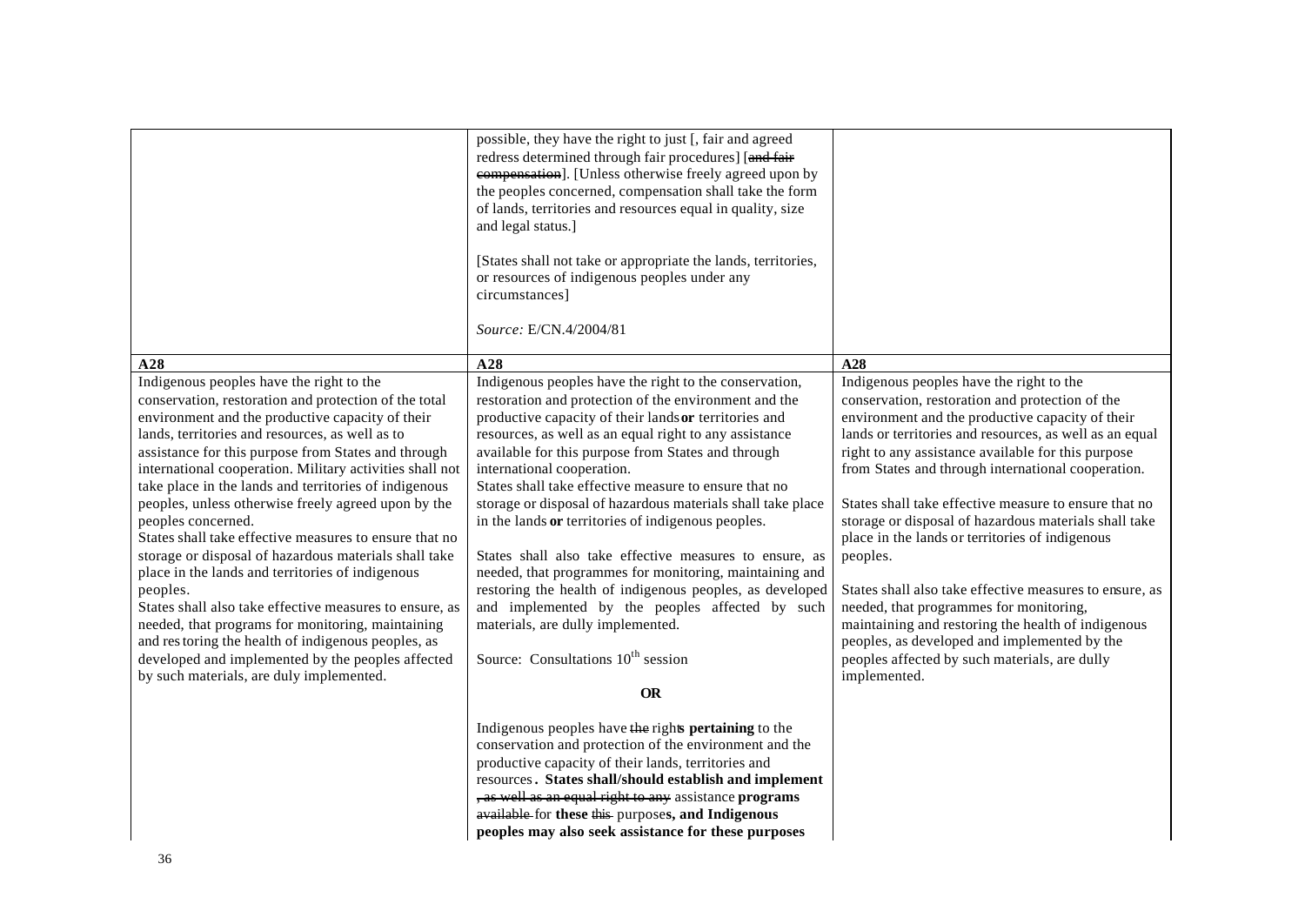| | | |
|---|---|---|
| | possible, they have the right to just [, fair and agreed redress determined through fair procedures] [~~and fair compensation~~]. [Unless otherwise freely agreed upon by the peoples concerned, compensation shall take the form of lands, territories and resources equal in quality, size and legal status.]<br><br>[States shall not take or appropriate the lands, territories, or resources of indigenous peoples under any circumstances]<br><br>*Source:* E/CN.4/2004/81 | |
| **A28** | **A28** | **A28** |
| Indigenous peoples have the right to the conservation, restoration and protection of the total environment and the productive capacity of their lands, territories and resources, as well as to assistance for this purpose from States and through international cooperation. Military activities shall not take place in the lands and territories of indigenous peoples, unless otherwise freely agreed upon by the peoples concerned.<br>States shall take effective measures to ensure that no storage or disposal of hazardous materials shall take place in the lands and territories of indigenous peoples.<br>States shall also take effective measures to ensure, as needed, that programs for monitoring, maintaining and restoring the health of indigenous peoples, as developed and implemented by the peoples affected by such materials, are duly implemented. | Indigenous peoples have the right to the conservation, restoration and protection of the environment and the productive capacity of their lands **or** territories and resources, as well as an equal right to any assistance available for this purpose from States and through international cooperation.<br>States shall take effective measure to ensure that no storage or disposal of hazardous materials shall take place in the lands **or** territories of indigenous peoples.<br><br>States shall also take effective measures to ensure, as needed, that programmes for monitoring, maintaining and restoring the health of indigenous peoples, as developed and implemented by the peoples affected by such materials, are dully implemented.<br><br>Source: Consultations 10th session<br><br>**OR**<br><br>Indigenous peoples have ~~the~~ right**s pertaining** to the conservation and protection of the environment and the productive capacity of their lands, territories and resources**. States shall/should establish and implement** ~~, as well as an equal right to any~~ assistance **programs** ~~available~~ for **these** ~~this~~ purpose**s, and Indigenous peoples may also seek assistance for these purposes** | Indigenous peoples have the right to the conservation, restoration and protection of the environment and the productive capacity of their lands or territories and resources, as well as an equal right to any assistance available for this purpose from States and through international cooperation.<br><br>States shall take effective measure to ensure that no storage or disposal of hazardous materials shall take place in the lands or territories of indigenous peoples.<br><br>States shall also take effective measures to ensure, as needed, that programmes for monitoring, maintaining and restoring the health of indigenous peoples, as developed and implemented by the peoples affected by such materials, are dully implemented. |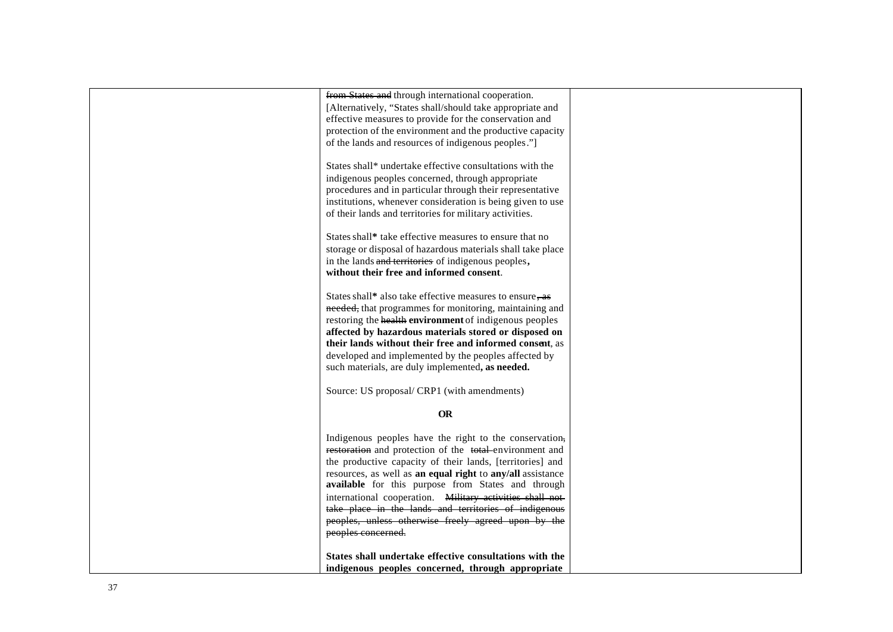| | | |
|---|---|---|
| | ~~from States and~~ through international cooperation. [Alternatively, "States shall/should take appropriate and effective measures to provide for the conservation and protection of the environment and the productive capacity of the lands and resources of indigenous peoples."]<br><br>States shall* undertake effective consultations with the indigenous peoples concerned, through appropriate procedures and in particular through their representative institutions, whenever consideration is being given to use of their lands and territories for military activities.<br><br>States shall* take effective measures to ensure that no storage or disposal of hazardous materials shall take place in the lands ~~and territories~~ of indigenous peoples**, without their free and informed consent**.<br><br>States shall* also take effective measures to ensure~~, as needed,~~ that programmes for monitoring, maintaining and restoring the ~~health~~ **environment** of indigenous peoples **affected by hazardous materials stored or disposed on their lands without their free and informed consent**, as developed and implemented by the peoples affected by such materials, are duly implemented**, as needed.**<br><br>Source: US proposal/ CRP1 (with amendments)<br><br>**OR**<br><br>Indigenous peoples have the right to the conservation~~, restoration~~ and protection of the ~~total~~ environment and the productive capacity of their lands, [territories] and resources, as well as **an equal right** to **any/all** assistance **available** for this purpose from States and through international cooperation. ~~Military activities shall not take place in the lands and territories of indigenous peoples, unless otherwise freely agreed upon by the peoples concerned.~~<br><br>**States shall undertake effective consultations with the indigenous peoples concerned, through appropriate** | |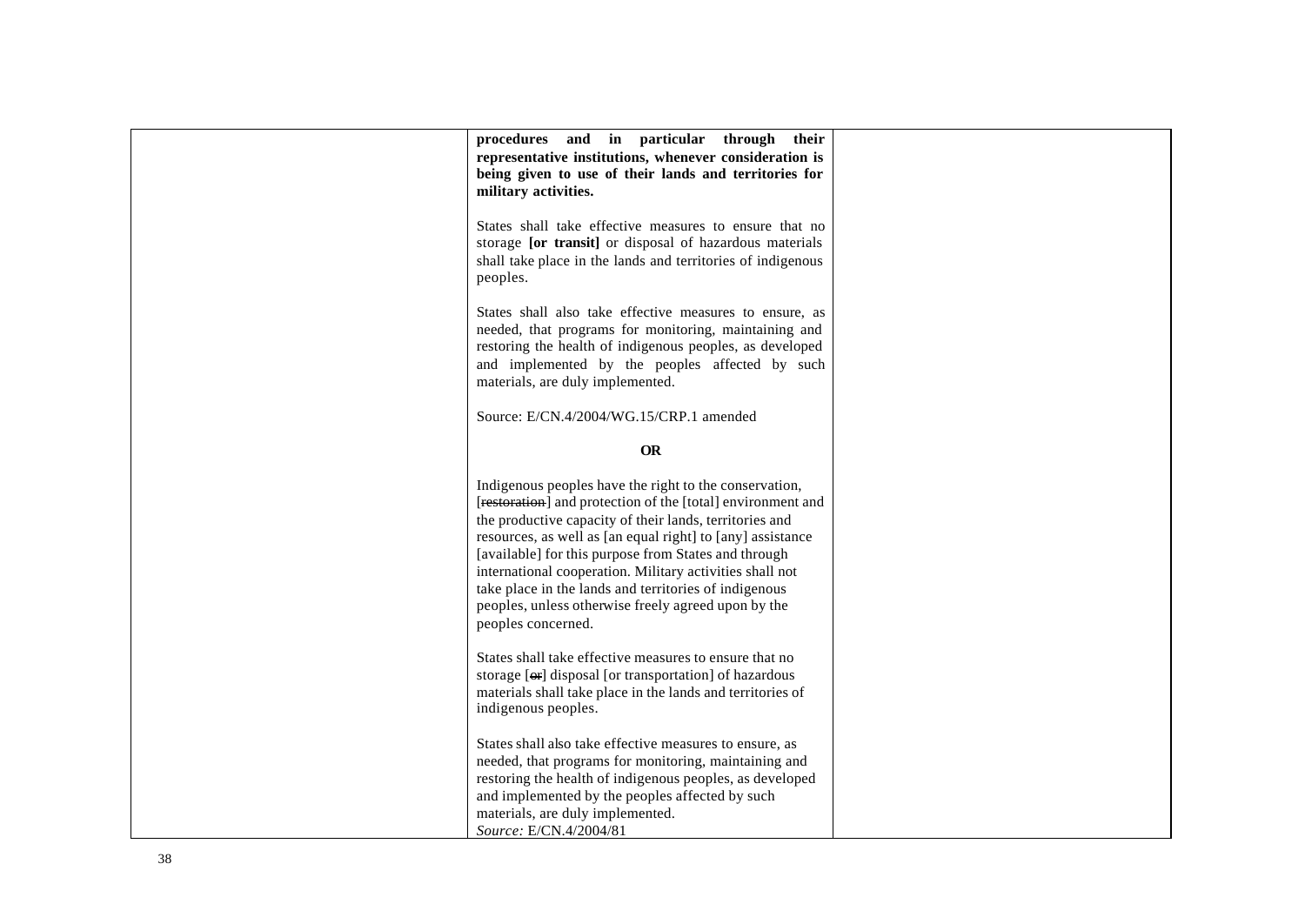|  | **procedures and in particular through their representative institutions, whenever consideration is being given to use of their lands and territories for military activities.**<br><br>States shall take effective measures to ensure that no storage **[or transit]** or disposal of hazardous materials shall take place in the lands and territories of indigenous peoples.<br><br>States shall also take effective measures to ensure, as needed, that programs for monitoring, maintaining and restoring the health of indigenous peoples, as developed and implemented by the peoples affected by such materials, are duly implemented.<br><br>Source: E/CN.4/2004/WG.15/CRP.1 amended<br><br>**OR**<br><br>Indigenous peoples have the right to the conservation, [~~restoration~~] and protection of the [total] environment and the productive capacity of their lands, territories and resources, as well as [an equal right] to [any] assistance [available] for this purpose from States and through international cooperation. Military activities shall not take place in the lands and territories of indigenous peoples, unless otherwise freely agreed upon by the peoples concerned.<br><br>States shall take effective measures to ensure that no storage [~~or~~] disposal [or transportation] of hazardous materials shall take place in the lands and territories of indigenous peoples.<br><br>States shall also take effective measures to ensure, as needed, that programs for monitoring, maintaining and restoring the health of indigenous peoples, as developed and implemented by the peoples affected by such materials, are duly implemented.<br>*Source:* E/CN.4/2004/81 |  |
|---|---|---|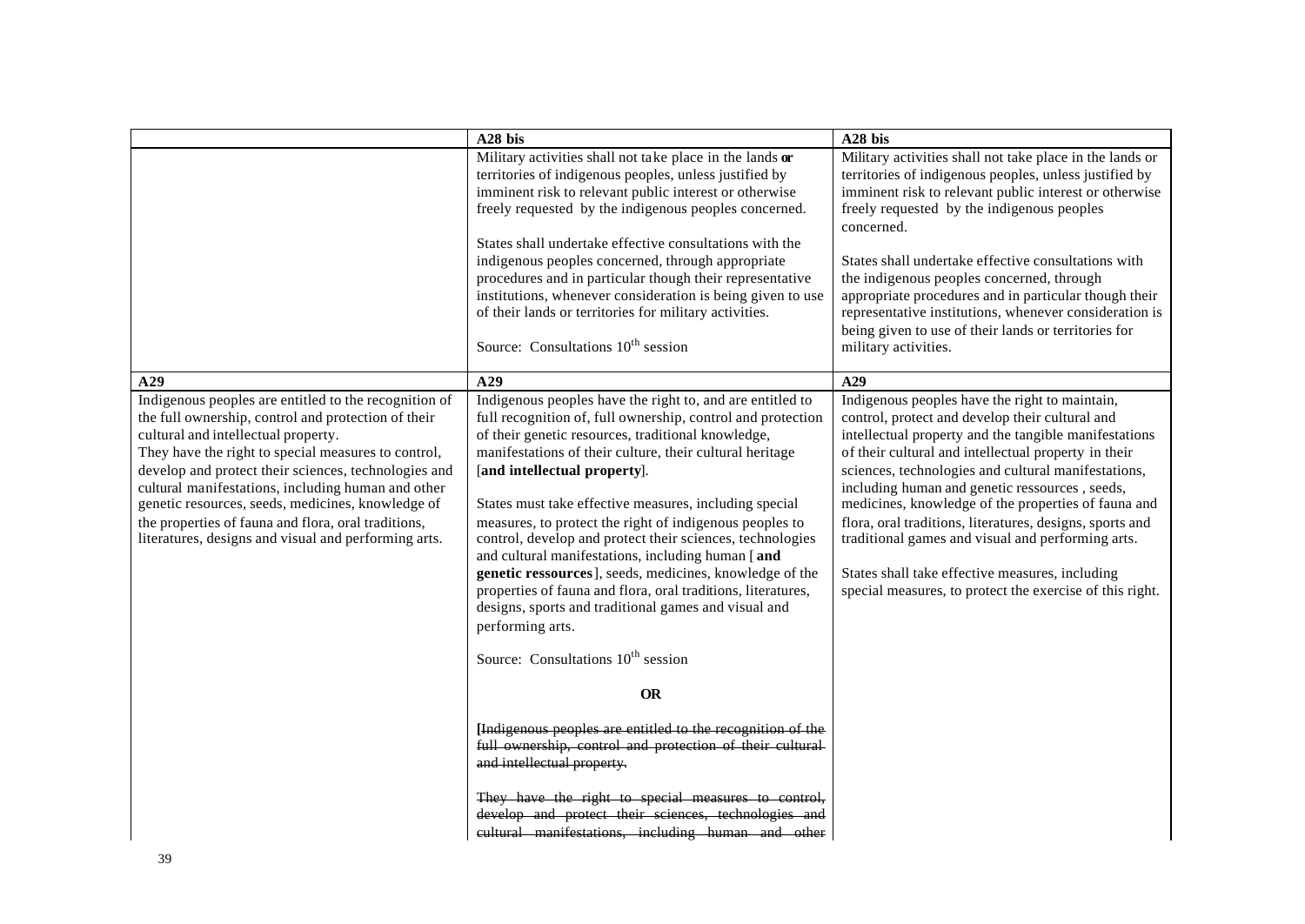| | A28 bis | A28 bis |
|---|---|---|
| | Military activities shall not take place in the lands **or** territories of indigenous peoples, unless justified by imminent risk to relevant public interest or otherwise freely requested by the indigenous peoples concerned.<br><br>States shall undertake effective consultations with the indigenous peoples concerned, through appropriate procedures and in particular though their representative institutions, whenever consideration is being given to use of their lands or territories for military activities.<br><br>Source: Consultations 10th session | Military activities shall not take place in the lands or territories of indigenous peoples, unless justified by imminent risk to relevant public interest or otherwise freely requested by the indigenous peoples concerned.<br><br>States shall undertake effective consultations with the indigenous peoples concerned, through appropriate procedures and in particular though their representative institutions, whenever consideration is being given to use of their lands or territories for military activities. |
| **A29** | **A29** | **A29** |
| Indigenous peoples are entitled to the recognition of the full ownership, control and protection of their cultural and intellectual property.<br>They have the right to special measures to control, develop and protect their sciences, technologies and cultural manifestations, including human and other genetic resources, seeds, medicines, knowledge of the properties of fauna and flora, oral traditions, literatures, designs and visual and performing arts. | Indigenous peoples have the right to, and are entitled to full recognition of, full ownership, control and protection of their genetic resources, traditional knowledge, manifestations of their culture, their cultural heritage [**and intellectual property**].<br><br>States must take effective measures, including special measures, to protect the right of indigenous peoples to control, develop and protect their sciences, technologies and cultural manifestations, including human [ **and genetic ressources**], seeds, medicines, knowledge of the properties of fauna and flora, oral traditions, literatures, designs, sports and traditional games and visual and performing arts.<br><br>Source: Consultations 10th session<br><br>**OR**<br><br>~~[Indigenous peoples are entitled to the recognition of the full ownership, control and protection of their cultural and intellectual property.~~<br><br>~~They have the right to special measures to control, develop and protect their sciences, technologies and cultural manifestations, including human and other~~ | Indigenous peoples have the right to maintain, control, protect and develop their cultural and intellectual property and the tangible manifestations of their cultural and intellectual property in their sciences, technologies and cultural manifestations, including human and genetic ressources , seeds, medicines, knowledge of the properties of fauna and flora, oral traditions, literatures, designs, sports and traditional games and visual and performing arts.<br><br>States shall take effective measures, including special measures, to protect the exercise of this right. |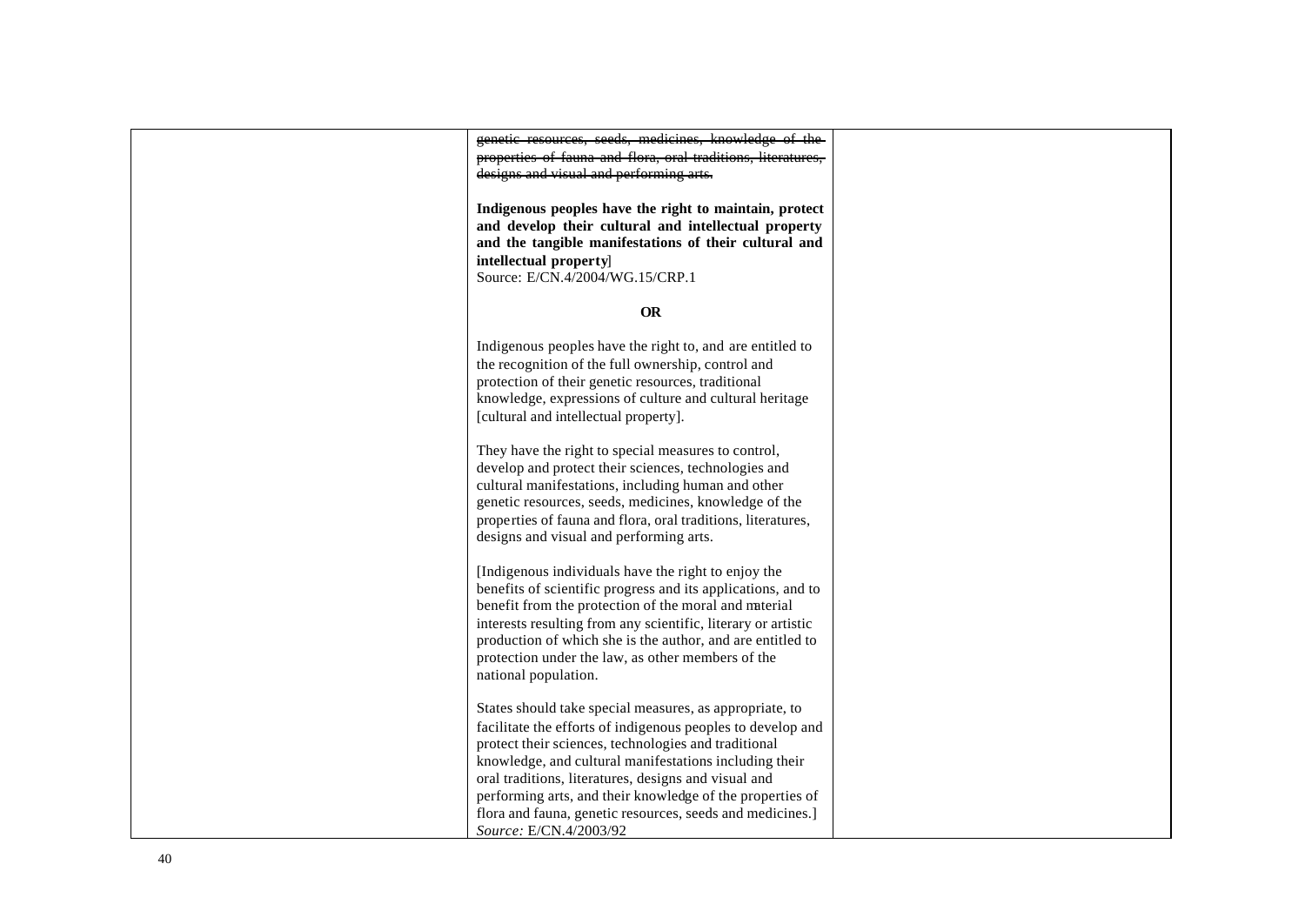| | | |
|---|---|---|
| | ~~genetic resources, seeds, medicines, knowledge of the properties of fauna and flora, oral traditions, literatures, designs and visual and performing arts.~~<br><br>**Indigenous peoples have the right to maintain, protect and develop their cultural and intellectual property and the tangible manifestations of their cultural and intellectual property**]<br>Source: E/CN.4/2004/WG.15/CRP.1<br><br>**OR**<br><br>Indigenous peoples have the right to, and are entitled to the recognition of the full ownership, control and protection of their genetic resources, traditional knowledge, expressions of culture and cultural heritage [cultural and intellectual property].<br><br>They have the right to special measures to control, develop and protect their sciences, technologies and cultural manifestations, including human and other genetic resources, seeds, medicines, knowledge of the properties of fauna and flora, oral traditions, literatures, designs and visual and performing arts.<br><br>[Indigenous individuals have the right to enjoy the benefits of scientific progress and its applications, and to benefit from the protection of the moral and material interests resulting from any scientific, literary or artistic production of which she is the author, and are entitled to protection under the law, as other members of the national population.<br><br>States should take special measures, as appropriate, to facilitate the efforts of indigenous peoples to develop and protect their sciences, technologies and traditional knowledge, and cultural manifestations including their oral traditions, literatures, designs and visual and performing arts, and their knowledge of the properties of flora and fauna, genetic resources, seeds and medicines.]<br>*Source:* E/CN.4/2003/92 | |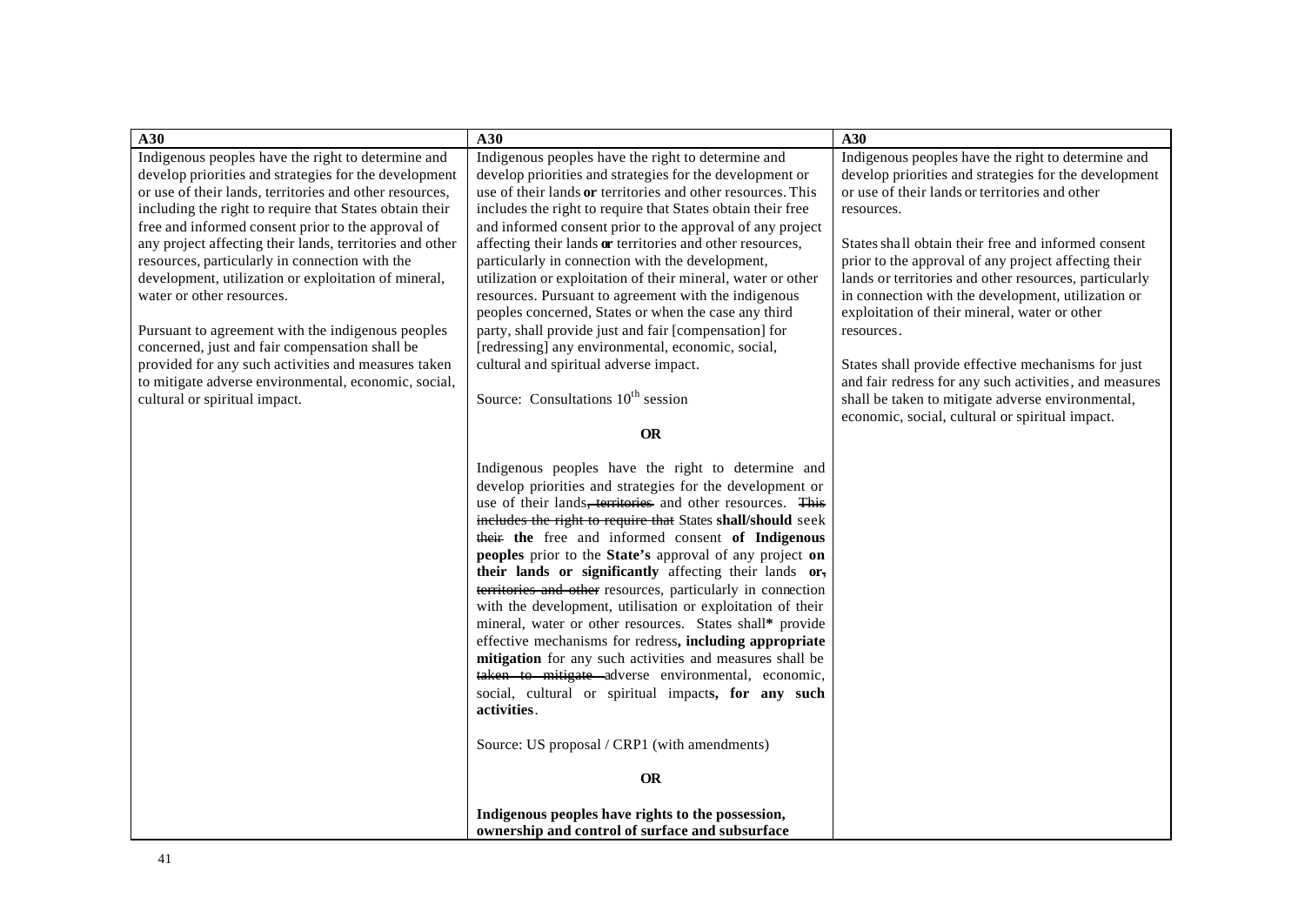| A30 | A30 | A30 |
|---|---|---|
| Indigenous peoples have the right to determine and develop priorities and strategies for the development or use of their lands, territories and other resources, including the right to require that States obtain their free and informed consent prior to the approval of any project affecting their lands, territories and other resources, particularly in connection with the development, utilization or exploitation of mineral, water or other resources.<br><br>Pursuant to agreement with the indigenous peoples concerned, just and fair compensation shall be provided for any such activities and measures taken to mitigate adverse environmental, economic, social, cultural or spiritual impact. | Indigenous peoples have the right to determine and develop priorities and strategies for the development or use of their lands **or** territories and other resources. This includes the right to require that States obtain their free and informed consent prior to the approval of any project affecting their lands **or** territories and other resources, particularly in connection with the development, utilization or exploitation of their mineral, water or other resources. Pursuant to agreement with the indigenous peoples concerned, States or when the case any third party, shall provide just and fair [compensation] for [redressing] any environmental, economic, social, cultural and spiritual adverse impact.<br><br>Source: Consultations 10th session<br><br>**OR**<br><br>Indigenous peoples have the right to determine and develop priorities and strategies for the development or use of their lands~~, territories~~ and other resources. ~~This includes the right to require that~~ States **shall/should** seek ~~their~~ **the** free and informed consent **of Indigenous peoples** prior to the **State's** approval of any project **on their lands or significantly** affecting their lands **or**~~,~~ ~~territories and other~~ resources, particularly in connection with the development, utilisation or exploitation of their mineral, water or other resources. States shall* provide effective mechanisms for redress**, including appropriate mitigation** for any such activities and measures shall be ~~taken to mitigate~~ adverse environmental, economic, social, cultural or spiritual impact**s, for any such activities**.<br><br>Source: US proposal / CRP1 (with amendments)<br><br>**OR**<br><br>**Indigenous peoples have rights to the possession, ownership and control of surface and subsurface** | Indigenous peoples have the right to determine and develop priorities and strategies for the development or use of their lands or territories and other resources.<br><br>States shall obtain their free and informed consent prior to the approval of any project affecting their lands or territories and other resources, particularly in connection with the development, utilization or exploitation of their mineral, water or other resources.<br><br>States shall provide effective mechanisms for just and fair redress for any such activities, and measures shall be taken to mitigate adverse environmental, economic, social, cultural or spiritual impact. |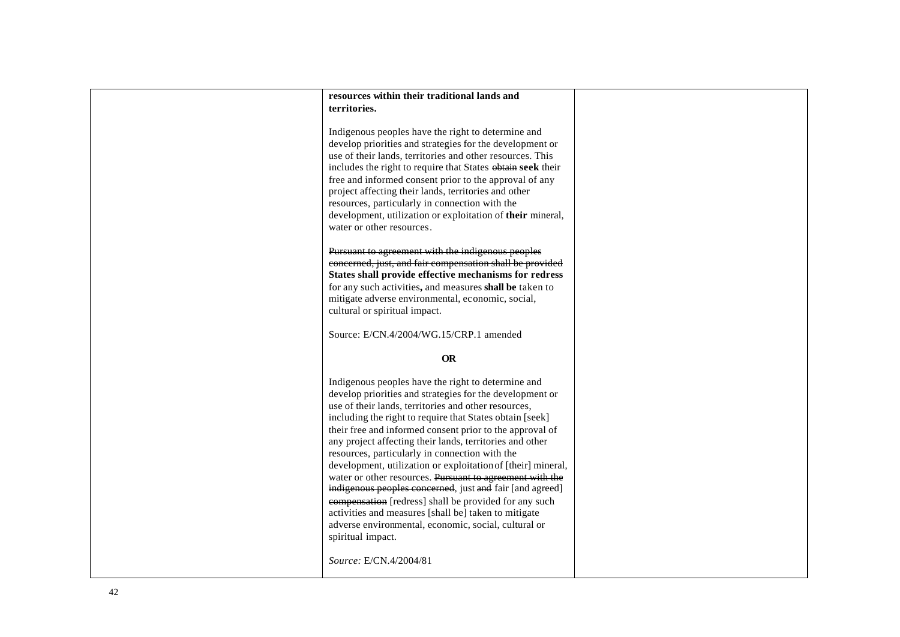|  |  |  |
|---|---|---|
|  | **resources within their traditional lands and territories.**<br><br>Indigenous peoples have the right to determine and develop priorities and strategies for the development or use of their lands, territories and other resources. This includes the right to require that States ~~obtain~~ **seek** their free and informed consent prior to the approval of any project affecting their lands, territories and other resources, particularly in connection with the development, utilization or exploitation of **their** mineral, water or other resources.<br><br>~~Pursuant to agreement with the indigenous peoples concerned, just, and fair compensation shall be provided~~ **States shall provide effective mechanisms for redress** for any such activities**,** and measures **shall be** taken to mitigate adverse environmental, economic, social, cultural or spiritual impact.<br><br>Source: E/CN.4/2004/WG.15/CRP.1 amended<br><br>**OR**<br><br>Indigenous peoples have the right to determine and develop priorities and strategies for the development or use of their lands, territories and other resources, including the right to require that States obtain [seek] their free and informed consent prior to the approval of any project affecting their lands, territories and other resources, particularly in connection with the development, utilization or exploitation of [their] mineral, water or other resources. ~~Pursuant to agreement with the indigenous peoples concerned~~, just ~~and~~ fair [and agreed] ~~compensation~~ [redress] shall be provided for any such activities and measures [shall be] taken to mitigate adverse environmental, economic, social, cultural or spiritual impact.<br><br>*Source:* E/CN.4/2004/81 |  |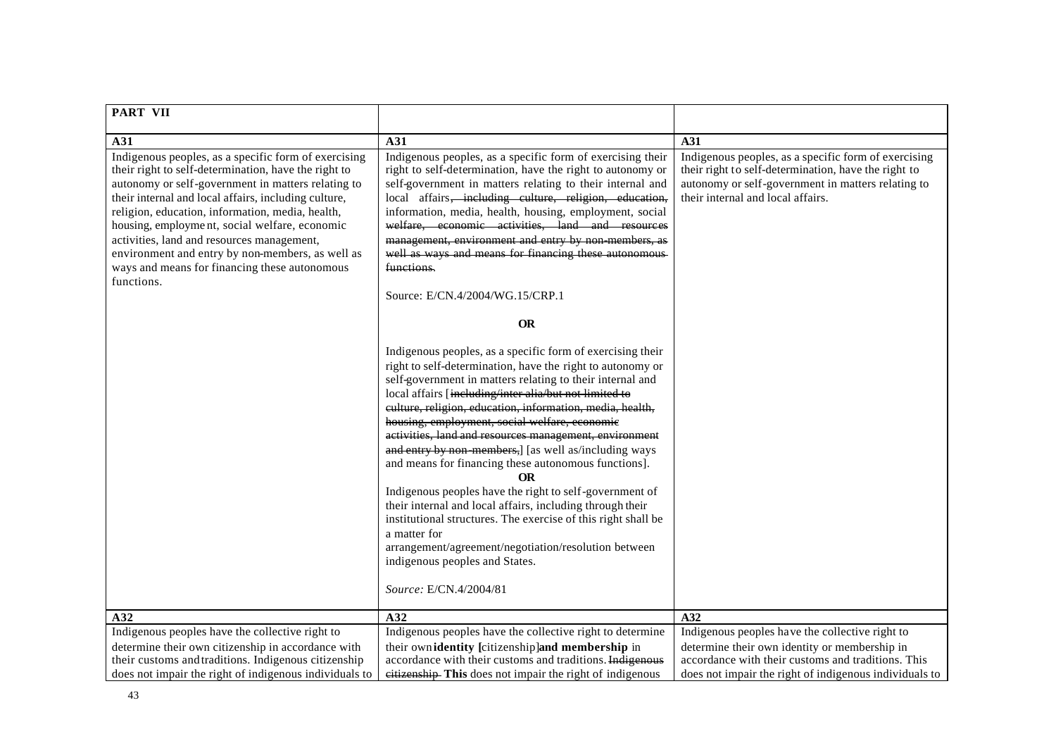| PART VII | | |
|---|---|---|
| **A31** | **A31** | **A31** |
| Indigenous peoples, as a specific form of exercising their right to self-determination, have the right to autonomy or self-government in matters relating to their internal and local affairs, including culture, religion, education, information, media, health, housing, employment, social welfare, economic activities, land and resources management, environment and entry by non-members, as well as ways and means for financing these autonomous functions. | Indigenous peoples, as a specific form of exercising their right to self-determination, have the right to autonomy or self-government in matters relating to their internal and local affairs~~, including culture, religion, education, information, media, health, housing, employment, social welfare, economic activities, land and resources management, environment and entry by non-members, as well as ways and means for financing these autonomous functions.~~<br><br>Source: E/CN.4/2004/WG.15/CRP.1<br><br>**OR**<br><br>Indigenous peoples, as a specific form of exercising their right to self-determination, have the right to autonomy or self-government in matters relating to their internal and local affairs [~~including/inter alia/but not limited to culture, religion, education, information, media, health, housing, employment, social welfare, economic activities, land and resources management, environment and entry by non-members,~~] [as well as/including ways and means for financing these autonomous functions].<br>**OR**<br>Indigenous peoples have the right to self-government of their internal and local affairs, including through their institutional structures. The exercise of this right shall be a matter for arrangement/agreement/negotiation/resolution between indigenous peoples and States.<br><br>*Source:* E/CN.4/2004/81 | Indigenous peoples, as a specific form of exercising their right to self-determination, have the right to autonomy or self-government in matters relating to their internal and local affairs. |
| **A32** | **A32** | **A32** |
| Indigenous peoples have the collective right to determine their own citizenship in accordance with their customs and traditions. Indigenous citizenship does not impair the right of indigenous individuals to | Indigenous peoples have the collective right to determine their own **identity [**citizenship]**and membership** in accordance with their customs and traditions. ~~Indigenous citizenship~~ **This** does not impair the right of indigenous | Indigenous peoples have the collective right to determine their own identity or membership in accordance with their customs and traditions. This does not impair the right of indigenous individuals to |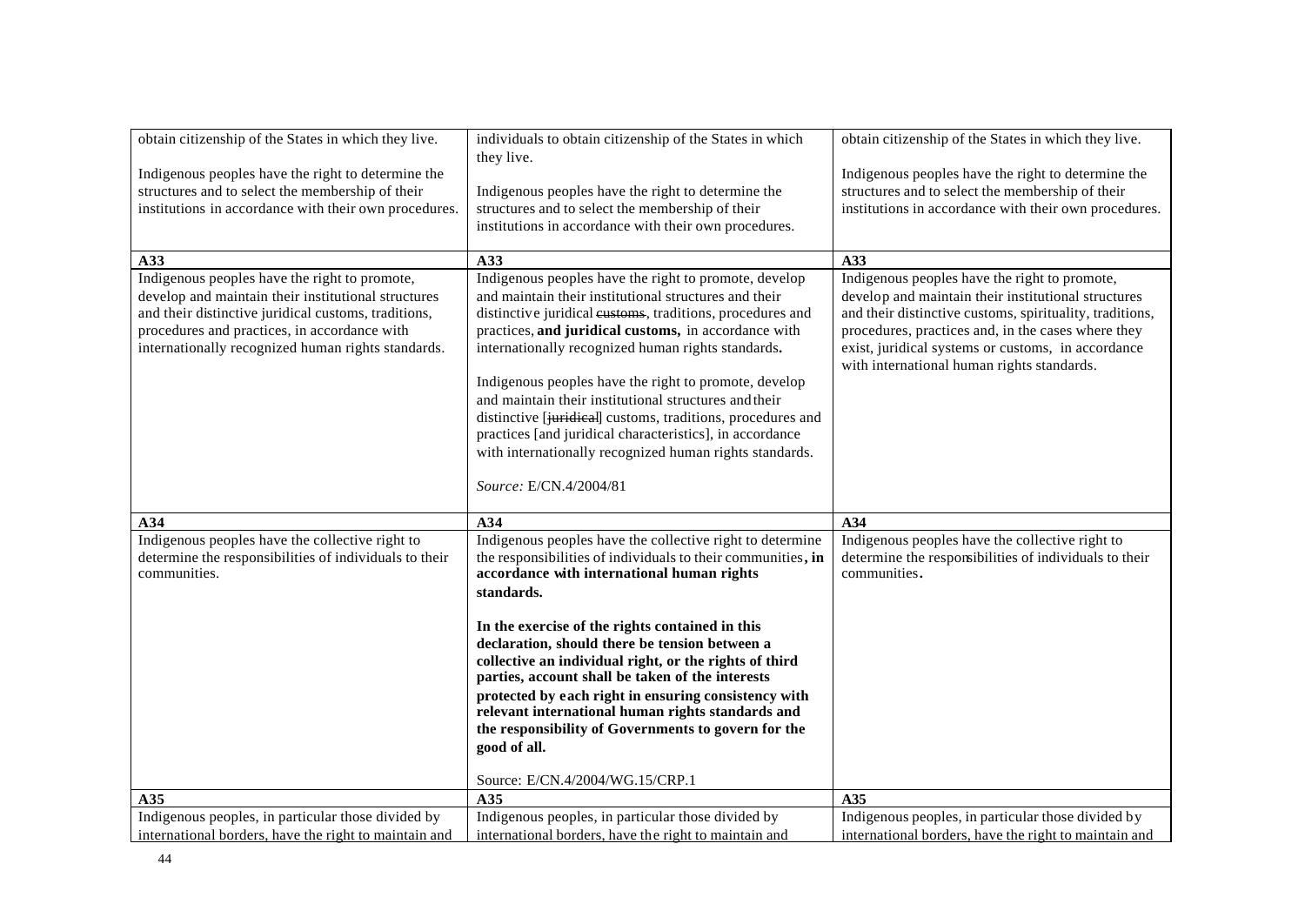| | | |
|---|---|---|
| obtain citizenship of the States in which they live.<br><br>Indigenous peoples have the right to determine the structures and to select the membership of their institutions in accordance with their own procedures. | individuals to obtain citizenship of the States in which they live.<br><br>Indigenous peoples have the right to determine the structures and to select the membership of their institutions in accordance with their own procedures. | obtain citizenship of the States in which they live.<br><br>Indigenous peoples have the right to determine the structures and to select the membership of their institutions in accordance with their own procedures. |
| **A33** | **A33** | **A33** |
| Indigenous peoples have the right to promote, develop and maintain their institutional structures and their distinctive juridical customs, traditions, procedures and practices, in accordance with internationally recognized human rights standards. | Indigenous peoples have the right to promote, develop and maintain their institutional structures and their distinctive juridical ~~customs~~, traditions, procedures and practices, **and juridical customs,** in accordance with internationally recognized human rights standards**.**<br><br>Indigenous peoples have the right to promote, develop and maintain their institutional structures and their distinctive [~~juridical~~] customs, traditions, procedures and practices [and juridical characteristics], in accordance with internationally recognized human rights standards.<br><br>*Source:* E/CN.4/2004/81 | Indigenous peoples have the right to promote, develop and maintain their institutional structures and their distinctive customs, spirituality, traditions, procedures, practices and, in the cases where they exist, juridical systems or customs, in accordance with international human rights standards. |
| **A34** | **A34** | **A34** |
| Indigenous peoples have the collective right to determine the responsibilities of individuals to their communities. | Indigenous peoples have the collective right to determine the responsibilities of individuals to their communities**, in accordance with international human rights standards.**<br><br>**In the exercise of the rights contained in this declaration, should there be tension between a collective an individual right, or the rights of third parties, account shall be taken of the interests protected by each right in ensuring consistency with relevant international human rights standards and the responsibility of Governments to govern for the good of all.**<br><br>Source: E/CN.4/2004/WG.15/CRP.1 | Indigenous peoples have the collective right to determine the responsibilities of individuals to their communities**.** |
| **A35** | **A35** | **A35** |
| Indigenous peoples, in particular those divided by international borders, have the right to maintain and | Indigenous peoples, in particular those divided by international borders, have the right to maintain and | Indigenous peoples, in particular those divided by international borders, have the right to maintain and |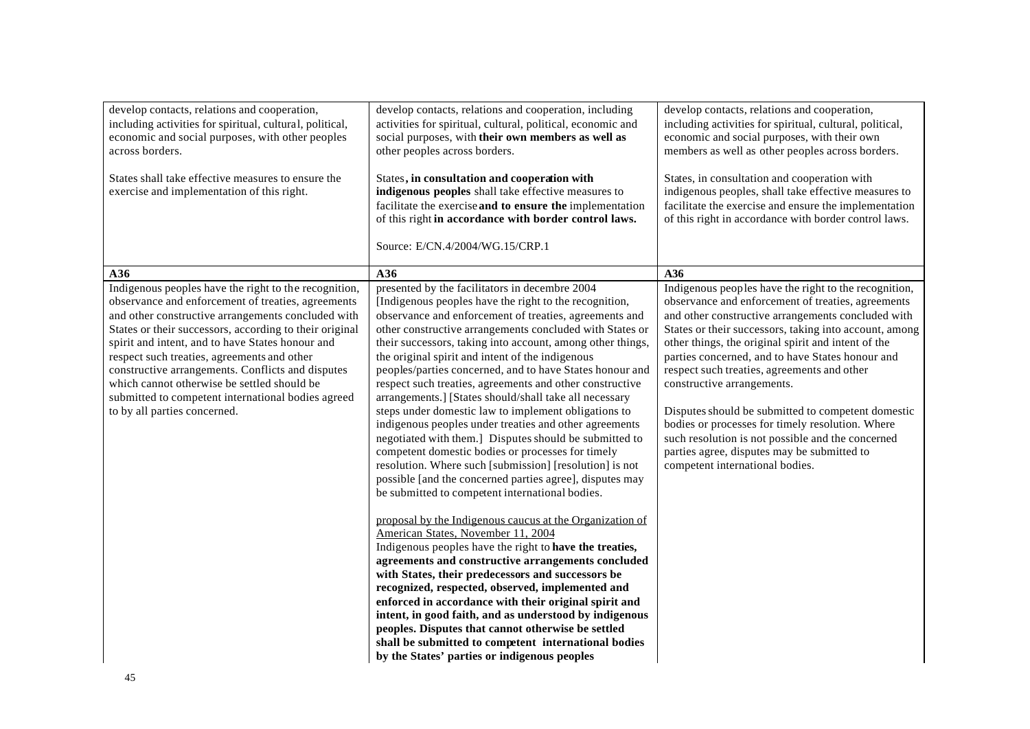| | | |
|---|---|---|
| develop contacts, relations and cooperation, including activities for spiritual, cultural, political, economic and social purposes, with other peoples across borders.<br><br>States shall take effective measures to ensure the exercise and implementation of this right. | develop contacts, relations and cooperation, including activities for spiritual, cultural, political, economic and social purposes, with **their own members as well as** other peoples across borders.<br><br>States**, in consultation and cooperation with indigenous peoples** shall take effective measures to facilitate the exercise **and to ensure the** implementation of this right **in accordance with border control laws.**<br><br>Source: E/CN.4/2004/WG.15/CRP.1 | develop contacts, relations and cooperation, including activities for spiritual, cultural, political, economic and social purposes, with their own members as well as other peoples across borders.<br><br>States, in consultation and cooperation with indigenous peoples, shall take effective measures to facilitate the exercise and ensure the implementation of this right in accordance with border control laws. |
| **A36** | **A36** | **A36** |
| Indigenous peoples have the right to the recognition, observance and enforcement of treaties, agreements and other constructive arrangements concluded with States or their successors, according to their original spirit and intent, and to have States honour and respect such treaties, agreements and other constructive arrangements. Conflicts and disputes which cannot otherwise be settled should be submitted to competent international bodies agreed to by all parties concerned. | presented by the facilitators in decembre 2004<br>[Indigenous peoples have the right to the recognition, observance and enforcement of treaties, agreements and other constructive arrangements concluded with States or their successors, taking into account, among other things, the original spirit and intent of the indigenous peoples/parties concerned, and to have States honour and respect such treaties, agreements and other constructive arrangements.] [States should/shall take all necessary steps under domestic law to implement obligations to indigenous peoples under treaties and other agreements negotiated with them.] Disputes should be submitted to competent domestic bodies or processes for timely resolution. Where such [submission] [resolution] is not possible [and the concerned parties agree], disputes may be submitted to competent international bodies.<br><br><u>proposal by the Indigenous caucus at the Organization of American States, November 11, 2004</u><br>Indigenous peoples have the right to **have the treaties, agreements and constructive arrangements concluded with States, their predecessors and successors be recognized, respected, observed, implemented and enforced in accordance with their original spirit and intent, in good faith, and as understood by indigenous peoples. Disputes that cannot otherwise be settled shall be submitted to competent international bodies by the States' parties or indigenous peoples** | Indigenous peoples have the right to the recognition, observance and enforcement of treaties, agreements and other constructive arrangements concluded with States or their successors, taking into account, among other things, the original spirit and intent of the parties concerned, and to have States honour and respect such treaties, agreements and other constructive arrangements.<br><br>Disputes should be submitted to competent domestic bodies or processes for timely resolution. Where such resolution is not possible and the concerned parties agree, disputes may be submitted to competent international bodies. |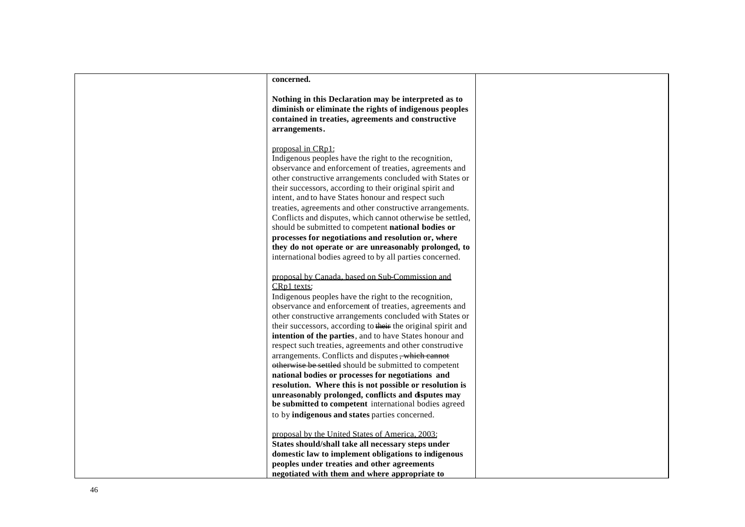| | | |
|---|---|---|
| | **concerned.**<br><br>**Nothing in this Declaration may be interpreted as to diminish or eliminate the rights of indigenous peoples contained in treaties, agreements and constructive arrangements.**<br><br>proposal in CRp1:<br>Indigenous peoples have the right to the recognition, observance and enforcement of treaties, agreements and other constructive arrangements concluded with States or their successors, according to their original spirit and intent, and to have States honour and respect such treaties, agreements and other constructive arrangements. Conflicts and disputes, which cannot otherwise be settled, should be submitted to competent **national bodies or processes for negotiations and resolution or, where they do not operate or are unreasonably prolonged, to** international bodies agreed to by all parties concerned.<br><br>proposal by Canada, based on Sub-Commission and CRp1 texts:<br>Indigenous peoples have the right to the recognition, observance and enforcement of treaties, agreements and other constructive arrangements concluded with States or their successors, according to ~~their~~ the original spirit and **intention of the parties**, and to have States honour and respect such treaties, agreements and other constructive arrangements. Conflicts and disputes ~~, which cannot otherwise be settled~~ should be submitted to competent **national bodies or processes for negotiations and resolution. Where this is not possible or resolution is unreasonably prolonged, conflicts and disputes may be submitted to competent** international bodies agreed to by **indigenous and states** parties concerned.<br><br>proposal by the United States of America, 2003:<br>**States should/shall take all necessary steps under domestic law to implement obligations to indigenous peoples under treaties and other agreements negotiated with them and where appropriate to** | |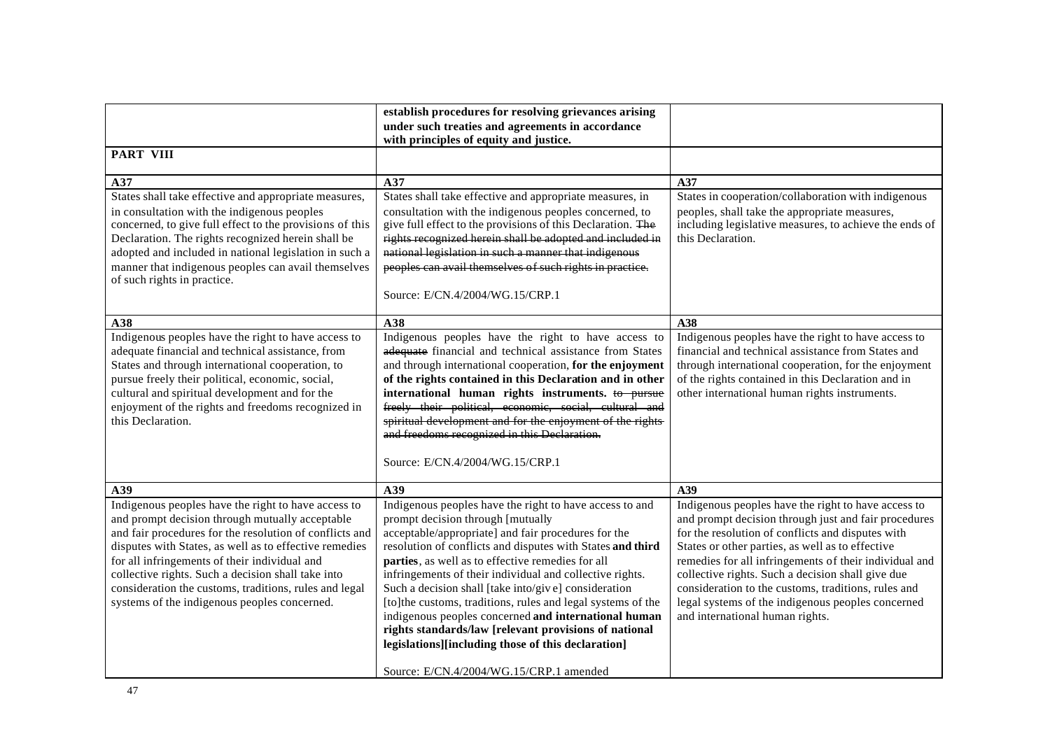| | | |
|---|---|---|
| | **establish procedures for resolving grievances arising under such treaties and agreements in accordance with principles of equity and justice.** | |
| **PART VIII** | | |
| **A37** | **A37** | **A37** |
| States shall take effective and appropriate measures, in consultation with the indigenous peoples concerned, to give full effect to the provisions of this Declaration. The rights recognized herein shall be adopted and included in national legislation in such a manner that indigenous peoples can avail themselves of such rights in practice. | States shall take effective and appropriate measures, in consultation with the indigenous peoples concerned, to give full effect to the provisions of this Declaration. ~~The rights recognized herein shall be adopted and included in national legislation in such a manner that indigenous peoples can avail themselves of such rights in practice.~~<br><br>Source: E/CN.4/2004/WG.15/CRP.1 | States in cooperation/collaboration with indigenous peoples, shall take the appropriate measures, including legislative measures, to achieve the ends of this Declaration. |
| **A38** | **A38** | **A38** |
| Indigenous peoples have the right to have access to adequate financial and technical assistance, from States and through international cooperation, to pursue freely their political, economic, social, cultural and spiritual development and for the enjoyment of the rights and freedoms recognized in this Declaration. | Indigenous peoples have the right to have access to ~~adequate~~ financial and technical assistance from States and through international cooperation, **for the enjoyment of the rights contained in this Declaration and in other international human rights instruments.** ~~to pursue freely their political, economic, social, cultural and spiritual development and for the enjoyment of the rights and freedoms recognized in this Declaration.~~<br><br>Source: E/CN.4/2004/WG.15/CRP.1 | Indigenous peoples have the right to have access to financial and technical assistance from States and through international cooperation, for the enjoyment of the rights contained in this Declaration and in other international human rights instruments. |
| **A39** | **A39** | **A39** |
| Indigenous peoples have the right to have access to and prompt decision through mutually acceptable and fair procedures for the resolution of conflicts and disputes with States, as well as to effective remedies for all infringements of their individual and collective rights. Such a decision shall take into consideration the customs, traditions, rules and legal systems of the indigenous peoples concerned. | Indigenous peoples have the right to have access to and prompt decision through [mutually acceptable/appropriate] and fair procedures for the resolution of conflicts and disputes with States **and third parties**, as well as to effective remedies for all infringements of their individual and collective rights. Such a decision shall [take into/give] consideration [to]the customs, traditions, rules and legal systems of the indigenous peoples concerned **and international human rights standards/law [relevant provisions of national legislations][including those of this declaration]**<br><br>Source: E/CN.4/2004/WG.15/CRP.1 amended | Indigenous peoples have the right to have access to and prompt decision through just and fair procedures for the resolution of conflicts and disputes with States or other parties, as well as to effective remedies for all infringements of their individual and collective rights. Such a decision shall give due consideration to the customs, traditions, rules and legal systems of the indigenous peoples concerned and international human rights. |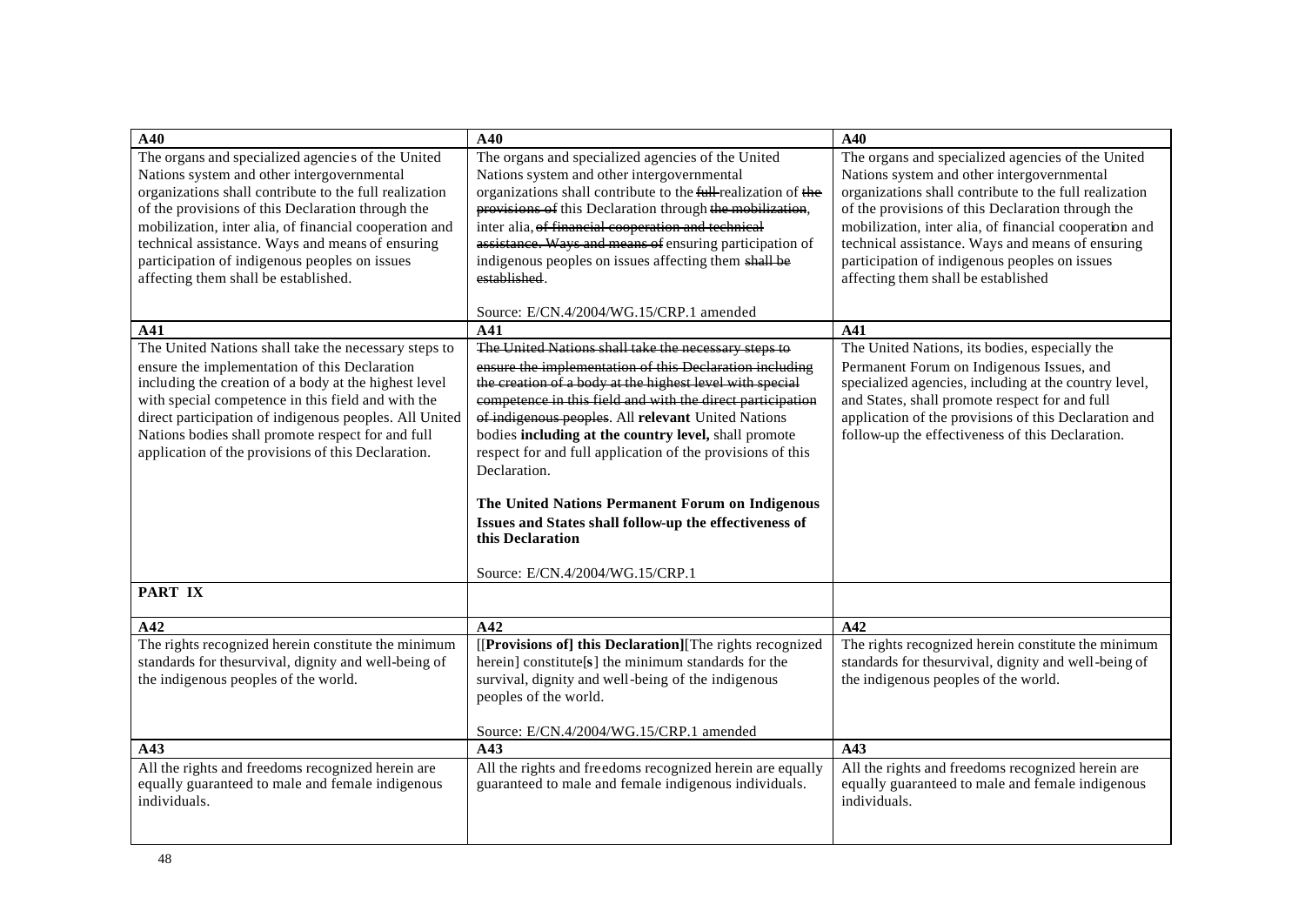| A40 | A40 | A40 |
|---|---|---|
| The organs and specialized agencies of the United Nations system and other intergovernmental organizations shall contribute to the full realization of the provisions of this Declaration through the mobilization, inter alia, of financial cooperation and technical assistance. Ways and means of ensuring participation of indigenous peoples on issues affecting them shall be established. | The organs and specialized agencies of the United Nations system and other intergovernmental organizations shall contribute to the ~~full~~ realization of ~~the provisions of~~ this Declaration through ~~the mobilization~~, inter alia, ~~of financial cooperation and technical assistance. Ways and means of~~ ensuring participation of indigenous peoples on issues affecting them ~~shall be established~~.<br><br>Source: E/CN.4/2004/WG.15/CRP.1 amended | The organs and specialized agencies of the United Nations system and other intergovernmental organizations shall contribute to the full realization of the provisions of this Declaration through the mobilization, inter alia, of financial cooperation and technical assistance. Ways and means of ensuring participation of indigenous peoples on issues affecting them shall be established |
| **A41** | **A41** | **A41** |
| The United Nations shall take the necessary steps to ensure the implementation of this Declaration including the creation of a body at the highest level with special competence in this field and with the direct participation of indigenous peoples. All United Nations bodies shall promote respect for and full application of the provisions of this Declaration. | ~~The United Nations shall take the necessary steps to ensure the implementation of this Declaration including the creation of a body at the highest level with special competence in this field and with the direct participation of indigenous peoples~~. All **relevant** United Nations bodies **including at the country level,** shall promote respect for and full application of the provisions of this Declaration.<br><br>**The United Nations Permanent Forum on Indigenous Issues and States shall follow-up the effectiveness of this Declaration**<br><br>Source: E/CN.4/2004/WG.15/CRP.1 | The United Nations, its bodies, especially the Permanent Forum on Indigenous Issues, and specialized agencies, including at the country level, and States, shall promote respect for and full application of the provisions of this Declaration and follow-up the effectiveness of this Declaration. |
| **PART IX** | | |
| **A42** | **A42** | **A42** |
| The rights recognized herein constitute the minimum standards for thesurvival, dignity and well-being of the indigenous peoples of the world. | [[**Provisions of] this Declaration**][The rights recognized herein] constitute[**s**] the minimum standards for the survival, dignity and well-being of the indigenous peoples of the world.<br><br>Source: E/CN.4/2004/WG.15/CRP.1 amended | The rights recognized herein constitute the minimum standards for thesurvival, dignity and well-being of the indigenous peoples of the world. |
| **A43** | **A43** | **A43** |
| All the rights and freedoms recognized herein are equally guaranteed to male and female indigenous individuals. | All the rights and freedoms recognized herein are equally guaranteed to male and female indigenous individuals. | All the rights and freedoms recognized herein are equally guaranteed to male and female indigenous individuals. |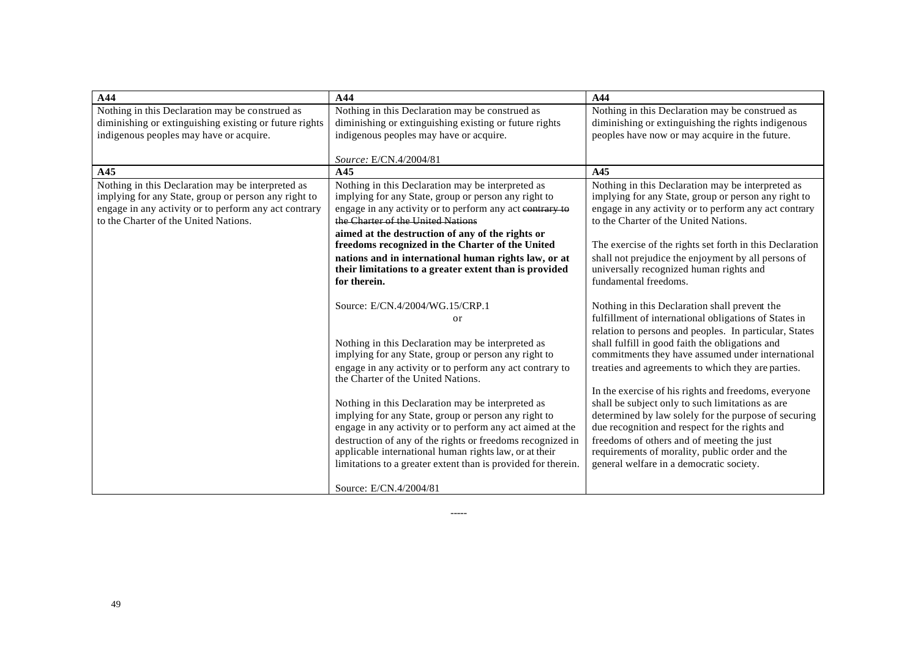| | | |
|---|---|---|
| **A44** | **A44** | **A44** |
| Nothing in this Declaration may be construed as diminishing or extinguishing existing or future rights indigenous peoples may have or acquire. | Nothing in this Declaration may be construed as diminishing or extinguishing existing or future rights indigenous peoples may have or acquire.<br><br>*Source:* E/CN.4/2004/81 | Nothing in this Declaration may be construed as diminishing or extinguishing the rights indigenous peoples have now or may acquire in the future. |
| **A45** | **A45** | **A45** |
| Nothing in this Declaration may be interpreted as implying for any State, group or person any right to engage in any activity or to perform any act contrary to the Charter of the United Nations. | Nothing in this Declaration may be interpreted as implying for any State, group or person any right to engage in any activity or to perform any act ~~contrary to the Charter of the United Nations~~ **aimed at the destruction of any of the rights or freedoms recognized in the Charter of the United nations and in international human rights law, or at their limitations to a greater extent than is provided for therein.**<br><br>Source: E/CN.4/2004/WG.15/CRP.1<br>or<br><br>Nothing in this Declaration may be interpreted as implying for any State, group or person any right to engage in any activity or to perform any act contrary to the Charter of the United Nations.<br><br>Nothing in this Declaration may be interpreted as implying for any State, group or person any right to engage in any activity or to perform any act aimed at the destruction of any of the rights or freedoms recognized in applicable international human rights law, or at their limitations to a greater extent than is provided for therein.<br><br>Source: E/CN.4/2004/81 | Nothing in this Declaration may be interpreted as implying for any State, group or person any right to engage in any activity or to perform any act contrary to the Charter of the United Nations.<br><br>The exercise of the rights set forth in this Declaration shall not prejudice the enjoyment by all persons of universally recognized human rights and fundamental freedoms.<br><br>Nothing in this Declaration shall prevent the fulfillment of international obligations of States in relation to persons and peoples. In particular, States shall fulfill in good faith the obligations and commitments they have assumed under international treaties and agreements to which they are parties.<br><br>In the exercise of his rights and freedoms, everyone shall be subject only to such limitations as are determined by law solely for the purpose of securing due recognition and respect for the rights and freedoms of others and of meeting the just requirements of morality, public order and the general welfare in a democratic society. |

-----